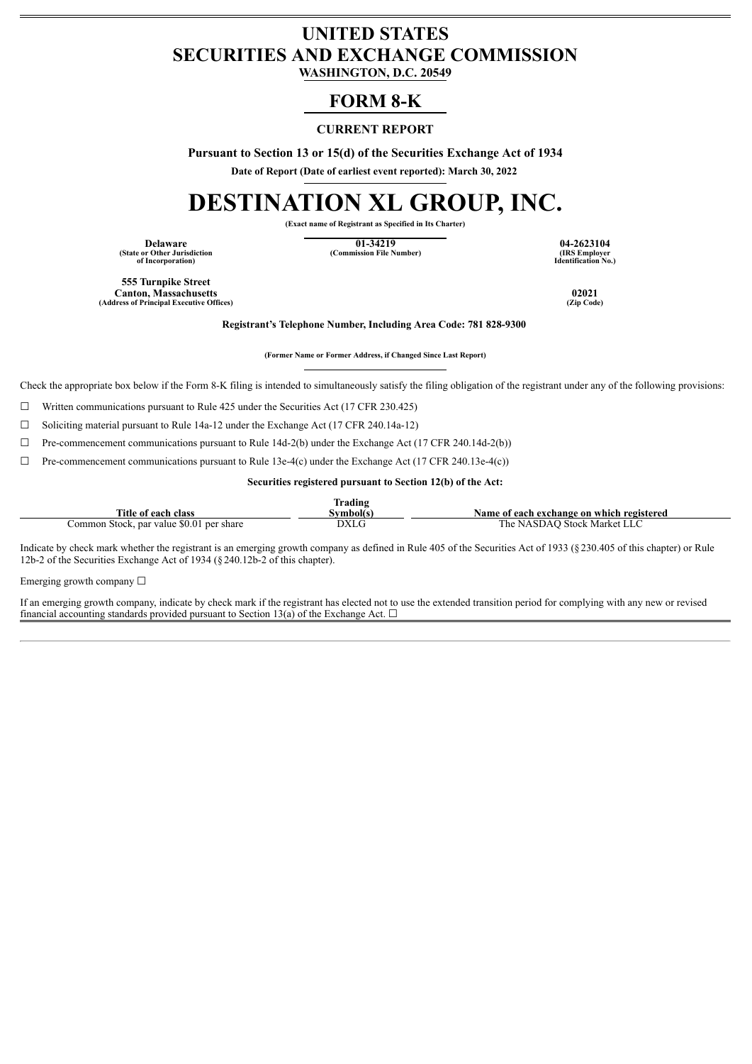# UNITED STATES
# SECURITIES AND EXCHANGE COMMISSION

**WASHINGTON, D.C. 20549**

## FORM 8-K

**CURRENT REPORT**

**Pursuant to Section 13 or 15(d) of the Securities Exchange Act of 1934**

**Date of Report (Date of earliest event reported): March 30, 2022**

# DESTINATION XL GROUP, INC.

**(Exact name of Registrant as Specified in Its Charter)**

| **Delaware** | **01-34219** | **04-2623104** |
|---|---|---|
| **(State or Other Jurisdiction of Incorporation)** | **(Commission File Number)** | **(IRS Employer Identification No.)** |

| **555 Turnpike Street Canton, Massachusetts** | **02021** |
|---|---|
| **(Address of Principal Executive Offices)** | **(Zip Code)** |

**Registrant's Telephone Number, Including Area Code: 781 828-9300**

**(Former Name or Former Address, if Changed Since Last Report)**

Check the appropriate box below if the Form 8-K filing is intended to simultaneously satisfy the filing obligation of the registrant under any of the following provisions:

☐ Written communications pursuant to Rule 425 under the Securities Act (17 CFR 230.425)

☐ Soliciting material pursuant to Rule 14a-12 under the Exchange Act (17 CFR 240.14a-12)

☐ Pre-commencement communications pursuant to Rule 14d-2(b) under the Exchange Act (17 CFR 240.14d-2(b))

☐ Pre-commencement communications pursuant to Rule 13e-4(c) under the Exchange Act (17 CFR 240.13e-4(c))

**Securities registered pursuant to Section 12(b) of the Act:**

| Title of each class | Trading Symbol(s) | Name of each exchange on which registered |
|---|---|---|
| Common Stock, par value $0.01 per share | DXLG | The NASDAQ Stock Market LLC |

Indicate by check mark whether the registrant is an emerging growth company as defined in Rule 405 of the Securities Act of 1933 (§230.405 of this chapter) or Rule 12b-2 of the Securities Exchange Act of 1934 (§240.12b-2 of this chapter).

Emerging growth company ☐

If an emerging growth company, indicate by check mark if the registrant has elected not to use the extended transition period for complying with any new or revised financial accounting standards provided pursuant to Section 13(a) of the Exchange Act. ☐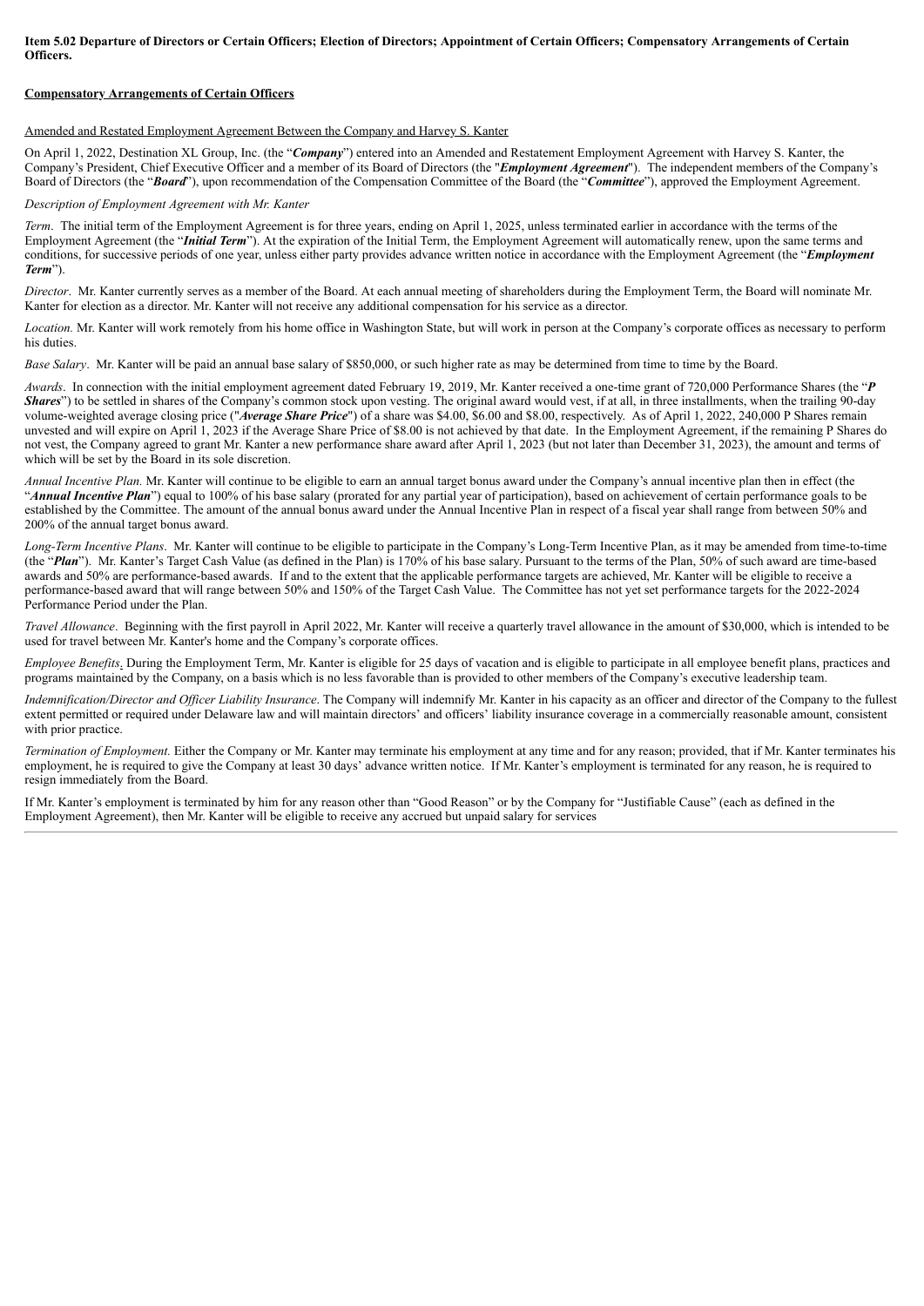**Item 5.02 Departure of Directors or Certain Officers; Election of Directors; Appointment of Certain Officers; Compensatory Arrangements of Certain Officers.**

**Compensatory Arrangements of Certain Officers**

Amended and Restated Employment Agreement Between the Company and Harvey S. Kanter

On April 1, 2022, Destination XL Group, Inc. (the "***Company***") entered into an Amended and Restatement Employment Agreement with Harvey S. Kanter, the Company's President, Chief Executive Officer and a member of its Board of Directors (the "***Employment Agreement***"). The independent members of the Company's Board of Directors (the "***Board***"), upon recommendation of the Compensation Committee of the Board (the "***Committee***"), approved the Employment Agreement.

*Description of Employment Agreement with Mr. Kanter*

*Term*. The initial term of the Employment Agreement is for three years, ending on April 1, 2025, unless terminated earlier in accordance with the terms of the Employment Agreement (the "***Initial Term***"). At the expiration of the Initial Term, the Employment Agreement will automatically renew, upon the same terms and conditions, for successive periods of one year, unless either party provides advance written notice in accordance with the Employment Agreement (the "***Employment Term***").

*Director*. Mr. Kanter currently serves as a member of the Board. At each annual meeting of shareholders during the Employment Term, the Board will nominate Mr. Kanter for election as a director. Mr. Kanter will not receive any additional compensation for his service as a director.

*Location.* Mr. Kanter will work remotely from his home office in Washington State, but will work in person at the Company's corporate offices as necessary to perform his duties.

*Base Salary*. Mr. Kanter will be paid an annual base salary of $850,000, or such higher rate as may be determined from time to time by the Board.

*Awards*. In connection with the initial employment agreement dated February 19, 2019, Mr. Kanter received a one-time grant of 720,000 Performance Shares (the "***P Shares***") to be settled in shares of the Company's common stock upon vesting. The original award would vest, if at all, in three installments, when the trailing 90-day volume-weighted average closing price ("***Average Share Price***") of a share was $4.00, $6.00 and $8.00, respectively. As of April 1, 2022, 240,000 P Shares remain unvested and will expire on April 1, 2023 if the Average Share Price of $8.00 is not achieved by that date. In the Employment Agreement, if the remaining P Shares do not vest, the Company agreed to grant Mr. Kanter a new performance share award after April 1, 2023 (but not later than December 31, 2023), the amount and terms of which will be set by the Board in its sole discretion.

*Annual Incentive Plan.* Mr. Kanter will continue to be eligible to earn an annual target bonus award under the Company's annual incentive plan then in effect (the "***Annual Incentive Plan***") equal to 100% of his base salary (prorated for any partial year of participation), based on achievement of certain performance goals to be established by the Committee. The amount of the annual bonus award under the Annual Incentive Plan in respect of a fiscal year shall range from between 50% and 200% of the annual target bonus award.

*Long-Term Incentive Plans*. Mr. Kanter will continue to be eligible to participate in the Company's Long-Term Incentive Plan, as it may be amended from time-to-time (the "***Plan***"). Mr. Kanter's Target Cash Value (as defined in the Plan) is 170% of his base salary. Pursuant to the terms of the Plan, 50% of such award are time-based awards and 50% are performance-based awards. If and to the extent that the applicable performance targets are achieved, Mr. Kanter will be eligible to receive a performance-based award that will range between 50% and 150% of the Target Cash Value. The Committee has not yet set performance targets for the 2022-2024 Performance Period under the Plan.

*Travel Allowance*. Beginning with the first payroll in April 2022, Mr. Kanter will receive a quarterly travel allowance in the amount of $30,000, which is intended to be used for travel between Mr. Kanter's home and the Company's corporate offices.

*Employee Benefits*. During the Employment Term, Mr. Kanter is eligible for 25 days of vacation and is eligible to participate in all employee benefit plans, practices and programs maintained by the Company, on a basis which is no less favorable than is provided to other members of the Company's executive leadership team.

*Indemnification/Director and Officer Liability Insurance*. The Company will indemnify Mr. Kanter in his capacity as an officer and director of the Company to the fullest extent permitted or required under Delaware law and will maintain directors' and officers' liability insurance coverage in a commercially reasonable amount, consistent with prior practice.

*Termination of Employment.* Either the Company or Mr. Kanter may terminate his employment at any time and for any reason; provided, that if Mr. Kanter terminates his employment, he is required to give the Company at least 30 days' advance written notice. If Mr. Kanter's employment is terminated for any reason, he is required to resign immediately from the Board.

If Mr. Kanter's employment is terminated by him for any reason other than "Good Reason" or by the Company for "Justifiable Cause" (each as defined in the Employment Agreement), then Mr. Kanter will be eligible to receive any accrued but unpaid salary for services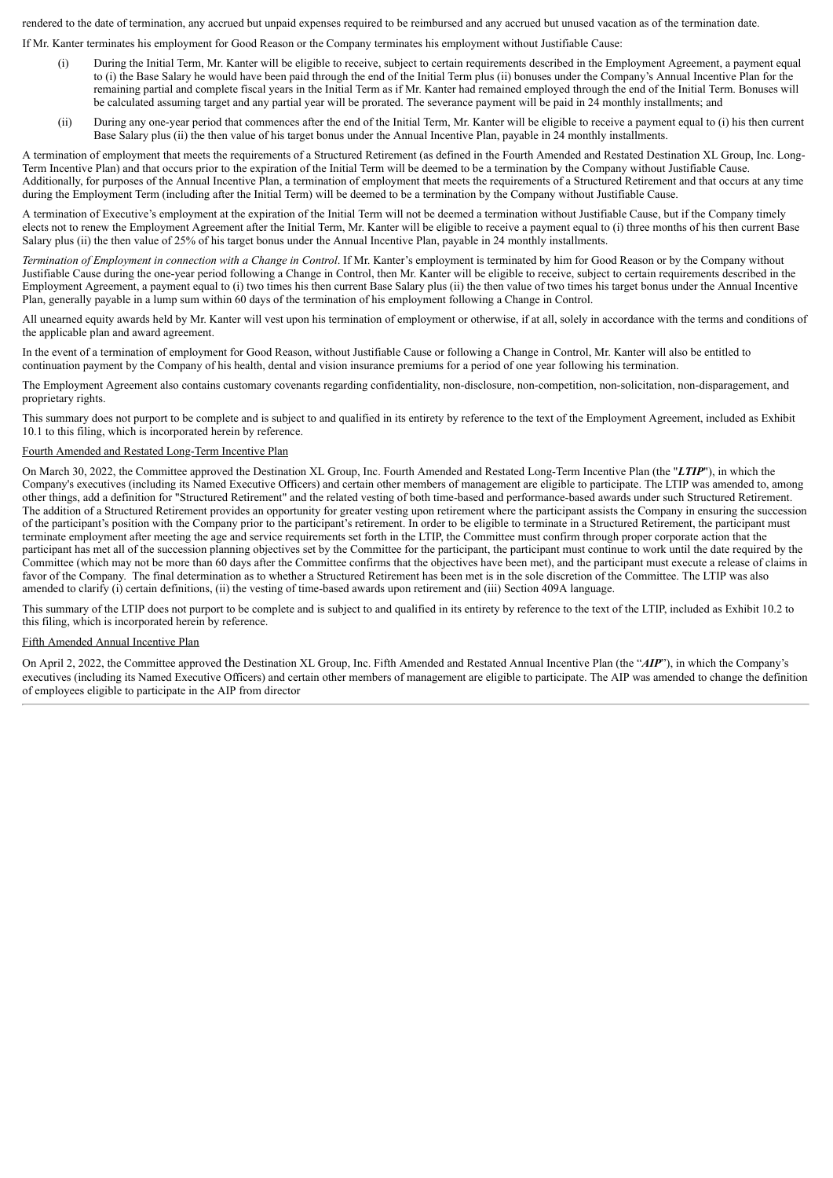rendered to the date of termination, any accrued but unpaid expenses required to be reimbursed and any accrued but unused vacation as of the termination date.

If Mr. Kanter terminates his employment for Good Reason or the Company terminates his employment without Justifiable Cause:

(i) During the Initial Term, Mr. Kanter will be eligible to receive, subject to certain requirements described in the Employment Agreement, a payment equal to (i) the Base Salary he would have been paid through the end of the Initial Term plus (ii) bonuses under the Company's Annual Incentive Plan for the remaining partial and complete fiscal years in the Initial Term as if Mr. Kanter had remained employed through the end of the Initial Term. Bonuses will be calculated assuming target and any partial year will be prorated. The severance payment will be paid in 24 monthly installments; and

(ii) During any one-year period that commences after the end of the Initial Term, Mr. Kanter will be eligible to receive a payment equal to (i) his then current Base Salary plus (ii) the then value of his target bonus under the Annual Incentive Plan, payable in 24 monthly installments.

A termination of employment that meets the requirements of a Structured Retirement (as defined in the Fourth Amended and Restated Destination XL Group, Inc. Long-Term Incentive Plan) and that occurs prior to the expiration of the Initial Term will be deemed to be a termination by the Company without Justifiable Cause. Additionally, for purposes of the Annual Incentive Plan, a termination of employment that meets the requirements of a Structured Retirement and that occurs at any time during the Employment Term (including after the Initial Term) will be deemed to be a termination by the Company without Justifiable Cause.

A termination of Executive's employment at the expiration of the Initial Term will not be deemed a termination without Justifiable Cause, but if the Company timely elects not to renew the Employment Agreement after the Initial Term, Mr. Kanter will be eligible to receive a payment equal to (i) three months of his then current Base Salary plus (ii) the then value of 25% of his target bonus under the Annual Incentive Plan, payable in 24 monthly installments.

*Termination of Employment in connection with a Change in Control*. If Mr. Kanter's employment is terminated by him for Good Reason or by the Company without Justifiable Cause during the one-year period following a Change in Control, then Mr. Kanter will be eligible to receive, subject to certain requirements described in the Employment Agreement, a payment equal to (i) two times his then current Base Salary plus (ii) the then value of two times his target bonus under the Annual Incentive Plan, generally payable in a lump sum within 60 days of the termination of his employment following a Change in Control.

All unearned equity awards held by Mr. Kanter will vest upon his termination of employment or otherwise, if at all, solely in accordance with the terms and conditions of the applicable plan and award agreement.

In the event of a termination of employment for Good Reason, without Justifiable Cause or following a Change in Control, Mr. Kanter will also be entitled to continuation payment by the Company of his health, dental and vision insurance premiums for a period of one year following his termination.

The Employment Agreement also contains customary covenants regarding confidentiality, non-disclosure, non-competition, non-solicitation, non-disparagement, and proprietary rights.

This summary does not purport to be complete and is subject to and qualified in its entirety by reference to the text of the Employment Agreement, included as Exhibit 10.1 to this filing, which is incorporated herein by reference.

Fourth Amended and Restated Long-Term Incentive Plan

On March 30, 2022, the Committee approved the Destination XL Group, Inc. Fourth Amended and Restated Long-Term Incentive Plan (the "***LTIP***"), in which the Company's executives (including its Named Executive Officers) and certain other members of management are eligible to participate. The LTIP was amended to, among other things, add a definition for "Structured Retirement" and the related vesting of both time-based and performance-based awards under such Structured Retirement. The addition of a Structured Retirement provides an opportunity for greater vesting upon retirement where the participant assists the Company in ensuring the succession of the participant's position with the Company prior to the participant's retirement. In order to be eligible to terminate in a Structured Retirement, the participant must terminate employment after meeting the age and service requirements set forth in the LTIP, the Committee must confirm through proper corporate action that the participant has met all of the succession planning objectives set by the Committee for the participant, the participant must continue to work until the date required by the Committee (which may not be more than 60 days after the Committee confirms that the objectives have been met), and the participant must execute a release of claims in favor of the Company. The final determination as to whether a Structured Retirement has been met is in the sole discretion of the Committee. The LTIP was also amended to clarify (i) certain definitions, (ii) the vesting of time-based awards upon retirement and (iii) Section 409A language.

This summary of the LTIP does not purport to be complete and is subject to and qualified in its entirety by reference to the text of the LTIP, included as Exhibit 10.2 to this filing, which is incorporated herein by reference.

Fifth Amended Annual Incentive Plan

On April 2, 2022, the Committee approved the Destination XL Group, Inc. Fifth Amended and Restated Annual Incentive Plan (the "***AIP***"), in which the Company's executives (including its Named Executive Officers) and certain other members of management are eligible to participate. The AIP was amended to change the definition of employees eligible to participate in the AIP from director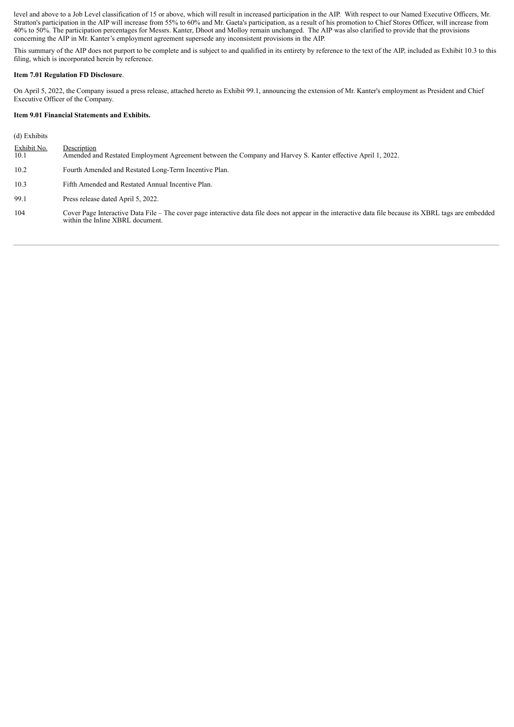level and above to a Job Level classification of 15 or above, which will result in increased participation in the AIP. With respect to our Named Executive Officers, Mr. Stratton's participation in the AIP will increase from 55% to 60% and Mr. Gaeta's participation, as a result of his promotion to Chief Stores Officer, will increase from 40% to 50%. The participation percentages for Messrs. Kanter, Dhoot and Molloy remain unchanged. The AIP was also clarified to provide that the provisions concerning the AIP in Mr. Kanter's employment agreement supersede any inconsistent provisions in the AIP.

This summary of the AIP does not purport to be complete and is subject to and qualified in its entirety by reference to the text of the AIP, included as Exhibit 10.3 to this filing, which is incorporated herein by reference.

**Item 7.01 Regulation FD Disclosure**.

On April 5, 2022, the Company issued a press release, attached hereto as Exhibit 99.1, announcing the extension of Mr. Kanter's employment as President and Chief Executive Officer of the Company.

**Item 9.01 Financial Statements and Exhibits.**

(d) Exhibits

| Exhibit No. | Description |
|---|---|
| 10.1 | Amended and Restated Employment Agreement between the Company and Harvey S. Kanter effective April 1, 2022. |
| 10.2 | Fourth Amended and Restated Long-Term Incentive Plan. |
| 10.3 | Fifth Amended and Restated Annual Incentive Plan. |
| 99.1 | Press release dated April 5, 2022. |
| 104 | Cover Page Interactive Data File – The cover page interactive data file does not appear in the interactive data file because its XBRL tags are embedded within the Inline XBRL document. |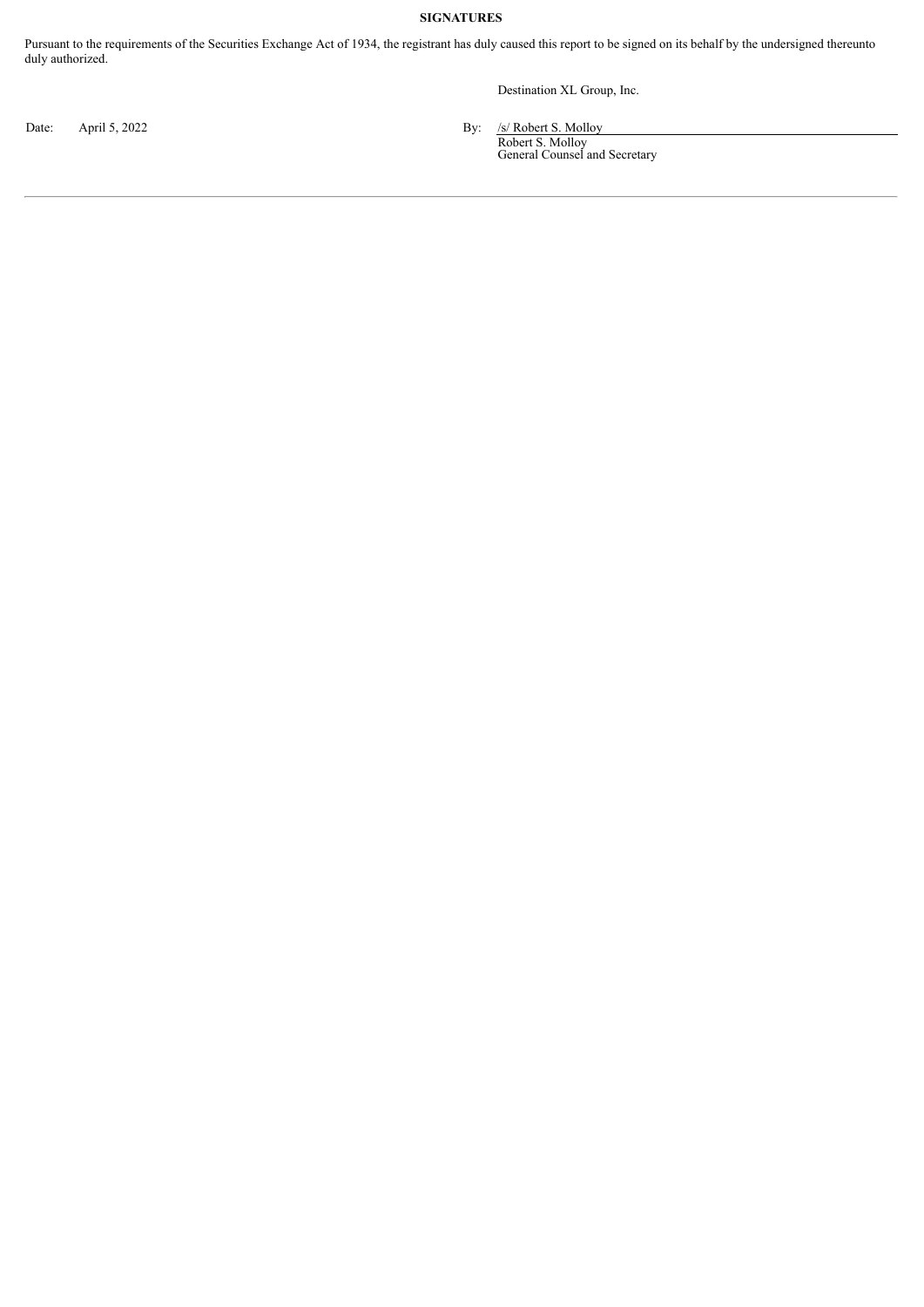**SIGNATURES**

Pursuant to the requirements of the Securities Exchange Act of 1934, the registrant has duly caused this report to be signed on its behalf by the undersigned thereunto duly authorized.

Destination XL Group, Inc.

Date: April 5, 2022

By: /s/ Robert S. Molloy
Robert S. Molloy
General Counsel and Secretary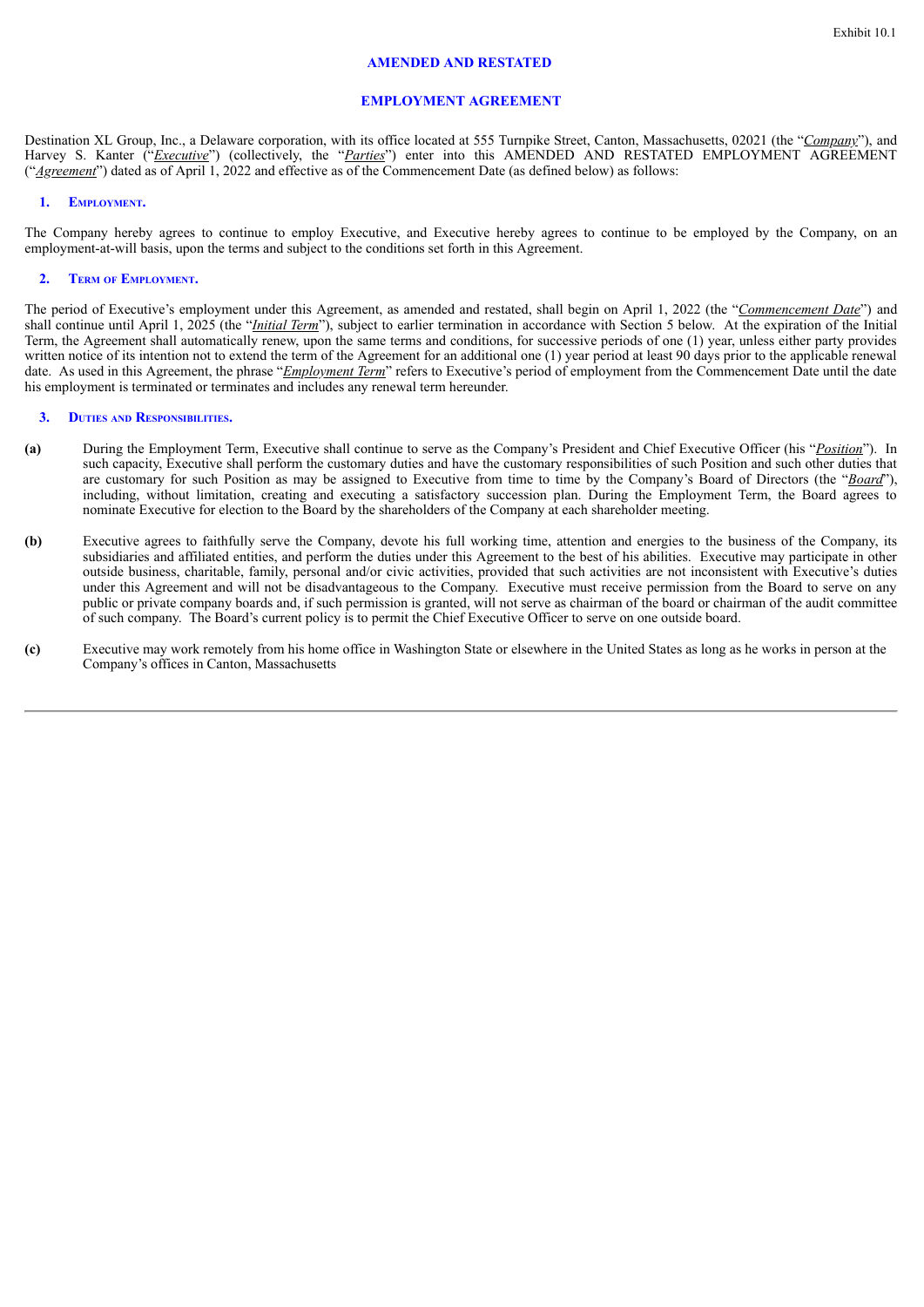Exhibit 10.1

**AMENDED AND RESTATED**

**EMPLOYMENT AGREEMENT**

Destination XL Group, Inc., a Delaware corporation, with its office located at 555 Turnpike Street, Canton, Massachusetts, 02021 (the "*Company*"), and Harvey S. Kanter ("*Executive*") (collectively, the "*Parties*") enter into this AMENDED AND RESTATED EMPLOYMENT AGREEMENT ("*Agreement*") dated as of April 1, 2022 and effective as of the Commencement Date (as defined below) as follows:

## 1. Employment.

The Company hereby agrees to continue to employ Executive, and Executive hereby agrees to continue to be employed by the Company, on an employment-at-will basis, upon the terms and subject to the conditions set forth in this Agreement.

## 2. Term of Employment.

The period of Executive's employment under this Agreement, as amended and restated, shall begin on April 1, 2022 (the "*Commencement Date*") and shall continue until April 1, 2025 (the "*Initial Term*"), subject to earlier termination in accordance with Section 5 below. At the expiration of the Initial Term, the Agreement shall automatically renew, upon the same terms and conditions, for successive periods of one (1) year, unless either party provides written notice of its intention not to extend the term of the Agreement for an additional one (1) year period at least 90 days prior to the applicable renewal date. As used in this Agreement, the phrase "*Employment Term*" refers to Executive's period of employment from the Commencement Date until the date his employment is terminated or terminates and includes any renewal term hereunder.

## 3. Duties and Responsibilities.

**(a)** During the Employment Term, Executive shall continue to serve as the Company's President and Chief Executive Officer (his "*Position*"). In such capacity, Executive shall perform the customary duties and have the customary responsibilities of such Position and such other duties that are customary for such Position as may be assigned to Executive from time to time by the Company's Board of Directors (the "*Board*"), including, without limitation, creating and executing a satisfactory succession plan. During the Employment Term, the Board agrees to nominate Executive for election to the Board by the shareholders of the Company at each shareholder meeting.

**(b)** Executive agrees to faithfully serve the Company, devote his full working time, attention and energies to the business of the Company, its subsidiaries and affiliated entities, and perform the duties under this Agreement to the best of his abilities. Executive may participate in other outside business, charitable, family, personal and/or civic activities, provided that such activities are not inconsistent with Executive's duties under this Agreement and will not be disadvantageous to the Company. Executive must receive permission from the Board to serve on any public or private company boards and, if such permission is granted, will not serve as chairman of the board or chairman of the audit committee of such company. The Board's current policy is to permit the Chief Executive Officer to serve on one outside board.

**(c)** Executive may work remotely from his home office in Washington State or elsewhere in the United States as long as he works in person at the Company's offices in Canton, Massachusetts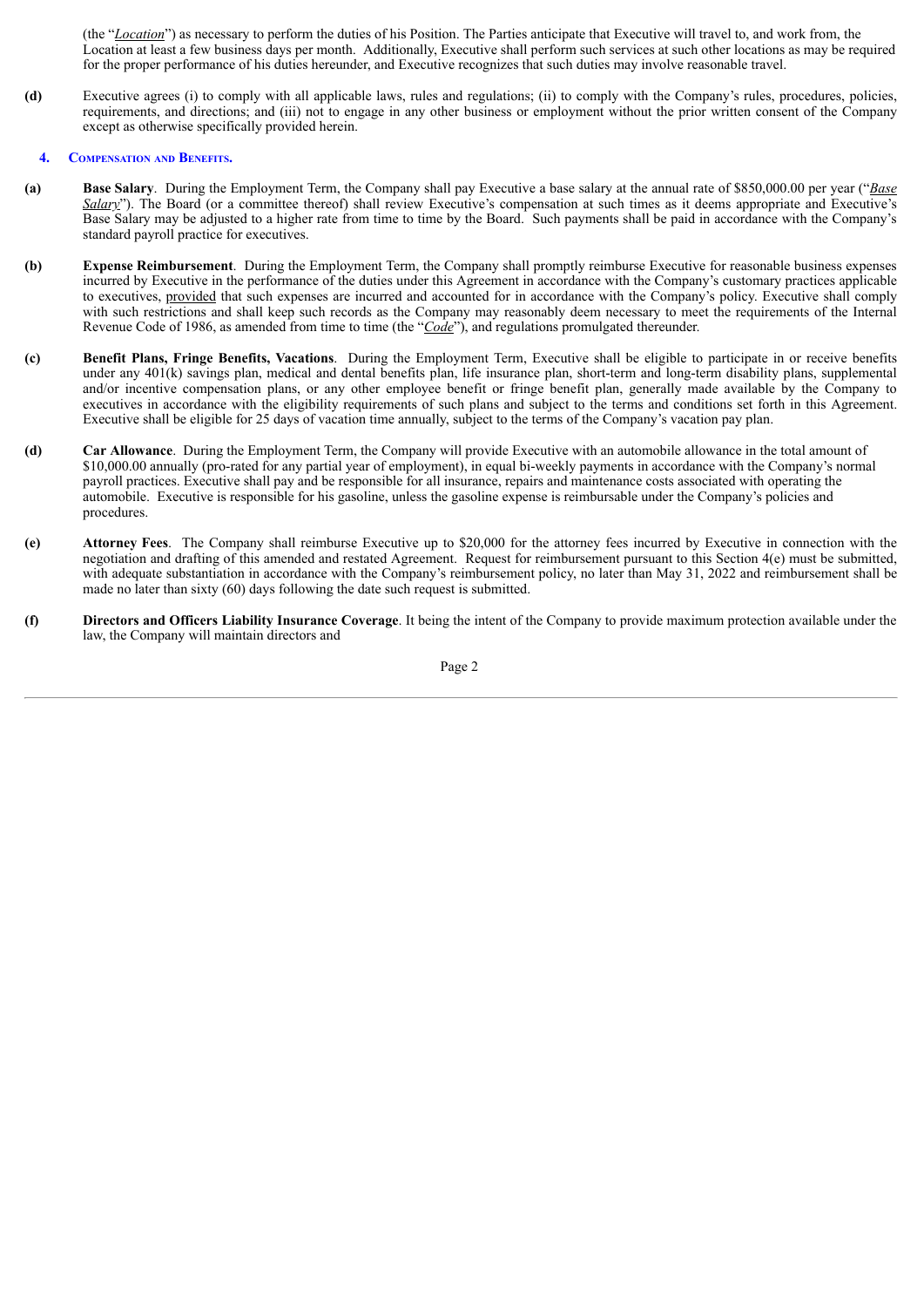(the "*Location*") as necessary to perform the duties of his Position. The Parties anticipate that Executive will travel to, and work from, the Location at least a few business days per month. Additionally, Executive shall perform such services at such other locations as may be required for the proper performance of his duties hereunder, and Executive recognizes that such duties may involve reasonable travel.

**(d)** Executive agrees (i) to comply with all applicable laws, rules and regulations; (ii) to comply with the Company's rules, procedures, policies, requirements, and directions; and (iii) not to engage in any other business or employment without the prior written consent of the Company except as otherwise specifically provided herein.

**4. Compensation and Benefits.**

**(a)** **Base Salary**. During the Employment Term, the Company shall pay Executive a base salary at the annual rate of $850,000.00 per year ("*Base Salary*"). The Board (or a committee thereof) shall review Executive's compensation at such times as it deems appropriate and Executive's Base Salary may be adjusted to a higher rate from time to time by the Board. Such payments shall be paid in accordance with the Company's standard payroll practice for executives.

**(b)** **Expense Reimbursement**. During the Employment Term, the Company shall promptly reimburse Executive for reasonable business expenses incurred by Executive in the performance of the duties under this Agreement in accordance with the Company's customary practices applicable to executives, provided that such expenses are incurred and accounted for in accordance with the Company's policy. Executive shall comply with such restrictions and shall keep such records as the Company may reasonably deem necessary to meet the requirements of the Internal Revenue Code of 1986, as amended from time to time (the "*Code*"), and regulations promulgated thereunder.

**(c)** **Benefit Plans, Fringe Benefits, Vacations**. During the Employment Term, Executive shall be eligible to participate in or receive benefits under any 401(k) savings plan, medical and dental benefits plan, life insurance plan, short-term and long-term disability plans, supplemental and/or incentive compensation plans, or any other employee benefit or fringe benefit plan, generally made available by the Company to executives in accordance with the eligibility requirements of such plans and subject to the terms and conditions set forth in this Agreement. Executive shall be eligible for 25 days of vacation time annually, subject to the terms of the Company's vacation pay plan.

**(d)** **Car Allowance**. During the Employment Term, the Company will provide Executive with an automobile allowance in the total amount of $10,000.00 annually (pro-rated for any partial year of employment), in equal bi-weekly payments in accordance with the Company's normal payroll practices. Executive shall pay and be responsible for all insurance, repairs and maintenance costs associated with operating the automobile. Executive is responsible for his gasoline, unless the gasoline expense is reimbursable under the Company's policies and procedures.

**(e)** **Attorney Fees**. The Company shall reimburse Executive up to $20,000 for the attorney fees incurred by Executive in connection with the negotiation and drafting of this amended and restated Agreement. Request for reimbursement pursuant to this Section 4(e) must be submitted, with adequate substantiation in accordance with the Company's reimbursement policy, no later than May 31, 2022 and reimbursement shall be made no later than sixty (60) days following the date such request is submitted.

**(f)** **Directors and Officers Liability Insurance Coverage**. It being the intent of the Company to provide maximum protection available under the law, the Company will maintain directors and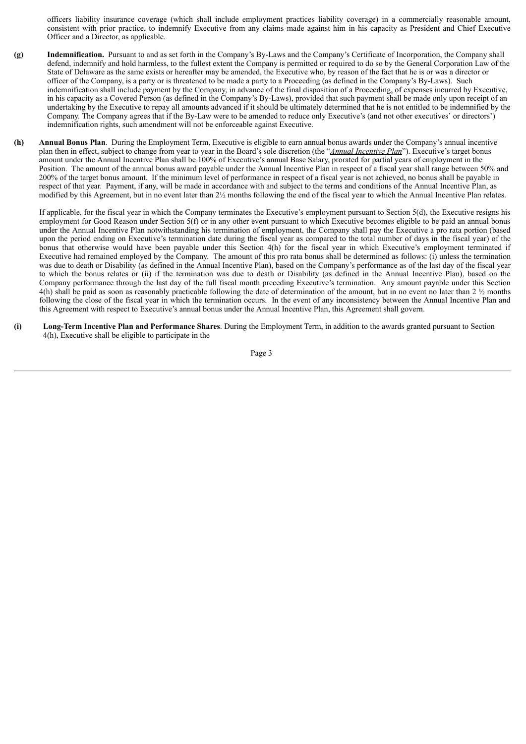officers liability insurance coverage (which shall include employment practices liability coverage) in a commercially reasonable amount, consistent with prior practice, to indemnify Executive from any claims made against him in his capacity as President and Chief Executive Officer and a Director, as applicable.

**(g) Indemnification.** Pursuant to and as set forth in the Company's By-Laws and the Company's Certificate of Incorporation, the Company shall defend, indemnify and hold harmless, to the fullest extent the Company is permitted or required to do so by the General Corporation Law of the State of Delaware as the same exists or hereafter may be amended, the Executive who, by reason of the fact that he is or was a director or officer of the Company, is a party or is threatened to be made a party to a Proceeding (as defined in the Company's By-Laws). Such indemnification shall include payment by the Company, in advance of the final disposition of a Proceeding, of expenses incurred by Executive, in his capacity as a Covered Person (as defined in the Company's By-Laws), provided that such payment shall be made only upon receipt of an undertaking by the Executive to repay all amounts advanced if it should be ultimately determined that he is not entitled to be indemnified by the Company. The Company agrees that if the By-Law were to be amended to reduce only Executive's (and not other executives' or directors') indemnification rights, such amendment will not be enforceable against Executive.

**(h) Annual Bonus Plan**. During the Employment Term, Executive is eligible to earn annual bonus awards under the Company's annual incentive plan then in effect, subject to change from year to year in the Board's sole discretion (the "***Annual Incentive Plan***"). Executive's target bonus amount under the Annual Incentive Plan shall be 100% of Executive's annual Base Salary, prorated for partial years of employment in the Position. The amount of the annual bonus award payable under the Annual Incentive Plan in respect of a fiscal year shall range between 50% and 200% of the target bonus amount. If the minimum level of performance in respect of a fiscal year is not achieved, no bonus shall be payable in respect of that year. Payment, if any, will be made in accordance with and subject to the terms and conditions of the Annual Incentive Plan, as modified by this Agreement, but in no event later than 2½ months following the end of the fiscal year to which the Annual Incentive Plan relates.

If applicable, for the fiscal year in which the Company terminates the Executive's employment pursuant to Section 5(d), the Executive resigns his employment for Good Reason under Section 5(f) or in any other event pursuant to which Executive becomes eligible to be paid an annual bonus under the Annual Incentive Plan notwithstanding his termination of employment, the Company shall pay the Executive a pro rata portion (based upon the period ending on Executive's termination date during the fiscal year as compared to the total number of days in the fiscal year) of the bonus that otherwise would have been payable under this Section 4(h) for the fiscal year in which Executive's employment terminated if Executive had remained employed by the Company. The amount of this pro rata bonus shall be determined as follows: (i) unless the termination was due to death or Disability (as defined in the Annual Incentive Plan), based on the Company's performance as of the last day of the fiscal year to which the bonus relates or (ii) if the termination was due to death or Disability (as defined in the Annual Incentive Plan), based on the Company performance through the last day of the full fiscal month preceding Executive's termination. Any amount payable under this Section 4(h) shall be paid as soon as reasonably practicable following the date of determination of the amount, but in no event no later than 2 ½ months following the close of the fiscal year in which the termination occurs. In the event of any inconsistency between the Annual Incentive Plan and this Agreement with respect to Executive's annual bonus under the Annual Incentive Plan, this Agreement shall govern.

**(i) Long-Term Incentive Plan and Performance Shares**. During the Employment Term, in addition to the awards granted pursuant to Section 4(h), Executive shall be eligible to participate in the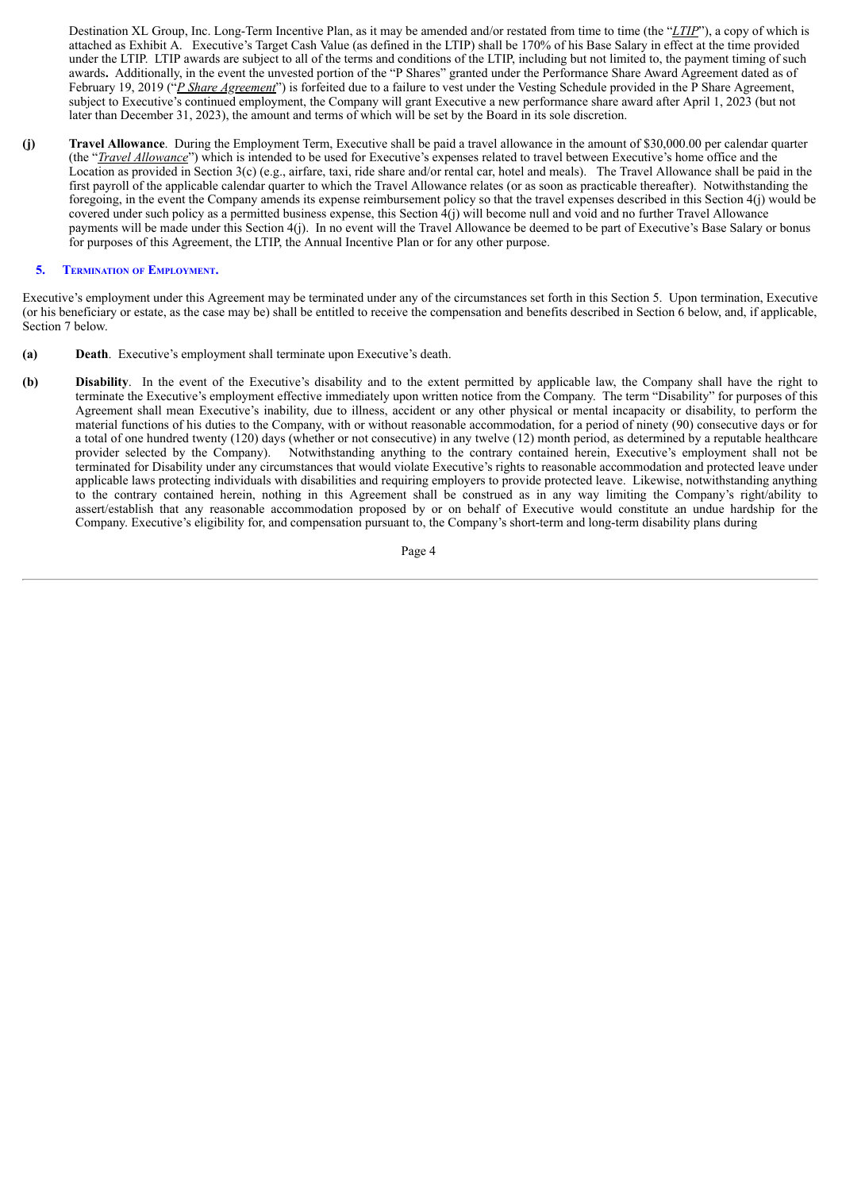Destination XL Group, Inc. Long-Term Incentive Plan, as it may be amended and/or restated from time to time (the "*LTIP*"), a copy of which is attached as Exhibit A. Executive's Target Cash Value (as defined in the LTIP) shall be 170% of his Base Salary in effect at the time provided under the LTIP. LTIP awards are subject to all of the terms and conditions of the LTIP, including but not limited to, the payment timing of such awards. Additionally, in the event the unvested portion of the "P Shares" granted under the Performance Share Award Agreement dated as of February 19, 2019 ("*P Share Agreement*") is forfeited due to a failure to vest under the Vesting Schedule provided in the P Share Agreement, subject to Executive's continued employment, the Company will grant Executive a new performance share award after April 1, 2023 (but not later than December 31, 2023), the amount and terms of which will be set by the Board in its sole discretion.

**(j) Travel Allowance**. During the Employment Term, Executive shall be paid a travel allowance in the amount of $30,000.00 per calendar quarter (the "*Travel Allowance*") which is intended to be used for Executive's expenses related to travel between Executive's home office and the Location as provided in Section 3(c) (e.g., airfare, taxi, ride share and/or rental car, hotel and meals). The Travel Allowance shall be paid in the first payroll of the applicable calendar quarter to which the Travel Allowance relates (or as soon as practicable thereafter). Notwithstanding the foregoing, in the event the Company amends its expense reimbursement policy so that the travel expenses described in this Section 4(j) would be covered under such policy as a permitted business expense, this Section 4(j) will become null and void and no further Travel Allowance payments will be made under this Section 4(j). In no event will the Travel Allowance be deemed to be part of Executive's Base Salary or bonus for purposes of this Agreement, the LTIP, the Annual Incentive Plan or for any other purpose.

## 5. Termination of Employment.

Executive's employment under this Agreement may be terminated under any of the circumstances set forth in this Section 5. Upon termination, Executive (or his beneficiary or estate, as the case may be) shall be entitled to receive the compensation and benefits described in Section 6 below, and, if applicable, Section 7 below.

**(a) Death**. Executive's employment shall terminate upon Executive's death.

**(b) Disability**. In the event of the Executive's disability and to the extent permitted by applicable law, the Company shall have the right to terminate the Executive's employment effective immediately upon written notice from the Company. The term "Disability" for purposes of this Agreement shall mean Executive's inability, due to illness, accident or any other physical or mental incapacity or disability, to perform the material functions of his duties to the Company, with or without reasonable accommodation, for a period of ninety (90) consecutive days or for a total of one hundred twenty (120) days (whether or not consecutive) in any twelve (12) month period, as determined by a reputable healthcare provider selected by the Company). Notwithstanding anything to the contrary contained herein, Executive's employment shall not be terminated for Disability under any circumstances that would violate Executive's rights to reasonable accommodation and protected leave under applicable laws protecting individuals with disabilities and requiring employers to provide protected leave. Likewise, notwithstanding anything to the contrary contained herein, nothing in this Agreement shall be construed as in any way limiting the Company's right/ability to assert/establish that any reasonable accommodation proposed by or on behalf of Executive would constitute an undue hardship for the Company. Executive's eligibility for, and compensation pursuant to, the Company's short-term and long-term disability plans during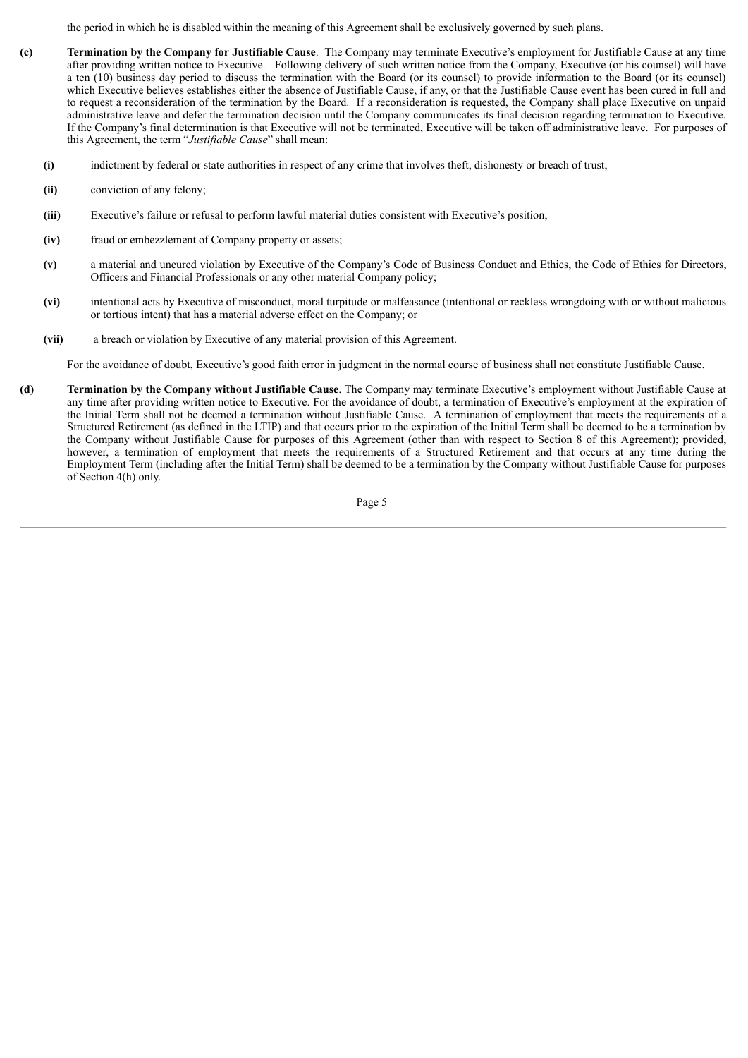the period in which he is disabled within the meaning of this Agreement shall be exclusively governed by such plans.

**(c)** **Termination by the Company for Justifiable Cause**. The Company may terminate Executive's employment for Justifiable Cause at any time after providing written notice to Executive. Following delivery of such written notice from the Company, Executive (or his counsel) will have a ten (10) business day period to discuss the termination with the Board (or its counsel) to provide information to the Board (or its counsel) which Executive believes establishes either the absence of Justifiable Cause, if any, or that the Justifiable Cause event has been cured in full and to request a reconsideration of the termination by the Board. If a reconsideration is requested, the Company shall place Executive on unpaid administrative leave and defer the termination decision until the Company communicates its final decision regarding termination to Executive. If the Company's final determination is that Executive will not be terminated, Executive will be taken off administrative leave. For purposes of this Agreement, the term "*Justifiable Cause*" shall mean:

**(i)** indictment by federal or state authorities in respect of any crime that involves theft, dishonesty or breach of trust;

**(ii)** conviction of any felony;

**(iii)** Executive's failure or refusal to perform lawful material duties consistent with Executive's position;

**(iv)** fraud or embezzlement of Company property or assets;

**(v)** a material and uncured violation by Executive of the Company's Code of Business Conduct and Ethics, the Code of Ethics for Directors, Officers and Financial Professionals or any other material Company policy;

**(vi)** intentional acts by Executive of misconduct, moral turpitude or malfeasance (intentional or reckless wrongdoing with or without malicious or tortious intent) that has a material adverse effect on the Company; or

**(vii)** a breach or violation by Executive of any material provision of this Agreement.

For the avoidance of doubt, Executive's good faith error in judgment in the normal course of business shall not constitute Justifiable Cause.

**(d)** **Termination by the Company without Justifiable Cause**. The Company may terminate Executive's employment without Justifiable Cause at any time after providing written notice to Executive. For the avoidance of doubt, a termination of Executive's employment at the expiration of the Initial Term shall not be deemed a termination without Justifiable Cause. A termination of employment that meets the requirements of a Structured Retirement (as defined in the LTIP) and that occurs prior to the expiration of the Initial Term shall be deemed to be a termination by the Company without Justifiable Cause for purposes of this Agreement (other than with respect to Section 8 of this Agreement); provided, however, a termination of employment that meets the requirements of a Structured Retirement and that occurs at any time during the Employment Term (including after the Initial Term) shall be deemed to be a termination by the Company without Justifiable Cause for purposes of Section 4(h) only.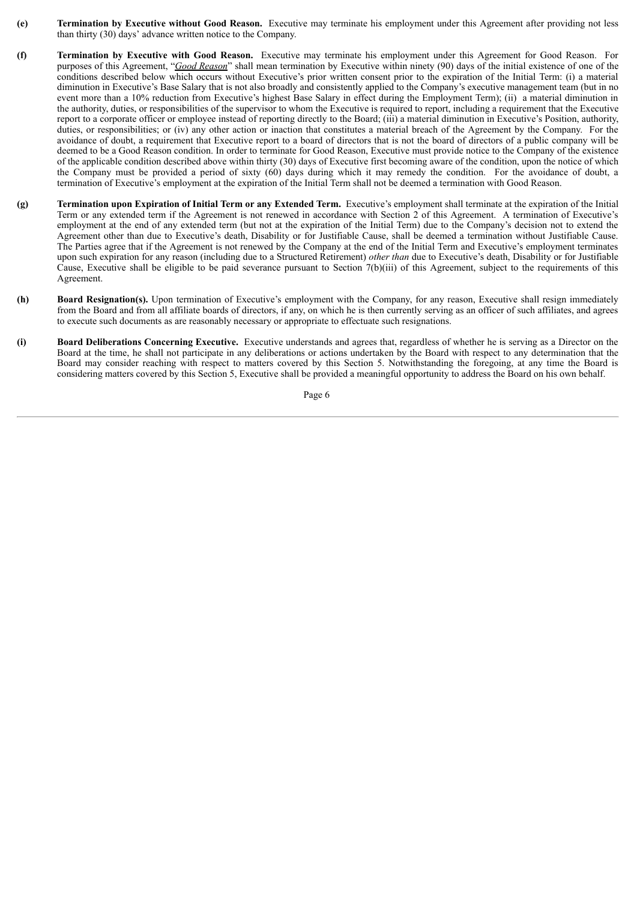**(e) Termination by Executive without Good Reason.** Executive may terminate his employment under this Agreement after providing not less than thirty (30) days' advance written notice to the Company.

**(f) Termination by Executive with Good Reason.** Executive may terminate his employment under this Agreement for Good Reason. For purposes of this Agreement, "*Good Reason*" shall mean termination by Executive within ninety (90) days of the initial existence of one of the conditions described below which occurs without Executive's prior written consent prior to the expiration of the Initial Term: (i) a material diminution in Executive's Base Salary that is not also broadly and consistently applied to the Company's executive management team (but in no event more than a 10% reduction from Executive's highest Base Salary in effect during the Employment Term); (ii) a material diminution in the authority, duties, or responsibilities of the supervisor to whom the Executive is required to report, including a requirement that the Executive report to a corporate officer or employee instead of reporting directly to the Board; (iii) a material diminution in Executive's Position, authority, duties, or responsibilities; or (iv) any other action or inaction that constitutes a material breach of the Agreement by the Company. For the avoidance of doubt, a requirement that Executive report to a board of directors that is not the board of directors of a public company will be deemed to be a Good Reason condition. In order to terminate for Good Reason, Executive must provide notice to the Company of the existence of the applicable condition described above within thirty (30) days of Executive first becoming aware of the condition, upon the notice of which the Company must be provided a period of sixty (60) days during which it may remedy the condition. For the avoidance of doubt, a termination of Executive's employment at the expiration of the Initial Term shall not be deemed a termination with Good Reason.

**(g) Termination upon Expiration of Initial Term or any Extended Term.** Executive's employment shall terminate at the expiration of the Initial Term or any extended term if the Agreement is not renewed in accordance with Section 2 of this Agreement. A termination of Executive's employment at the end of any extended term (but not at the expiration of the Initial Term) due to the Company's decision not to extend the Agreement other than due to Executive's death, Disability or for Justifiable Cause, shall be deemed a termination without Justifiable Cause. The Parties agree that if the Agreement is not renewed by the Company at the end of the Initial Term and Executive's employment terminates upon such expiration for any reason (including due to a Structured Retirement) *other than* due to Executive's death, Disability or for Justifiable Cause, Executive shall be eligible to be paid severance pursuant to Section 7(b)(iii) of this Agreement, subject to the requirements of this Agreement.

**(h) Board Resignation(s).** Upon termination of Executive's employment with the Company, for any reason, Executive shall resign immediately from the Board and from all affiliate boards of directors, if any, on which he is then currently serving as an officer of such affiliates, and agrees to execute such documents as are reasonably necessary or appropriate to effectuate such resignations.

**(i) Board Deliberations Concerning Executive.** Executive understands and agrees that, regardless of whether he is serving as a Director on the Board at the time, he shall not participate in any deliberations or actions undertaken by the Board with respect to any determination that the Board may consider reaching with respect to matters covered by this Section 5. Notwithstanding the foregoing, at any time the Board is considering matters covered by this Section 5, Executive shall be provided a meaningful opportunity to address the Board on his own behalf.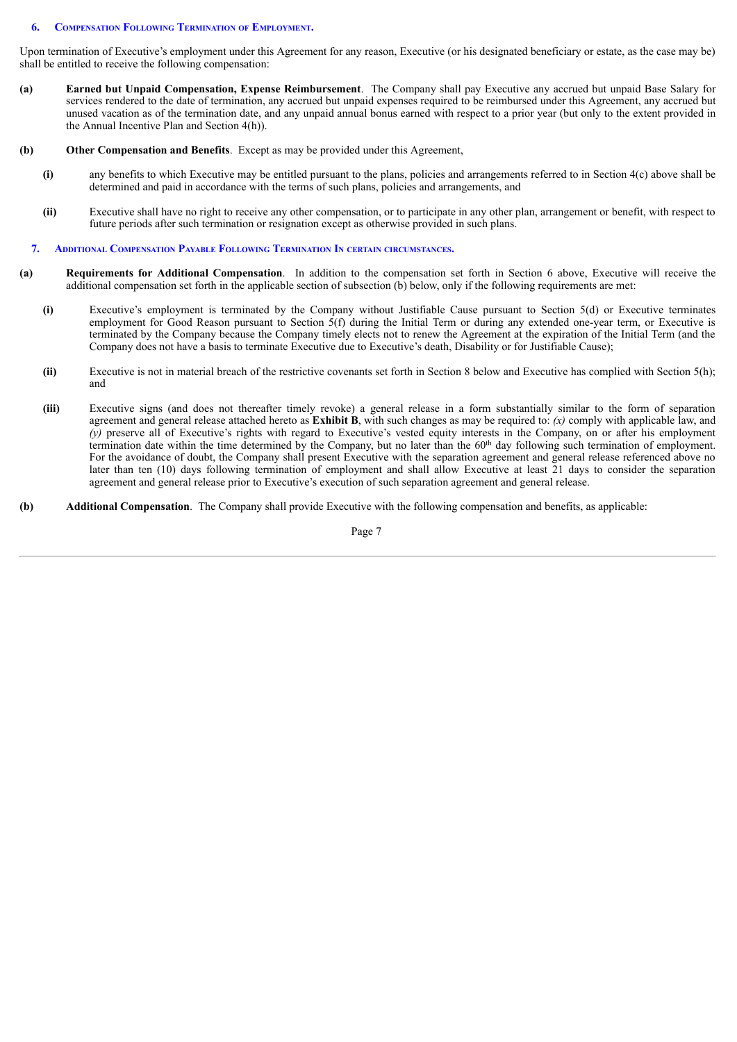## 6. Compensation Following Termination of Employment.

Upon termination of Executive's employment under this Agreement for any reason, Executive (or his designated beneficiary or estate, as the case may be) shall be entitled to receive the following compensation:

**(a) Earned but Unpaid Compensation, Expense Reimbursement**. The Company shall pay Executive any accrued but unpaid Base Salary for services rendered to the date of termination, any accrued but unpaid expenses required to be reimbursed under this Agreement, any accrued but unused vacation as of the termination date, and any unpaid annual bonus earned with respect to a prior year (but only to the extent provided in the Annual Incentive Plan and Section 4(h)).

**(b) Other Compensation and Benefits**. Except as may be provided under this Agreement,

**(i)** any benefits to which Executive may be entitled pursuant to the plans, policies and arrangements referred to in Section 4(c) above shall be determined and paid in accordance with the terms of such plans, policies and arrangements, and

**(ii)** Executive shall have no right to receive any other compensation, or to participate in any other plan, arrangement or benefit, with respect to future periods after such termination or resignation except as otherwise provided in such plans.

## 7. Additional Compensation Payable Following Termination In certain circumstances.

**(a) Requirements for Additional Compensation**. In addition to the compensation set forth in Section 6 above, Executive will receive the additional compensation set forth in the applicable section of subsection (b) below, only if the following requirements are met:

**(i)** Executive's employment is terminated by the Company without Justifiable Cause pursuant to Section 5(d) or Executive terminates employment for Good Reason pursuant to Section 5(f) during the Initial Term or during any extended one-year term, or Executive is terminated by the Company because the Company timely elects not to renew the Agreement at the expiration of the Initial Term (and the Company does not have a basis to terminate Executive due to Executive's death, Disability or for Justifiable Cause);

**(ii)** Executive is not in material breach of the restrictive covenants set forth in Section 8 below and Executive has complied with Section 5(h); and

**(iii)** Executive signs (and does not thereafter timely revoke) a general release in a form substantially similar to the form of separation agreement and general release attached hereto as **Exhibit B**, with such changes as may be required to: *(x)* comply with applicable law, and *(y)* preserve all of Executive's rights with regard to Executive's vested equity interests in the Company, on or after his employment termination date within the time determined by the Company, but no later than the 60th day following such termination of employment. For the avoidance of doubt, the Company shall present Executive with the separation agreement and general release referenced above no later than ten (10) days following termination of employment and shall allow Executive at least 21 days to consider the separation agreement and general release prior to Executive's execution of such separation agreement and general release.

**(b) Additional Compensation**. The Company shall provide Executive with the following compensation and benefits, as applicable: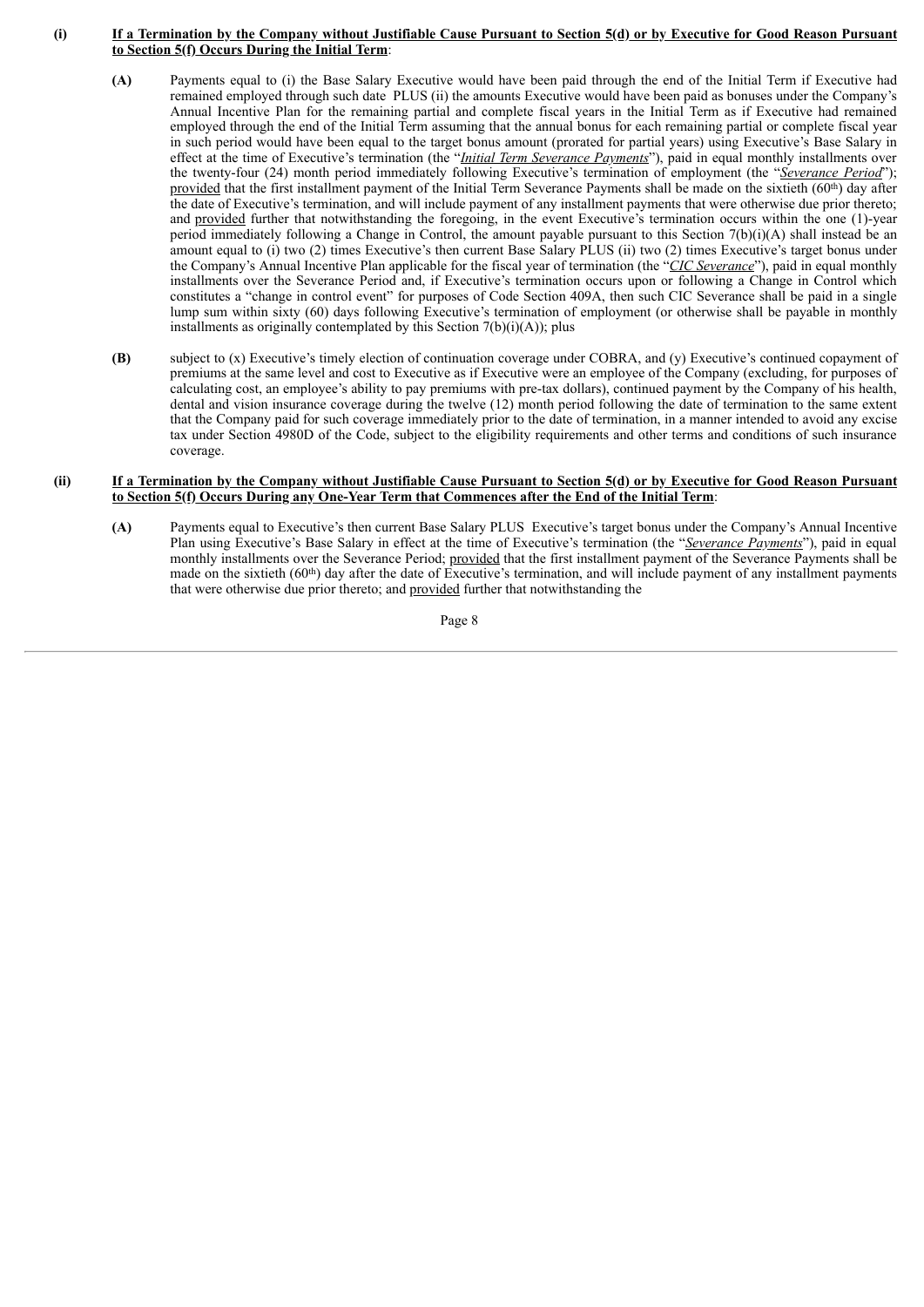**(i)** **If a Termination by the Company without Justifiable Cause Pursuant to Section 5(d) or by Executive for Good Reason Pursuant to Section 5(f) Occurs During the Initial Term**:

**(A)** Payments equal to (i) the Base Salary Executive would have been paid through the end of the Initial Term if Executive had remained employed through such date PLUS (ii) the amounts Executive would have been paid as bonuses under the Company's Annual Incentive Plan for the remaining partial and complete fiscal years in the Initial Term as if Executive had remained employed through the end of the Initial Term assuming that the annual bonus for each remaining partial or complete fiscal year in such period would have been equal to the target bonus amount (prorated for partial years) using Executive's Base Salary in effect at the time of Executive's termination (the "*Initial Term Severance Payments*"), paid in equal monthly installments over the twenty-four (24) month period immediately following Executive's termination of employment (the "*Severance Period*"); provided that the first installment payment of the Initial Term Severance Payments shall be made on the sixtieth (60th) day after the date of Executive's termination, and will include payment of any installment payments that were otherwise due prior thereto; and provided further that notwithstanding the foregoing, in the event Executive's termination occurs within the one (1)-year period immediately following a Change in Control, the amount payable pursuant to this Section 7(b)(i)(A) shall instead be an amount equal to (i) two (2) times Executive's then current Base Salary PLUS (ii) two (2) times Executive's target bonus under the Company's Annual Incentive Plan applicable for the fiscal year of termination (the "*CIC Severance*"), paid in equal monthly installments over the Severance Period and, if Executive's termination occurs upon or following a Change in Control which constitutes a "change in control event" for purposes of Code Section 409A, then such CIC Severance shall be paid in a single lump sum within sixty (60) days following Executive's termination of employment (or otherwise shall be payable in monthly installments as originally contemplated by this Section 7(b)(i)(A)); plus

**(B)** subject to (x) Executive's timely election of continuation coverage under COBRA, and (y) Executive's continued copayment of premiums at the same level and cost to Executive as if Executive were an employee of the Company (excluding, for purposes of calculating cost, an employee's ability to pay premiums with pre-tax dollars), continued payment by the Company of his health, dental and vision insurance coverage during the twelve (12) month period following the date of termination to the same extent that the Company paid for such coverage immediately prior to the date of termination, in a manner intended to avoid any excise tax under Section 4980D of the Code, subject to the eligibility requirements and other terms and conditions of such insurance coverage.

**(ii)** **If a Termination by the Company without Justifiable Cause Pursuant to Section 5(d) or by Executive for Good Reason Pursuant to Section 5(f) Occurs During any One-Year Term that Commences after the End of the Initial Term**:

**(A)** Payments equal to Executive's then current Base Salary PLUS Executive's target bonus under the Company's Annual Incentive Plan using Executive's Base Salary in effect at the time of Executive's termination (the "*Severance Payments*"), paid in equal monthly installments over the Severance Period; provided that the first installment payment of the Severance Payments shall be made on the sixtieth (60th) day after the date of Executive's termination, and will include payment of any installment payments that were otherwise due prior thereto; and provided further that notwithstanding the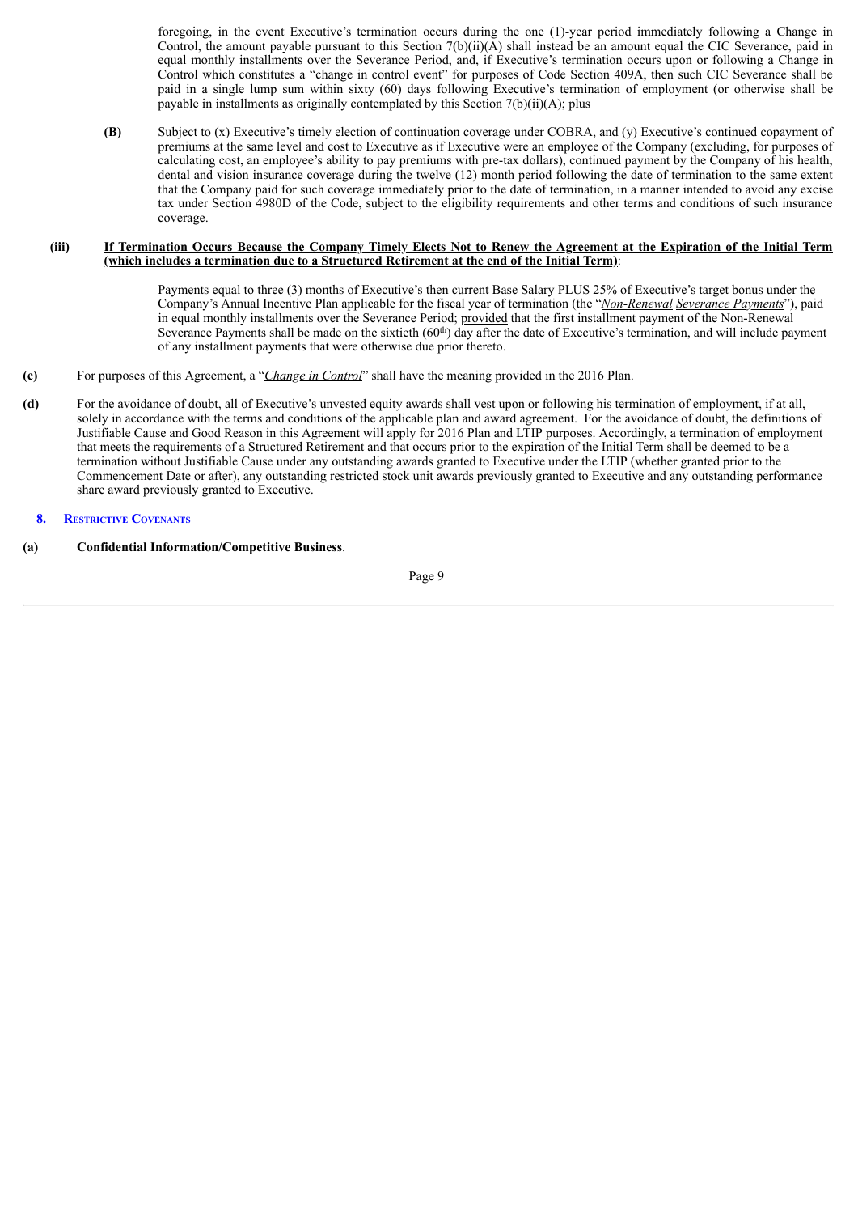foregoing, in the event Executive's termination occurs during the one (1)-year period immediately following a Change in Control, the amount payable pursuant to this Section 7(b)(ii)(A) shall instead be an amount equal the CIC Severance, paid in equal monthly installments over the Severance Period, and, if Executive's termination occurs upon or following a Change in Control which constitutes a "change in control event" for purposes of Code Section 409A, then such CIC Severance shall be paid in a single lump sum within sixty (60) days following Executive's termination of employment (or otherwise shall be payable in installments as originally contemplated by this Section 7(b)(ii)(A); plus

**(B)** Subject to (x) Executive's timely election of continuation coverage under COBRA, and (y) Executive's continued copayment of premiums at the same level and cost to Executive as if Executive were an employee of the Company (excluding, for purposes of calculating cost, an employee's ability to pay premiums with pre-tax dollars), continued payment by the Company of his health, dental and vision insurance coverage during the twelve (12) month period following the date of termination to the same extent that the Company paid for such coverage immediately prior to the date of termination, in a manner intended to avoid any excise tax under Section 4980D of the Code, subject to the eligibility requirements and other terms and conditions of such insurance coverage.

**(iii) If Termination Occurs Because the Company Timely Elects Not to Renew the Agreement at the Expiration of the Initial Term (which includes a termination due to a Structured Retirement at the end of the Initial Term)**:

Payments equal to three (3) months of Executive's then current Base Salary PLUS 25% of Executive's target bonus under the Company's Annual Incentive Plan applicable for the fiscal year of termination (the "*Non-Renewal Severance Payments*"), paid in equal monthly installments over the Severance Period; provided that the first installment payment of the Non-Renewal Severance Payments shall be made on the sixtieth (60th) day after the date of Executive's termination, and will include payment of any installment payments that were otherwise due prior thereto.

**(c)** For purposes of this Agreement, a "*Change in Control*" shall have the meaning provided in the 2016 Plan.

**(d)** For the avoidance of doubt, all of Executive's unvested equity awards shall vest upon or following his termination of employment, if at all, solely in accordance with the terms and conditions of the applicable plan and award agreement. For the avoidance of doubt, the definitions of Justifiable Cause and Good Reason in this Agreement will apply for 2016 Plan and LTIP purposes. Accordingly, a termination of employment that meets the requirements of a Structured Retirement and that occurs prior to the expiration of the Initial Term shall be deemed to be a termination without Justifiable Cause under any outstanding awards granted to Executive under the LTIP (whether granted prior to the Commencement Date or after), any outstanding restricted stock unit awards previously granted to Executive and any outstanding performance share award previously granted to Executive.

## 8. Restrictive Covenants

**(a) Confidential Information/Competitive Business**.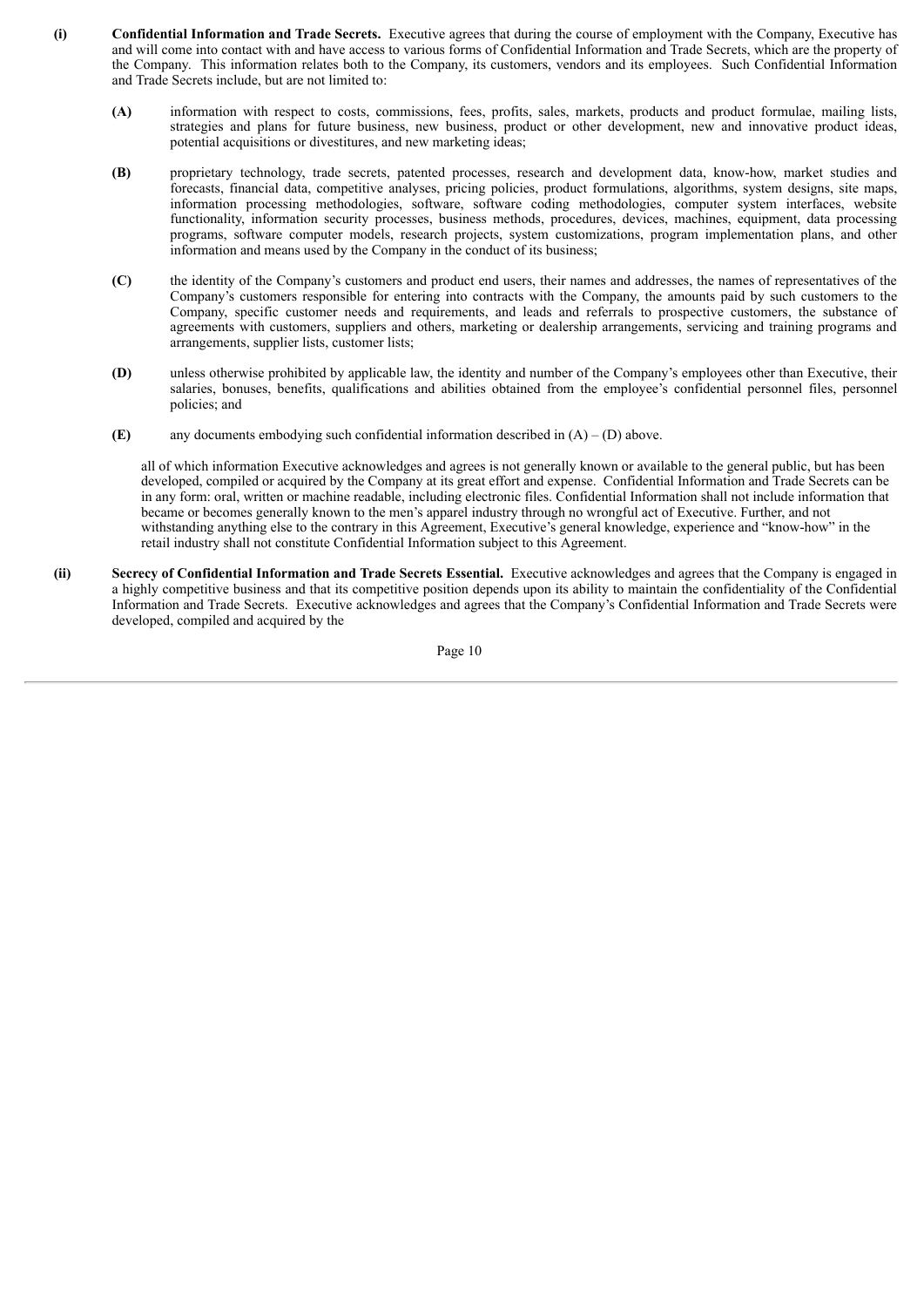**(i)** **Confidential Information and Trade Secrets.** Executive agrees that during the course of employment with the Company, Executive has and will come into contact with and have access to various forms of Confidential Information and Trade Secrets, which are the property of the Company. This information relates both to the Company, its customers, vendors and its employees. Such Confidential Information and Trade Secrets include, but are not limited to:

**(A)** information with respect to costs, commissions, fees, profits, sales, markets, products and product formulae, mailing lists, strategies and plans for future business, new business, product or other development, new and innovative product ideas, potential acquisitions or divestitures, and new marketing ideas;

**(B)** proprietary technology, trade secrets, patented processes, research and development data, know-how, market studies and forecasts, financial data, competitive analyses, pricing policies, product formulations, algorithms, system designs, site maps, information processing methodologies, software, software coding methodologies, computer system interfaces, website functionality, information security processes, business methods, procedures, devices, machines, equipment, data processing programs, software computer models, research projects, system customizations, program implementation plans, and other information and means used by the Company in the conduct of its business;

**(C)** the identity of the Company's customers and product end users, their names and addresses, the names of representatives of the Company's customers responsible for entering into contracts with the Company, the amounts paid by such customers to the Company, specific customer needs and requirements, and leads and referrals to prospective customers, the substance of agreements with customers, suppliers and others, marketing or dealership arrangements, servicing and training programs and arrangements, supplier lists, customer lists;

**(D)** unless otherwise prohibited by applicable law, the identity and number of the Company's employees other than Executive, their salaries, bonuses, benefits, qualifications and abilities obtained from the employee's confidential personnel files, personnel policies; and

**(E)** any documents embodying such confidential information described in (A) – (D) above.

all of which information Executive acknowledges and agrees is not generally known or available to the general public, but has been developed, compiled or acquired by the Company at its great effort and expense. Confidential Information and Trade Secrets can be in any form: oral, written or machine readable, including electronic files. Confidential Information shall not include information that became or becomes generally known to the men's apparel industry through no wrongful act of Executive. Further, and not withstanding anything else to the contrary in this Agreement, Executive's general knowledge, experience and "know-how" in the retail industry shall not constitute Confidential Information subject to this Agreement.

**(ii)** **Secrecy of Confidential Information and Trade Secrets Essential.** Executive acknowledges and agrees that the Company is engaged in a highly competitive business and that its competitive position depends upon its ability to maintain the confidentiality of the Confidential Information and Trade Secrets. Executive acknowledges and agrees that the Company's Confidential Information and Trade Secrets were developed, compiled and acquired by the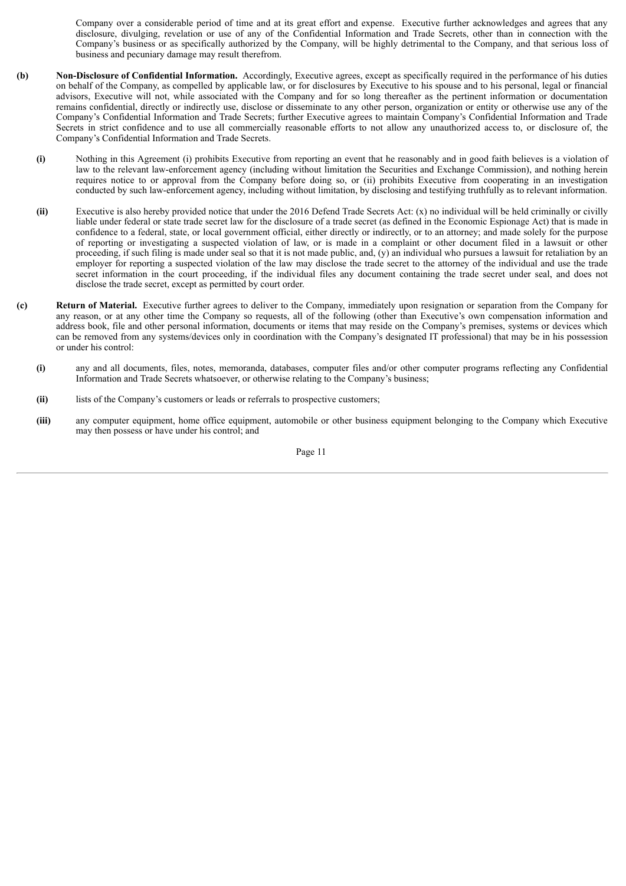Company over a considerable period of time and at its great effort and expense. Executive further acknowledges and agrees that any disclosure, divulging, revelation or use of any of the Confidential Information and Trade Secrets, other than in connection with the Company's business or as specifically authorized by the Company, will be highly detrimental to the Company, and that serious loss of business and pecuniary damage may result therefrom.

**(b)** **Non-Disclosure of Confidential Information.** Accordingly, Executive agrees, except as specifically required in the performance of his duties on behalf of the Company, as compelled by applicable law, or for disclosures by Executive to his spouse and to his personal, legal or financial advisors, Executive will not, while associated with the Company and for so long thereafter as the pertinent information or documentation remains confidential, directly or indirectly use, disclose or disseminate to any other person, organization or entity or otherwise use any of the Company's Confidential Information and Trade Secrets; further Executive agrees to maintain Company's Confidential Information and Trade Secrets in strict confidence and to use all commercially reasonable efforts to not allow any unauthorized access to, or disclosure of, the Company's Confidential Information and Trade Secrets.

**(i)** Nothing in this Agreement (i) prohibits Executive from reporting an event that he reasonably and in good faith believes is a violation of law to the relevant law-enforcement agency (including without limitation the Securities and Exchange Commission), and nothing herein requires notice to or approval from the Company before doing so, or (ii) prohibits Executive from cooperating in an investigation conducted by such law-enforcement agency, including without limitation, by disclosing and testifying truthfully as to relevant information.

**(ii)** Executive is also hereby provided notice that under the 2016 Defend Trade Secrets Act: (x) no individual will be held criminally or civilly liable under federal or state trade secret law for the disclosure of a trade secret (as defined in the Economic Espionage Act) that is made in confidence to a federal, state, or local government official, either directly or indirectly, or to an attorney; and made solely for the purpose of reporting or investigating a suspected violation of law, or is made in a complaint or other document filed in a lawsuit or other proceeding, if such filing is made under seal so that it is not made public, and, (y) an individual who pursues a lawsuit for retaliation by an employer for reporting a suspected violation of the law may disclose the trade secret to the attorney of the individual and use the trade secret information in the court proceeding, if the individual files any document containing the trade secret under seal, and does not disclose the trade secret, except as permitted by court order.

**(c)** **Return of Material.** Executive further agrees to deliver to the Company, immediately upon resignation or separation from the Company for any reason, or at any other time the Company so requests, all of the following (other than Executive's own compensation information and address book, file and other personal information, documents or items that may reside on the Company's premises, systems or devices which can be removed from any systems/devices only in coordination with the Company's designated IT professional) that may be in his possession or under his control:

**(i)** any and all documents, files, notes, memoranda, databases, computer files and/or other computer programs reflecting any Confidential Information and Trade Secrets whatsoever, or otherwise relating to the Company's business;

**(ii)** lists of the Company's customers or leads or referrals to prospective customers;

**(iii)** any computer equipment, home office equipment, automobile or other business equipment belonging to the Company which Executive may then possess or have under his control; and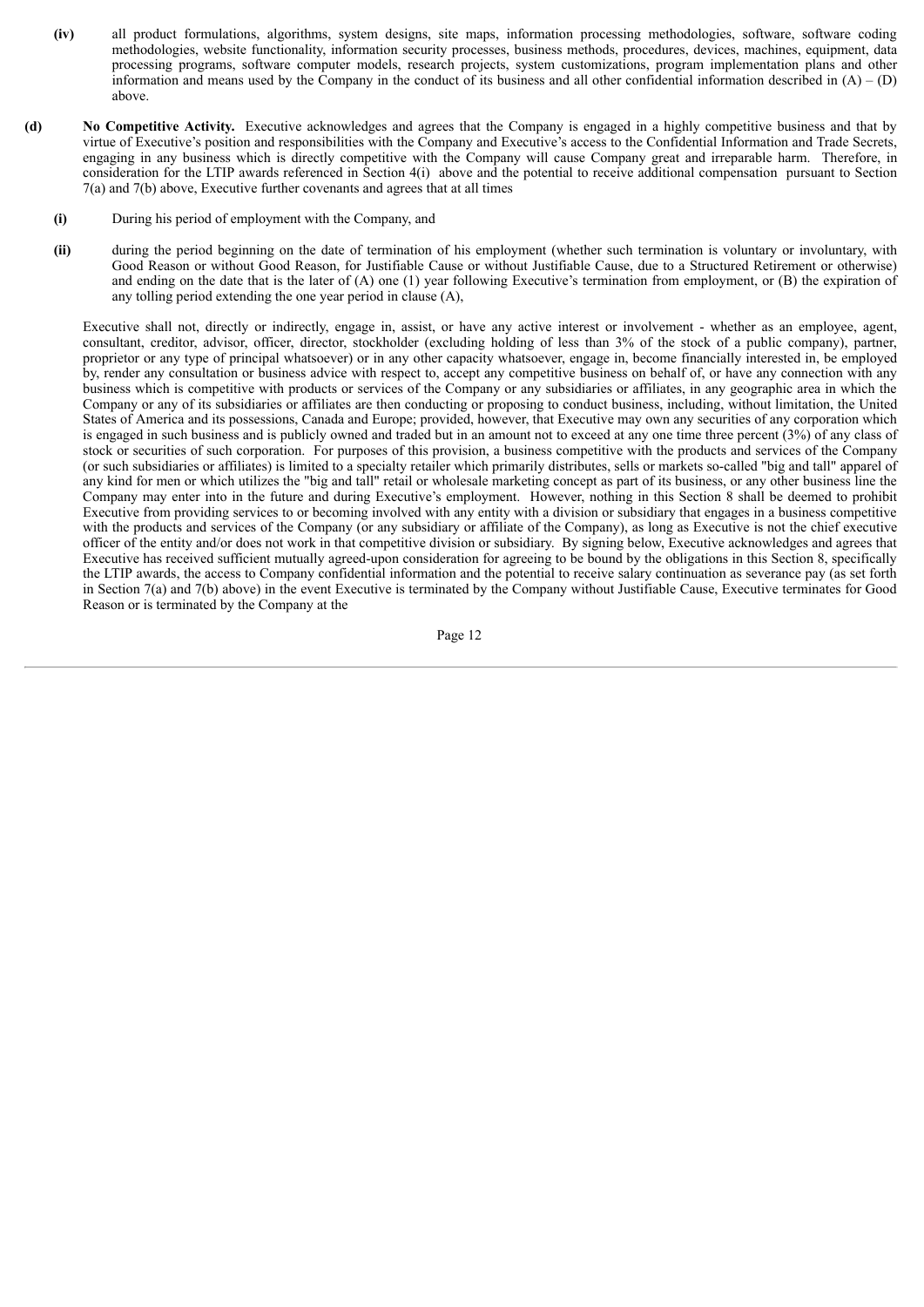**(iv)** all product formulations, algorithms, system designs, site maps, information processing methodologies, software, software coding methodologies, website functionality, information security processes, business methods, procedures, devices, machines, equipment, data processing programs, software computer models, research projects, system customizations, program implementation plans and other information and means used by the Company in the conduct of its business and all other confidential information described in (A) – (D) above.

**(d)** **No Competitive Activity.** Executive acknowledges and agrees that the Company is engaged in a highly competitive business and that by virtue of Executive's position and responsibilities with the Company and Executive's access to the Confidential Information and Trade Secrets, engaging in any business which is directly competitive with the Company will cause Company great and irreparable harm. Therefore, in consideration for the LTIP awards referenced in Section 4(i) above and the potential to receive additional compensation pursuant to Section 7(a) and 7(b) above, Executive further covenants and agrees that at all times

**(i)** During his period of employment with the Company, and

**(ii)** during the period beginning on the date of termination of his employment (whether such termination is voluntary or involuntary, with Good Reason or without Good Reason, for Justifiable Cause or without Justifiable Cause, due to a Structured Retirement or otherwise) and ending on the date that is the later of (A) one (1) year following Executive's termination from employment, or (B) the expiration of any tolling period extending the one year period in clause (A),

Executive shall not, directly or indirectly, engage in, assist, or have any active interest or involvement - whether as an employee, agent, consultant, creditor, advisor, officer, director, stockholder (excluding holding of less than 3% of the stock of a public company), partner, proprietor or any type of principal whatsoever) or in any other capacity whatsoever, engage in, become financially interested in, be employed by, render any consultation or business advice with respect to, accept any competitive business on behalf of, or have any connection with any business which is competitive with products or services of the Company or any subsidiaries or affiliates, in any geographic area in which the Company or any of its subsidiaries or affiliates are then conducting or proposing to conduct business, including, without limitation, the United States of America and its possessions, Canada and Europe; provided, however, that Executive may own any securities of any corporation which is engaged in such business and is publicly owned and traded but in an amount not to exceed at any one time three percent (3%) of any class of stock or securities of such corporation. For purposes of this provision, a business competitive with the products and services of the Company (or such subsidiaries or affiliates) is limited to a specialty retailer which primarily distributes, sells or markets so-called "big and tall" apparel of any kind for men or which utilizes the "big and tall" retail or wholesale marketing concept as part of its business, or any other business line the Company may enter into in the future and during Executive's employment. However, nothing in this Section 8 shall be deemed to prohibit Executive from providing services to or becoming involved with any entity with a division or subsidiary that engages in a business competitive with the products and services of the Company (or any subsidiary or affiliate of the Company), as long as Executive is not the chief executive officer of the entity and/or does not work in that competitive division or subsidiary. By signing below, Executive acknowledges and agrees that Executive has received sufficient mutually agreed-upon consideration for agreeing to be bound by the obligations in this Section 8, specifically the LTIP awards, the access to Company confidential information and the potential to receive salary continuation as severance pay (as set forth in Section 7(a) and 7(b) above) in the event Executive is terminated by the Company without Justifiable Cause, Executive terminates for Good Reason or is terminated by the Company at the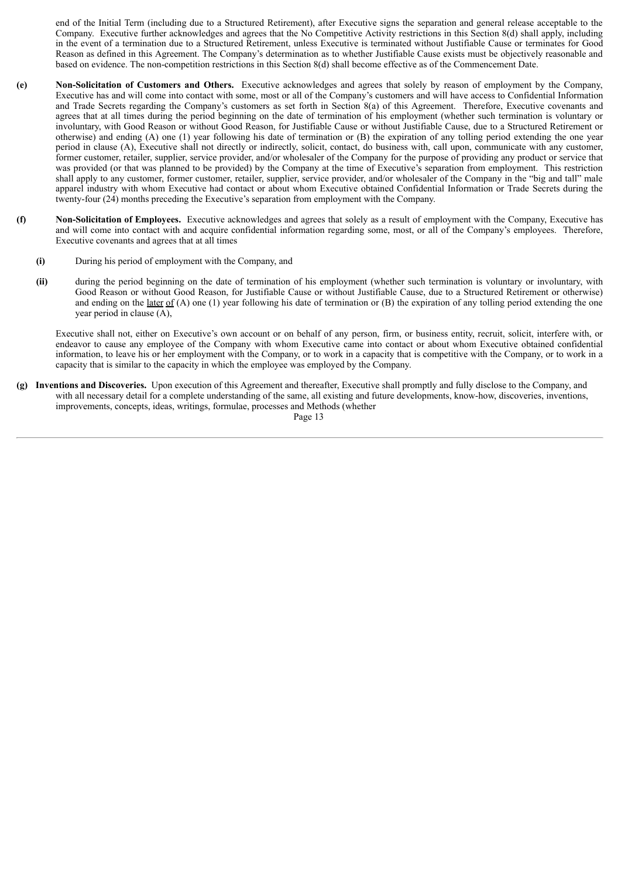end of the Initial Term (including due to a Structured Retirement), after Executive signs the separation and general release acceptable to the Company. Executive further acknowledges and agrees that the No Competitive Activity restrictions in this Section 8(d) shall apply, including in the event of a termination due to a Structured Retirement, unless Executive is terminated without Justifiable Cause or terminates for Good Reason as defined in this Agreement. The Company's determination as to whether Justifiable Cause exists must be objectively reasonable and based on evidence. The non-competition restrictions in this Section 8(d) shall become effective as of the Commencement Date.

**(e) Non-Solicitation of Customers and Others.** Executive acknowledges and agrees that solely by reason of employment by the Company, Executive has and will come into contact with some, most or all of the Company's customers and will have access to Confidential Information and Trade Secrets regarding the Company's customers as set forth in Section 8(a) of this Agreement. Therefore, Executive covenants and agrees that at all times during the period beginning on the date of termination of his employment (whether such termination is voluntary or involuntary, with Good Reason or without Good Reason, for Justifiable Cause or without Justifiable Cause, due to a Structured Retirement or otherwise) and ending (A) one (1) year following his date of termination or (B) the expiration of any tolling period extending the one year period in clause (A), Executive shall not directly or indirectly, solicit, contact, do business with, call upon, communicate with any customer, former customer, retailer, supplier, service provider, and/or wholesaler of the Company for the purpose of providing any product or service that was provided (or that was planned to be provided) by the Company at the time of Executive's separation from employment. This restriction shall apply to any customer, former customer, retailer, supplier, service provider, and/or wholesaler of the Company in the "big and tall" male apparel industry with whom Executive had contact or about whom Executive obtained Confidential Information or Trade Secrets during the twenty-four (24) months preceding the Executive's separation from employment with the Company.

**(f) Non-Solicitation of Employees.** Executive acknowledges and agrees that solely as a result of employment with the Company, Executive has and will come into contact with and acquire confidential information regarding some, most, or all of the Company's employees. Therefore, Executive covenants and agrees that at all times

**(i)** During his period of employment with the Company, and

**(ii)** during the period beginning on the date of termination of his employment (whether such termination is voluntary or involuntary, with Good Reason or without Good Reason, for Justifiable Cause or without Justifiable Cause, due to a Structured Retirement or otherwise) and ending on the later of (A) one (1) year following his date of termination or (B) the expiration of any tolling period extending the one year period in clause (A),

Executive shall not, either on Executive's own account or on behalf of any person, firm, or business entity, recruit, solicit, interfere with, or endeavor to cause any employee of the Company with whom Executive came into contact or about whom Executive obtained confidential information, to leave his or her employment with the Company, or to work in a capacity that is competitive with the Company, or to work in a capacity that is similar to the capacity in which the employee was employed by the Company.

**(g) Inventions and Discoveries.** Upon execution of this Agreement and thereafter, Executive shall promptly and fully disclose to the Company, and with all necessary detail for a complete understanding of the same, all existing and future developments, know-how, discoveries, inventions, improvements, concepts, ideas, writings, formulae, processes and Methods (whether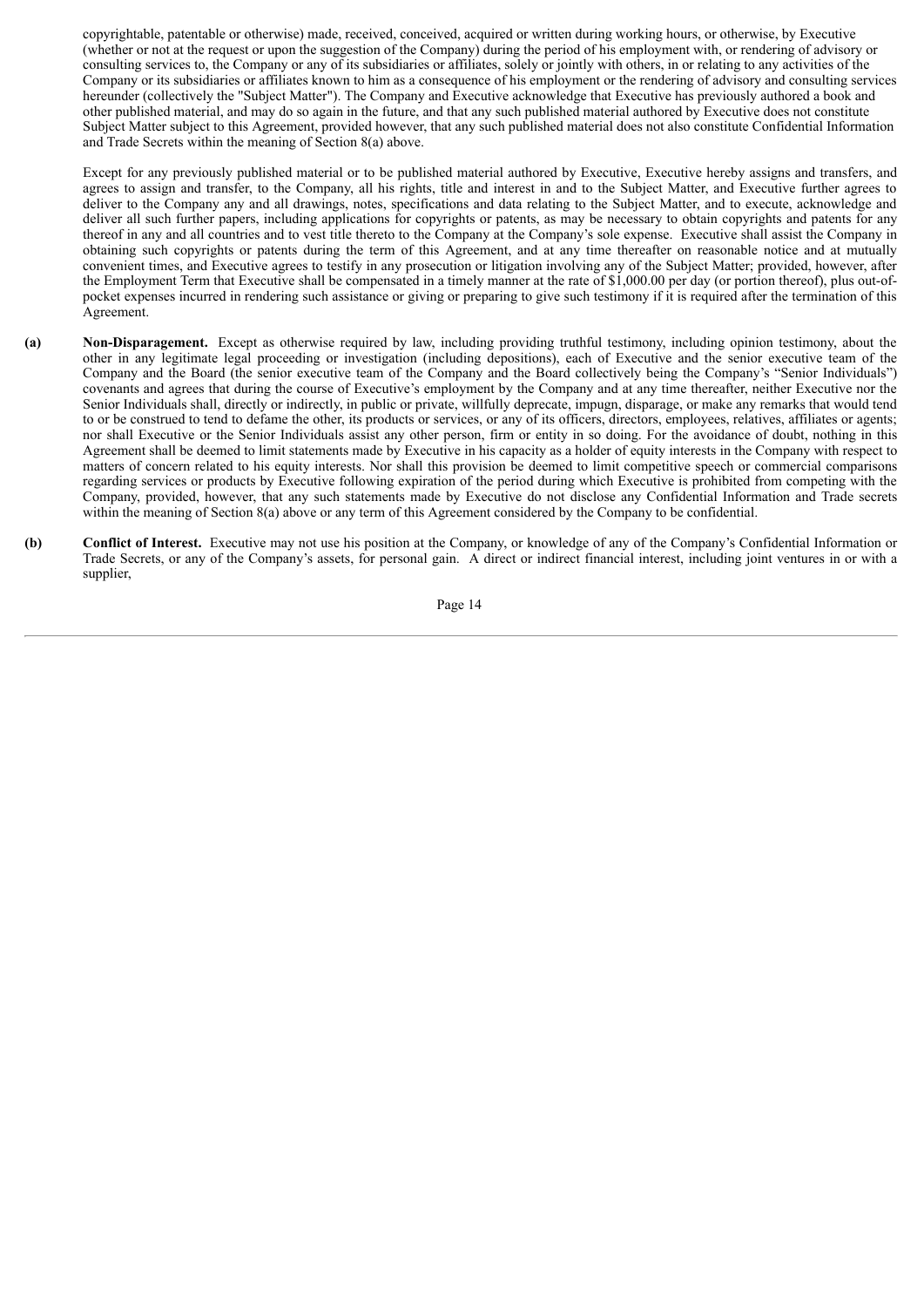copyrightable, patentable or otherwise) made, received, conceived, acquired or written during working hours, or otherwise, by Executive (whether or not at the request or upon the suggestion of the Company) during the period of his employment with, or rendering of advisory or consulting services to, the Company or any of its subsidiaries or affiliates, solely or jointly with others, in or relating to any activities of the Company or its subsidiaries or affiliates known to him as a consequence of his employment or the rendering of advisory and consulting services hereunder (collectively the "Subject Matter"). The Company and Executive acknowledge that Executive has previously authored a book and other published material, and may do so again in the future, and that any such published material authored by Executive does not constitute Subject Matter subject to this Agreement, provided however, that any such published material does not also constitute Confidential Information and Trade Secrets within the meaning of Section 8(a) above.

Except for any previously published material or to be published material authored by Executive, Executive hereby assigns and transfers, and agrees to assign and transfer, to the Company, all his rights, title and interest in and to the Subject Matter, and Executive further agrees to deliver to the Company any and all drawings, notes, specifications and data relating to the Subject Matter, and to execute, acknowledge and deliver all such further papers, including applications for copyrights or patents, as may be necessary to obtain copyrights and patents for any thereof in any and all countries and to vest title thereto to the Company at the Company's sole expense. Executive shall assist the Company in obtaining such copyrights or patents during the term of this Agreement, and at any time thereafter on reasonable notice and at mutually convenient times, and Executive agrees to testify in any prosecution or litigation involving any of the Subject Matter; provided, however, after the Employment Term that Executive shall be compensated in a timely manner at the rate of $1,000.00 per day (or portion thereof), plus out-of-pocket expenses incurred in rendering such assistance or giving or preparing to give such testimony if it is required after the termination of this Agreement.

**(a) Non-Disparagement.** Except as otherwise required by law, including providing truthful testimony, including opinion testimony, about the other in any legitimate legal proceeding or investigation (including depositions), each of Executive and the senior executive team of the Company and the Board (the senior executive team of the Company and the Board collectively being the Company's "Senior Individuals") covenants and agrees that during the course of Executive's employment by the Company and at any time thereafter, neither Executive nor the Senior Individuals shall, directly or indirectly, in public or private, willfully deprecate, impugn, disparage, or make any remarks that would tend to or be construed to tend to defame the other, its products or services, or any of its officers, directors, employees, relatives, affiliates or agents; nor shall Executive or the Senior Individuals assist any other person, firm or entity in so doing. For the avoidance of doubt, nothing in this Agreement shall be deemed to limit statements made by Executive in his capacity as a holder of equity interests in the Company with respect to matters of concern related to his equity interests. Nor shall this provision be deemed to limit competitive speech or commercial comparisons regarding services or products by Executive following expiration of the period during which Executive is prohibited from competing with the Company, provided, however, that any such statements made by Executive do not disclose any Confidential Information and Trade secrets within the meaning of Section 8(a) above or any term of this Agreement considered by the Company to be confidential.

**(b) Conflict of Interest.** Executive may not use his position at the Company, or knowledge of any of the Company's Confidential Information or Trade Secrets, or any of the Company's assets, for personal gain. A direct or indirect financial interest, including joint ventures in or with a supplier,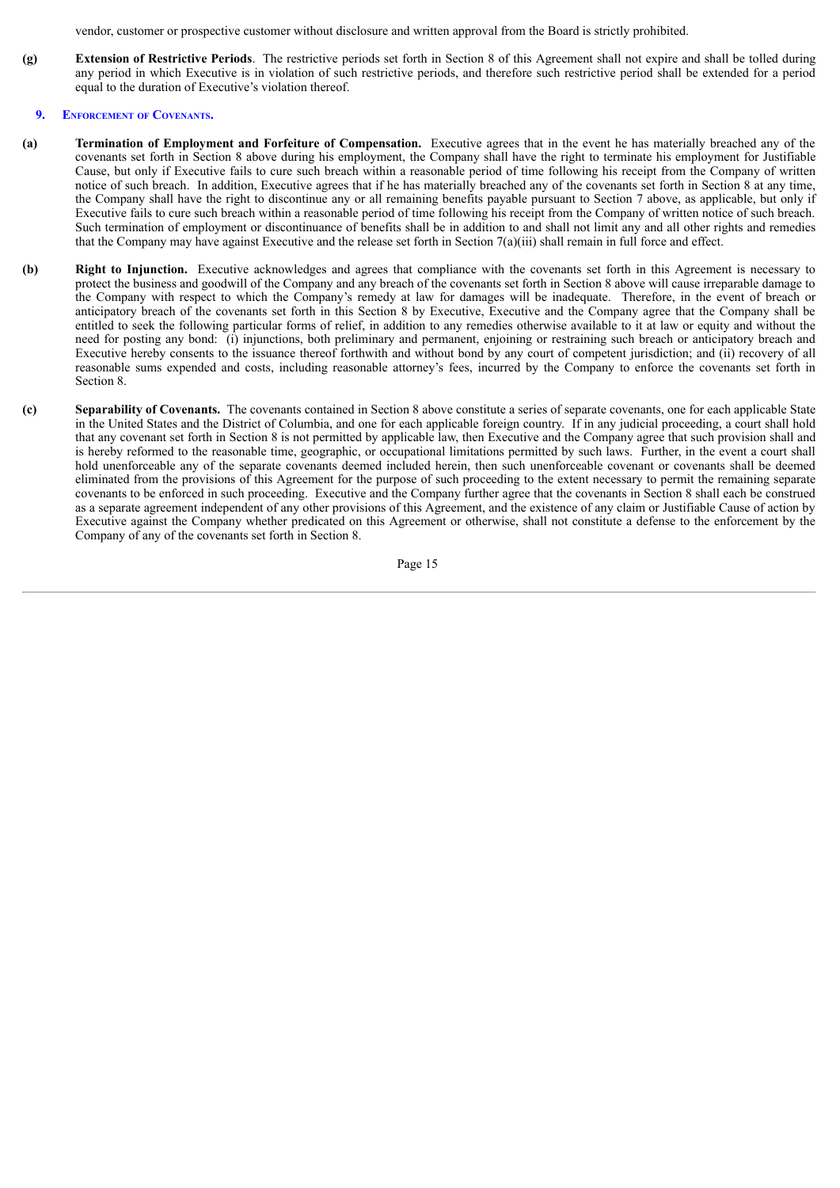vendor, customer or prospective customer without disclosure and written approval from the Board is strictly prohibited.

**(g)** **Extension of Restrictive Periods**. The restrictive periods set forth in Section 8 of this Agreement shall not expire and shall be tolled during any period in which Executive is in violation of such restrictive periods, and therefore such restrictive period shall be extended for a period equal to the duration of Executive's violation thereof.

## 9. Enforcement of Covenants.

**(a)** **Termination of Employment and Forfeiture of Compensation.** Executive agrees that in the event he has materially breached any of the covenants set forth in Section 8 above during his employment, the Company shall have the right to terminate his employment for Justifiable Cause, but only if Executive fails to cure such breach within a reasonable period of time following his receipt from the Company of written notice of such breach. In addition, Executive agrees that if he has materially breached any of the covenants set forth in Section 8 at any time, the Company shall have the right to discontinue any or all remaining benefits payable pursuant to Section 7 above, as applicable, but only if Executive fails to cure such breach within a reasonable period of time following his receipt from the Company of written notice of such breach. Such termination of employment or discontinuance of benefits shall be in addition to and shall not limit any and all other rights and remedies that the Company may have against Executive and the release set forth in Section 7(a)(iii) shall remain in full force and effect.

**(b)** **Right to Injunction.** Executive acknowledges and agrees that compliance with the covenants set forth in this Agreement is necessary to protect the business and goodwill of the Company and any breach of the covenants set forth in Section 8 above will cause irreparable damage to the Company with respect to which the Company's remedy at law for damages will be inadequate. Therefore, in the event of breach or anticipatory breach of the covenants set forth in this Section 8 by Executive, Executive and the Company agree that the Company shall be entitled to seek the following particular forms of relief, in addition to any remedies otherwise available to it at law or equity and without the need for posting any bond: (i) injunctions, both preliminary and permanent, enjoining or restraining such breach or anticipatory breach and Executive hereby consents to the issuance thereof forthwith and without bond by any court of competent jurisdiction; and (ii) recovery of all reasonable sums expended and costs, including reasonable attorney's fees, incurred by the Company to enforce the covenants set forth in Section 8.

**(c)** **Separability of Covenants.** The covenants contained in Section 8 above constitute a series of separate covenants, one for each applicable State in the United States and the District of Columbia, and one for each applicable foreign country. If in any judicial proceeding, a court shall hold that any covenant set forth in Section 8 is not permitted by applicable law, then Executive and the Company agree that such provision shall and is hereby reformed to the reasonable time, geographic, or occupational limitations permitted by such laws. Further, in the event a court shall hold unenforceable any of the separate covenants deemed included herein, then such unenforceable covenant or covenants shall be deemed eliminated from the provisions of this Agreement for the purpose of such proceeding to the extent necessary to permit the remaining separate covenants to be enforced in such proceeding. Executive and the Company further agree that the covenants in Section 8 shall each be construed as a separate agreement independent of any other provisions of this Agreement, and the existence of any claim or Justifiable Cause of action by Executive against the Company whether predicated on this Agreement or otherwise, shall not constitute a defense to the enforcement by the Company of any of the covenants set forth in Section 8.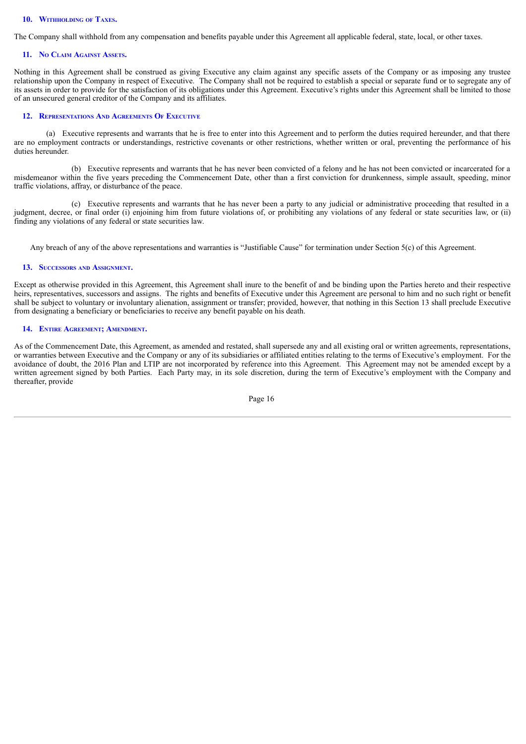### 10. Withholding of Taxes.

The Company shall withhold from any compensation and benefits payable under this Agreement all applicable federal, state, local, or other taxes.

### 11. No Claim Against Assets.

Nothing in this Agreement shall be construed as giving Executive any claim against any specific assets of the Company or as imposing any trustee relationship upon the Company in respect of Executive. The Company shall not be required to establish a special or separate fund or to segregate any of its assets in order to provide for the satisfaction of its obligations under this Agreement. Executive's rights under this Agreement shall be limited to those of an unsecured general creditor of the Company and its affiliates.

### 12. Representations And Agreements Of Executive

(a) Executive represents and warrants that he is free to enter into this Agreement and to perform the duties required hereunder, and that there are no employment contracts or understandings, restrictive covenants or other restrictions, whether written or oral, preventing the performance of his duties hereunder.

(b) Executive represents and warrants that he has never been convicted of a felony and he has not been convicted or incarcerated for a misdemeanor within the five years preceding the Commencement Date, other than a first conviction for drunkenness, simple assault, speeding, minor traffic violations, affray, or disturbance of the peace.

(c) Executive represents and warrants that he has never been a party to any judicial or administrative proceeding that resulted in a judgment, decree, or final order (i) enjoining him from future violations of, or prohibiting any violations of any federal or state securities law, or (ii) finding any violations of any federal or state securities law.

Any breach of any of the above representations and warranties is "Justifiable Cause" for termination under Section 5(c) of this Agreement.

### 13. Successors and Assignment.

Except as otherwise provided in this Agreement, this Agreement shall inure to the benefit of and be binding upon the Parties hereto and their respective heirs, representatives, successors and assigns. The rights and benefits of Executive under this Agreement are personal to him and no such right or benefit shall be subject to voluntary or involuntary alienation, assignment or transfer; provided, however, that nothing in this Section 13 shall preclude Executive from designating a beneficiary or beneficiaries to receive any benefit payable on his death.

### 14. Entire Agreement; Amendment.

As of the Commencement Date, this Agreement, as amended and restated, shall supersede any and all existing oral or written agreements, representations, or warranties between Executive and the Company or any of its subsidiaries or affiliated entities relating to the terms of Executive's employment. For the avoidance of doubt, the 2016 Plan and LTIP are not incorporated by reference into this Agreement. This Agreement may not be amended except by a written agreement signed by both Parties. Each Party may, in its sole discretion, during the term of Executive's employment with the Company and thereafter, provide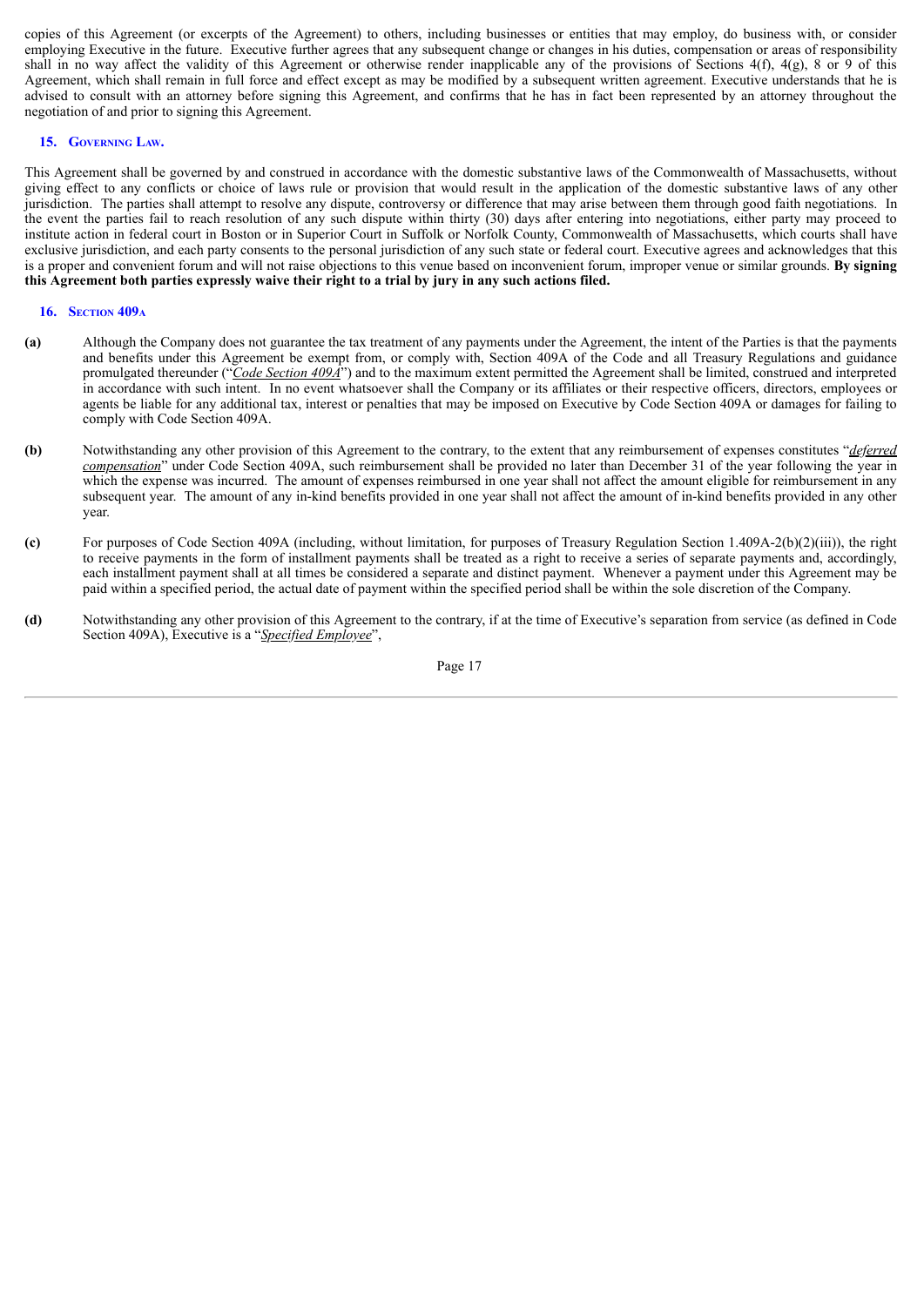copies of this Agreement (or excerpts of the Agreement) to others, including businesses or entities that may employ, do business with, or consider employing Executive in the future. Executive further agrees that any subsequent change or changes in his duties, compensation or areas of responsibility shall in no way affect the validity of this Agreement or otherwise render inapplicable any of the provisions of Sections 4(f), 4(g), 8 or 9 of this Agreement, which shall remain in full force and effect except as may be modified by a subsequent written agreement. Executive understands that he is advised to consult with an attorney before signing this Agreement, and confirms that he has in fact been represented by an attorney throughout the negotiation of and prior to signing this Agreement.

### 15. Governing Law.

This Agreement shall be governed by and construed in accordance with the domestic substantive laws of the Commonwealth of Massachusetts, without giving effect to any conflicts or choice of laws rule or provision that would result in the application of the domestic substantive laws of any other jurisdiction. The parties shall attempt to resolve any dispute, controversy or difference that may arise between them through good faith negotiations. In the event the parties fail to reach resolution of any such dispute within thirty (30) days after entering into negotiations, either party may proceed to institute action in federal court in Boston or in Superior Court in Suffolk or Norfolk County, Commonwealth of Massachusetts, which courts shall have exclusive jurisdiction, and each party consents to the personal jurisdiction of any such state or federal court. Executive agrees and acknowledges that this is a proper and convenient forum and will not raise objections to this venue based on inconvenient forum, improper venue or similar grounds. **By signing this Agreement both parties expressly waive their right to a trial by jury in any such actions filed.**

### 16. Section 409A

**(a)** Although the Company does not guarantee the tax treatment of any payments under the Agreement, the intent of the Parties is that the payments and benefits under this Agreement be exempt from, or comply with, Section 409A of the Code and all Treasury Regulations and guidance promulgated thereunder ("*Code Section 409A*") and to the maximum extent permitted the Agreement shall be limited, construed and interpreted in accordance with such intent. In no event whatsoever shall the Company or its affiliates or their respective officers, directors, employees or agents be liable for any additional tax, interest or penalties that may be imposed on Executive by Code Section 409A or damages for failing to comply with Code Section 409A.

**(b)** Notwithstanding any other provision of this Agreement to the contrary, to the extent that any reimbursement of expenses constitutes "*deferred compensation*" under Code Section 409A, such reimbursement shall be provided no later than December 31 of the year following the year in which the expense was incurred. The amount of expenses reimbursed in one year shall not affect the amount eligible for reimbursement in any subsequent year. The amount of any in-kind benefits provided in one year shall not affect the amount of in-kind benefits provided in any other year.

**(c)** For purposes of Code Section 409A (including, without limitation, for purposes of Treasury Regulation Section 1.409A-2(b)(2)(iii)), the right to receive payments in the form of installment payments shall be treated as a right to receive a series of separate payments and, accordingly, each installment payment shall at all times be considered a separate and distinct payment. Whenever a payment under this Agreement may be paid within a specified period, the actual date of payment within the specified period shall be within the sole discretion of the Company.

**(d)** Notwithstanding any other provision of this Agreement to the contrary, if at the time of Executive's separation from service (as defined in Code Section 409A), Executive is a "*Specified Employee*",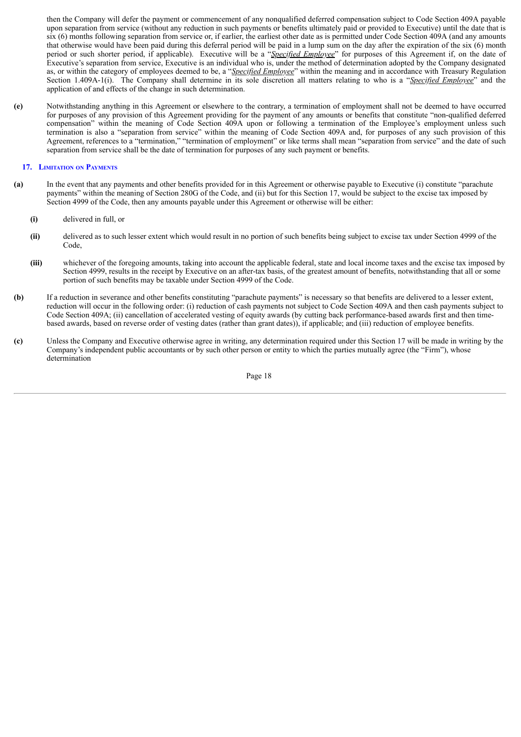then the Company will defer the payment or commencement of any nonqualified deferred compensation subject to Code Section 409A payable upon separation from service (without any reduction in such payments or benefits ultimately paid or provided to Executive) until the date that is six (6) months following separation from service or, if earlier, the earliest other date as is permitted under Code Section 409A (and any amounts that otherwise would have been paid during this deferral period will be paid in a lump sum on the day after the expiration of the six (6) month period or such shorter period, if applicable). Executive will be a "*Specified Employee*" for purposes of this Agreement if, on the date of Executive's separation from service, Executive is an individual who is, under the method of determination adopted by the Company designated as, or within the category of employees deemed to be, a "*Specified Employee*" within the meaning and in accordance with Treasury Regulation Section 1.409A-1(i). The Company shall determine in its sole discretion all matters relating to who is a "*Specified Employee*" and the application of and effects of the change in such determination.

**(e)** Notwithstanding anything in this Agreement or elsewhere to the contrary, a termination of employment shall not be deemed to have occurred for purposes of any provision of this Agreement providing for the payment of any amounts or benefits that constitute "non-qualified deferred compensation" within the meaning of Code Section 409A upon or following a termination of the Employee's employment unless such termination is also a "separation from service" within the meaning of Code Section 409A and, for purposes of any such provision of this Agreement, references to a "termination," "termination of employment" or like terms shall mean "separation from service" and the date of such separation from service shall be the date of termination for purposes of any such payment or benefits.

## 17. Limitation on Payments

**(a)** In the event that any payments and other benefits provided for in this Agreement or otherwise payable to Executive (i) constitute "parachute payments" within the meaning of Section 280G of the Code, and (ii) but for this Section 17, would be subject to the excise tax imposed by Section 4999 of the Code, then any amounts payable under this Agreement or otherwise will be either:

**(i)** delivered in full, or

**(ii)** delivered as to such lesser extent which would result in no portion of such benefits being subject to excise tax under Section 4999 of the Code,

**(iii)** whichever of the foregoing amounts, taking into account the applicable federal, state and local income taxes and the excise tax imposed by Section 4999, results in the receipt by Executive on an after-tax basis, of the greatest amount of benefits, notwithstanding that all or some portion of such benefits may be taxable under Section 4999 of the Code.

**(b)** If a reduction in severance and other benefits constituting "parachute payments" is necessary so that benefits are delivered to a lesser extent, reduction will occur in the following order: (i) reduction of cash payments not subject to Code Section 409A and then cash payments subject to Code Section 409A; (ii) cancellation of accelerated vesting of equity awards (by cutting back performance-based awards first and then time-based awards, based on reverse order of vesting dates (rather than grant dates)), if applicable; and (iii) reduction of employee benefits.

**(c)** Unless the Company and Executive otherwise agree in writing, any determination required under this Section 17 will be made in writing by the Company's independent public accountants or by such other person or entity to which the parties mutually agree (the "Firm"), whose determination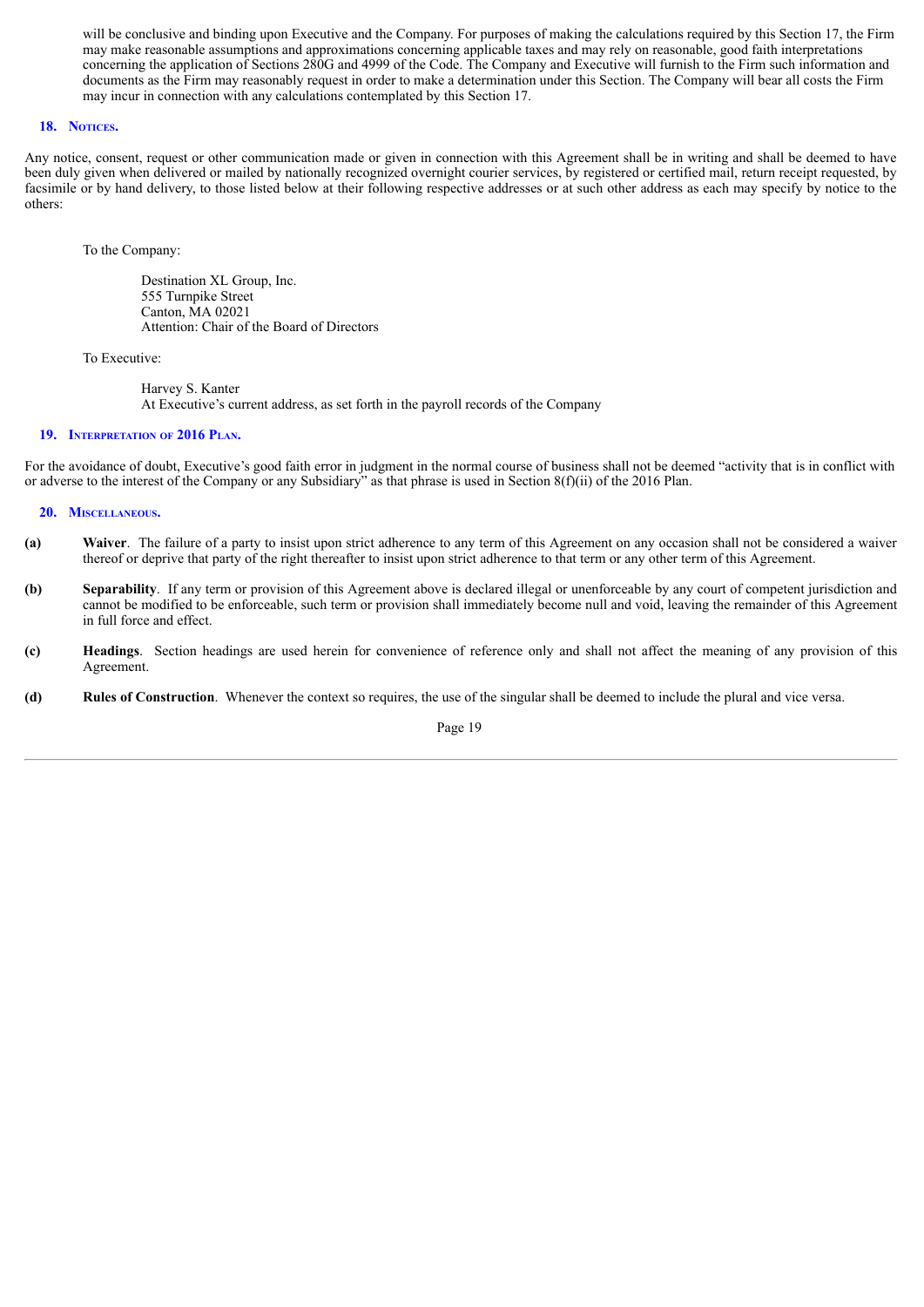will be conclusive and binding upon Executive and the Company. For purposes of making the calculations required by this Section 17, the Firm may make reasonable assumptions and approximations concerning applicable taxes and may rely on reasonable, good faith interpretations concerning the application of Sections 280G and 4999 of the Code. The Company and Executive will furnish to the Firm such information and documents as the Firm may reasonably request in order to make a determination under this Section. The Company will bear all costs the Firm may incur in connection with any calculations contemplated by this Section 17.

## 18. Notices.

Any notice, consent, request or other communication made or given in connection with this Agreement shall be in writing and shall be deemed to have been duly given when delivered or mailed by nationally recognized overnight courier services, by registered or certified mail, return receipt requested, by facsimile or by hand delivery, to those listed below at their following respective addresses or at such other address as each may specify by notice to the others:

To the Company:

Destination XL Group, Inc.
555 Turnpike Street
Canton, MA 02021
Attention: Chair of the Board of Directors

To Executive:

Harvey S. Kanter
At Executive's current address, as set forth in the payroll records of the Company

## 19. Interpretation of 2016 Plan.

For the avoidance of doubt, Executive's good faith error in judgment in the normal course of business shall not be deemed "activity that is in conflict with or adverse to the interest of the Company or any Subsidiary" as that phrase is used in Section 8(f)(ii) of the 2016 Plan.

## 20. Miscellaneous.

**(a)** **Waiver**. The failure of a party to insist upon strict adherence to any term of this Agreement on any occasion shall not be considered a waiver thereof or deprive that party of the right thereafter to insist upon strict adherence to that term or any other term of this Agreement.

**(b)** **Separability**. If any term or provision of this Agreement above is declared illegal or unenforceable by any court of competent jurisdiction and cannot be modified to be enforceable, such term or provision shall immediately become null and void, leaving the remainder of this Agreement in full force and effect.

**(c)** **Headings**. Section headings are used herein for convenience of reference only and shall not affect the meaning of any provision of this Agreement.

**(d)** **Rules of Construction**. Whenever the context so requires, the use of the singular shall be deemed to include the plural and vice versa.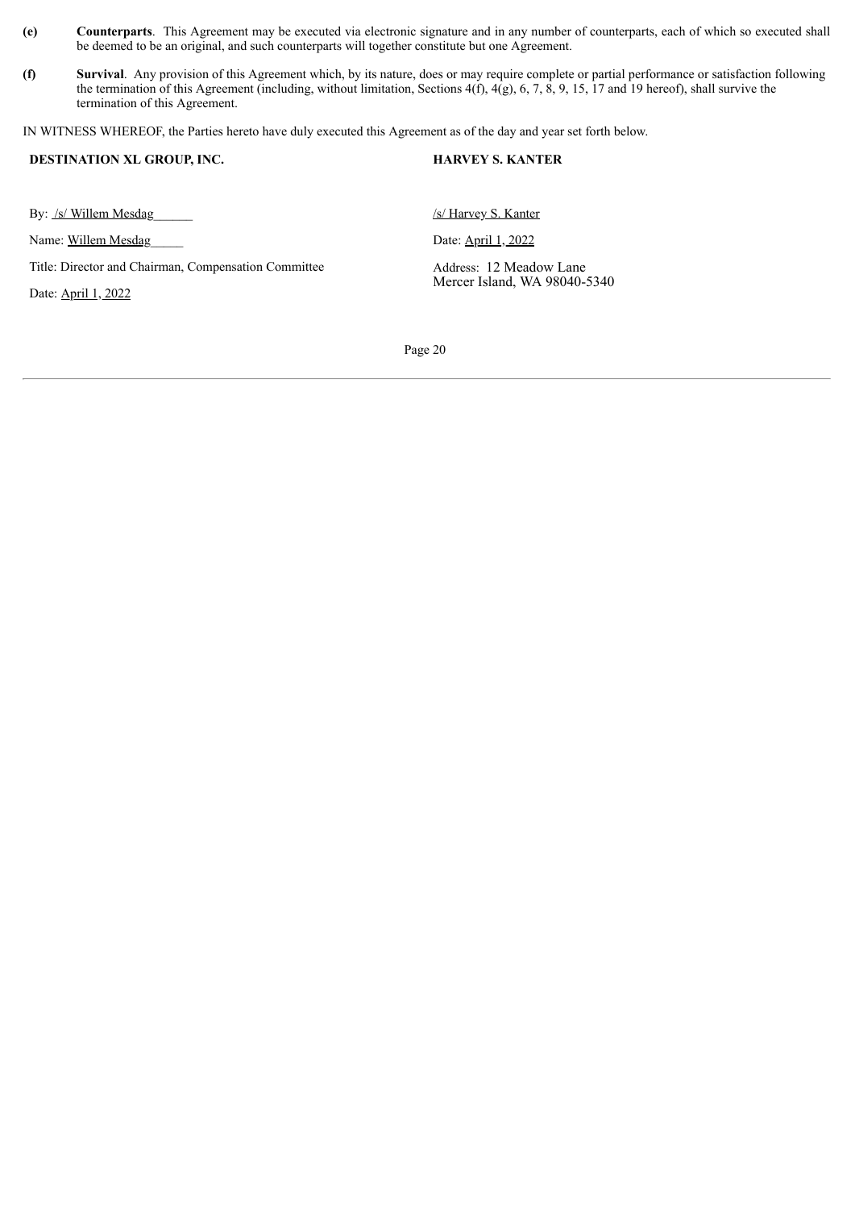**(e)** **Counterparts**. This Agreement may be executed via electronic signature and in any number of counterparts, each of which so executed shall be deemed to be an original, and such counterparts will together constitute but one Agreement.

**(f)** **Survival**. Any provision of this Agreement which, by its nature, does or may require complete or partial performance or satisfaction following the termination of this Agreement (including, without limitation, Sections 4(f), 4(g), 6, 7, 8, 9, 15, 17 and 19 hereof), shall survive the termination of this Agreement.

IN WITNESS WHEREOF, the Parties hereto have duly executed this Agreement as of the day and year set forth below.

**DESTINATION XL GROUP, INC.**

By: /s/ Willem Mesdag

Name: Willem Mesdag

Title: Director and Chairman, Compensation Committee

Date: April 1, 2022

**HARVEY S. KANTER**

/s/ Harvey S. Kanter

Date: April 1, 2022

Address: 12 Meadow Lane
Mercer Island, WA 98040-5340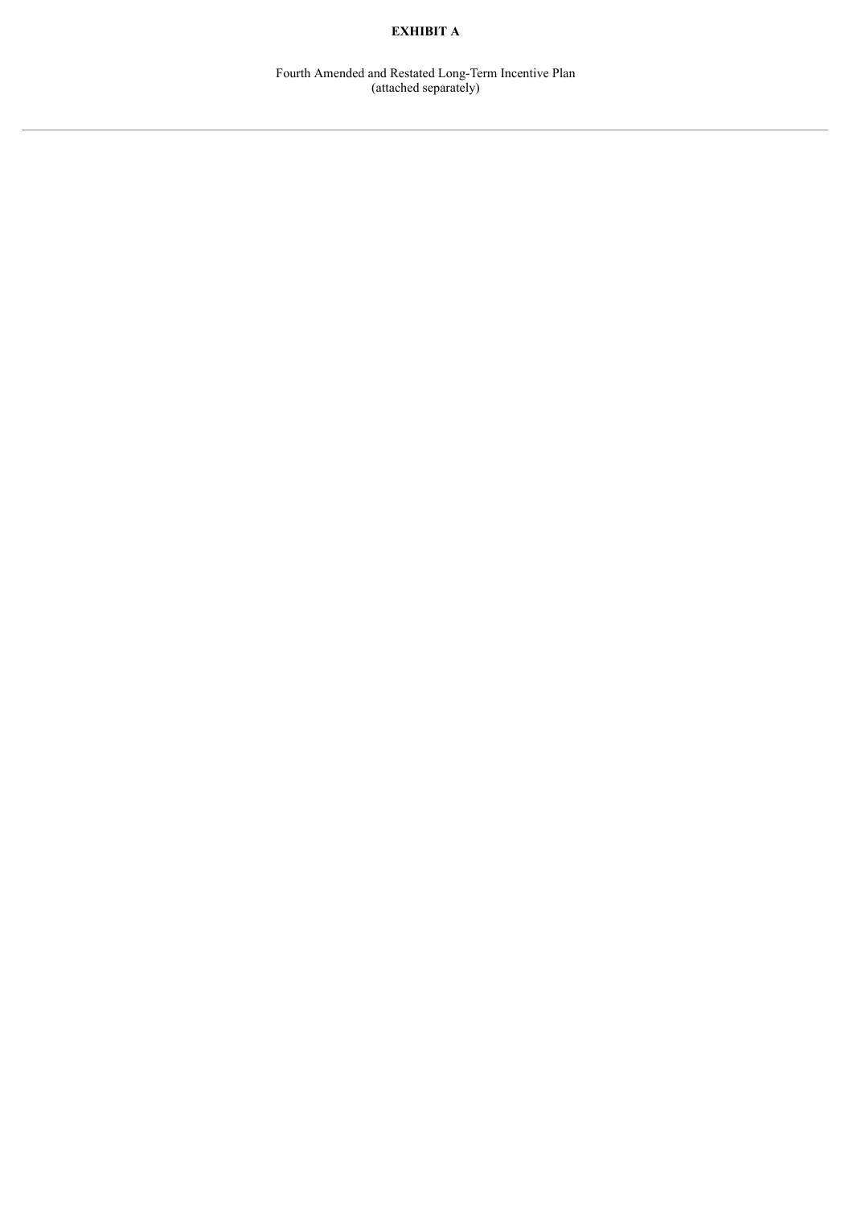**EXHIBIT A**

Fourth Amended and Restated Long-Term Incentive Plan
(attached separately)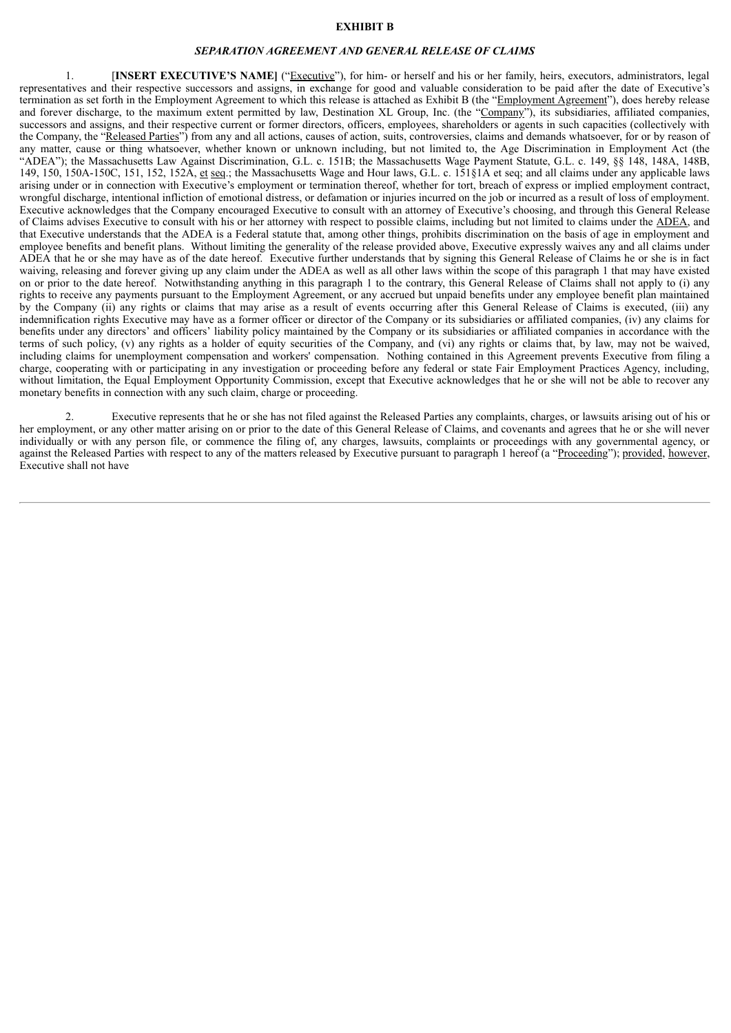**EXHIBIT B**

***SEPARATION AGREEMENT AND GENERAL RELEASE OF CLAIMS***

1. [**INSERT EXECUTIVE'S NAME]** ("Executive"), for him- or herself and his or her family, heirs, executors, administrators, legal representatives and their respective successors and assigns, in exchange for good and valuable consideration to be paid after the date of Executive's termination as set forth in the Employment Agreement to which this release is attached as Exhibit B (the "Employment Agreement"), does hereby release and forever discharge, to the maximum extent permitted by law, Destination XL Group, Inc. (the "Company"), its subsidiaries, affiliated companies, successors and assigns, and their respective current or former directors, officers, employees, shareholders or agents in such capacities (collectively with the Company, the "Released Parties") from any and all actions, causes of action, suits, controversies, claims and demands whatsoever, for or by reason of any matter, cause or thing whatsoever, whether known or unknown including, but not limited to, the Age Discrimination in Employment Act (the "ADEA"); the Massachusetts Law Against Discrimination, G.L. c. 151B; the Massachusetts Wage Payment Statute, G.L. c. 149, §§ 148, 148A, 148B, 149, 150, 150A-150C, 151, 152, 152A, et seq.; the Massachusetts Wage and Hour laws, G.L. c. 151§1A et seq; and all claims under any applicable laws arising under or in connection with Executive's employment or termination thereof, whether for tort, breach of express or implied employment contract, wrongful discharge, intentional infliction of emotional distress, or defamation or injuries incurred on the job or incurred as a result of loss of employment. Executive acknowledges that the Company encouraged Executive to consult with an attorney of Executive's choosing, and through this General Release of Claims advises Executive to consult with his or her attorney with respect to possible claims, including but not limited to claims under the ADEA, and that Executive understands that the ADEA is a Federal statute that, among other things, prohibits discrimination on the basis of age in employment and employee benefits and benefit plans. Without limiting the generality of the release provided above, Executive expressly waives any and all claims under ADEA that he or she may have as of the date hereof. Executive further understands that by signing this General Release of Claims he or she is in fact waiving, releasing and forever giving up any claim under the ADEA as well as all other laws within the scope of this paragraph 1 that may have existed on or prior to the date hereof. Notwithstanding anything in this paragraph 1 to the contrary, this General Release of Claims shall not apply to (i) any rights to receive any payments pursuant to the Employment Agreement, or any accrued but unpaid benefits under any employee benefit plan maintained by the Company (ii) any rights or claims that may arise as a result of events occurring after this General Release of Claims is executed, (iii) any indemnification rights Executive may have as a former officer or director of the Company or its subsidiaries or affiliated companies, (iv) any claims for benefits under any directors' and officers' liability policy maintained by the Company or its subsidiaries or affiliated companies in accordance with the terms of such policy, (v) any rights as a holder of equity securities of the Company, and (vi) any rights or claims that, by law, may not be waived, including claims for unemployment compensation and workers' compensation. Nothing contained in this Agreement prevents Executive from filing a charge, cooperating with or participating in any investigation or proceeding before any federal or state Fair Employment Practices Agency, including, without limitation, the Equal Employment Opportunity Commission, except that Executive acknowledges that he or she will not be able to recover any monetary benefits in connection with any such claim, charge or proceeding.

2. Executive represents that he or she has not filed against the Released Parties any complaints, charges, or lawsuits arising out of his or her employment, or any other matter arising on or prior to the date of this General Release of Claims, and covenants and agrees that he or she will never individually or with any person file, or commence the filing of, any charges, lawsuits, complaints or proceedings with any governmental agency, or against the Released Parties with respect to any of the matters released by Executive pursuant to paragraph 1 hereof (a "Proceeding"); provided, however, Executive shall not have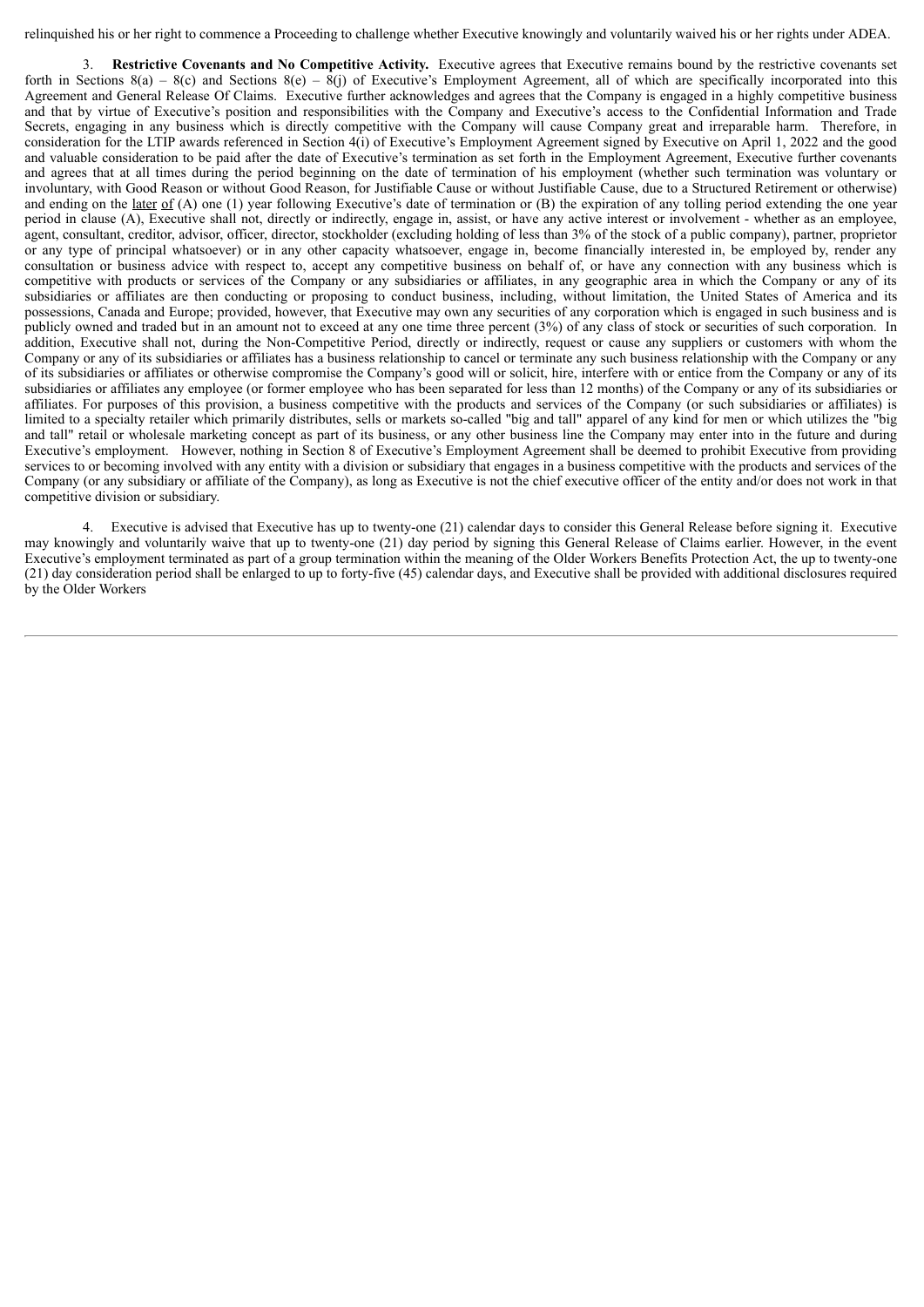relinquished his or her right to commence a Proceeding to challenge whether Executive knowingly and voluntarily waived his or her rights under ADEA.

3. **Restrictive Covenants and No Competitive Activity.** Executive agrees that Executive remains bound by the restrictive covenants set forth in Sections 8(a) – 8(c) and Sections 8(e) – 8(j) of Executive's Employment Agreement, all of which are specifically incorporated into this Agreement and General Release Of Claims. Executive further acknowledges and agrees that the Company is engaged in a highly competitive business and that by virtue of Executive's position and responsibilities with the Company and Executive's access to the Confidential Information and Trade Secrets, engaging in any business which is directly competitive with the Company will cause Company great and irreparable harm. Therefore, in consideration for the LTIP awards referenced in Section 4(i) of Executive's Employment Agreement signed by Executive on April 1, 2022 and the good and valuable consideration to be paid after the date of Executive's termination as set forth in the Employment Agreement, Executive further covenants and agrees that at all times during the period beginning on the date of termination of his employment (whether such termination was voluntary or involuntary, with Good Reason or without Good Reason, for Justifiable Cause or without Justifiable Cause, due to a Structured Retirement or otherwise) and ending on the later of (A) one (1) year following Executive's date of termination or (B) the expiration of any tolling period extending the one year period in clause (A), Executive shall not, directly or indirectly, engage in, assist, or have any active interest or involvement - whether as an employee, agent, consultant, creditor, advisor, officer, director, stockholder (excluding holding of less than 3% of the stock of a public company), partner, proprietor or any type of principal whatsoever) or in any other capacity whatsoever, engage in, become financially interested in, be employed by, render any consultation or business advice with respect to, accept any competitive business on behalf of, or have any connection with any business which is competitive with products or services of the Company or any subsidiaries or affiliates, in any geographic area in which the Company or any of its subsidiaries or affiliates are then conducting or proposing to conduct business, including, without limitation, the United States of America and its possessions, Canada and Europe; provided, however, that Executive may own any securities of any corporation which is engaged in such business and is publicly owned and traded but in an amount not to exceed at any one time three percent (3%) of any class of stock or securities of such corporation. In addition, Executive shall not, during the Non-Competitive Period, directly or indirectly, request or cause any suppliers or customers with whom the Company or any of its subsidiaries or affiliates has a business relationship to cancel or terminate any such business relationship with the Company or any of its subsidiaries or affiliates or otherwise compromise the Company's good will or solicit, hire, interfere with or entice from the Company or any of its subsidiaries or affiliates any employee (or former employee who has been separated for less than 12 months) of the Company or any of its subsidiaries or affiliates. For purposes of this provision, a business competitive with the products and services of the Company (or such subsidiaries or affiliates) is limited to a specialty retailer which primarily distributes, sells or markets so-called "big and tall" apparel of any kind for men or which utilizes the "big and tall" retail or wholesale marketing concept as part of its business, or any other business line the Company may enter into in the future and during Executive's employment. However, nothing in Section 8 of Executive's Employment Agreement shall be deemed to prohibit Executive from providing services to or becoming involved with any entity with a division or subsidiary that engages in a business competitive with the products and services of the Company (or any subsidiary or affiliate of the Company), as long as Executive is not the chief executive officer of the entity and/or does not work in that competitive division or subsidiary.

4. Executive is advised that Executive has up to twenty-one (21) calendar days to consider this General Release before signing it. Executive may knowingly and voluntarily waive that up to twenty-one (21) day period by signing this General Release of Claims earlier. However, in the event Executive's employment terminated as part of a group termination within the meaning of the Older Workers Benefits Protection Act, the up to twenty-one (21) day consideration period shall be enlarged to up to forty-five (45) calendar days, and Executive shall be provided with additional disclosures required by the Older Workers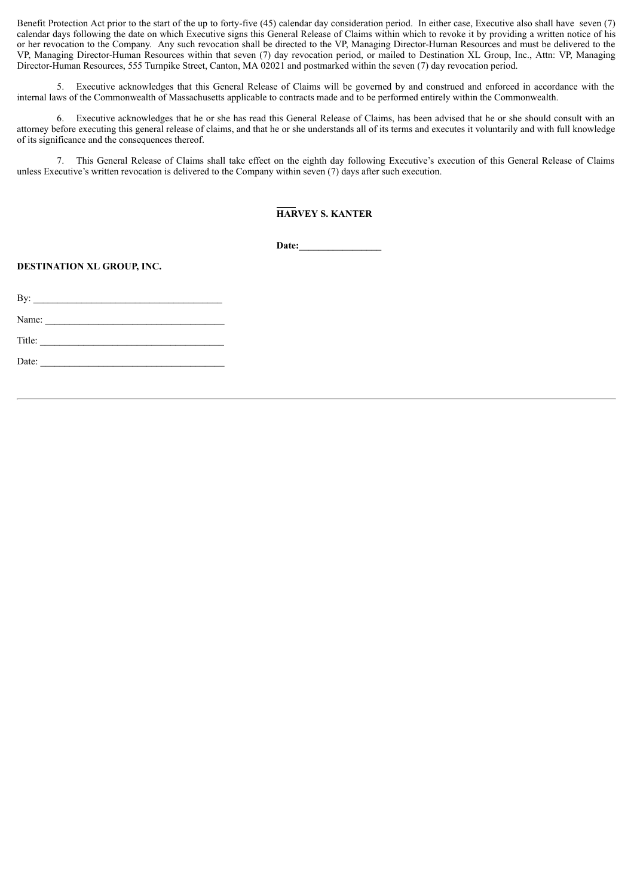Benefit Protection Act prior to the start of the up to forty-five (45) calendar day consideration period. In either case, Executive also shall have seven (7) calendar days following the date on which Executive signs this General Release of Claims within which to revoke it by providing a written notice of his or her revocation to the Company. Any such revocation shall be directed to the VP, Managing Director-Human Resources and must be delivered to the VP, Managing Director-Human Resources within that seven (7) day revocation period, or mailed to Destination XL Group, Inc., Attn: VP, Managing Director-Human Resources, 555 Turnpike Street, Canton, MA 02021 and postmarked within the seven (7) day revocation period.

5. Executive acknowledges that this General Release of Claims will be governed by and construed and enforced in accordance with the internal laws of the Commonwealth of Massachusetts applicable to contracts made and to be performed entirely within the Commonwealth.

6. Executive acknowledges that he or she has read this General Release of Claims, has been advised that he or she should consult with an attorney before executing this general release of claims, and that he or she understands all of its terms and executes it voluntarily and with full knowledge of its significance and the consequences thereof.

7. This General Release of Claims shall take effect on the eighth day following Executive's execution of this General Release of Claims unless Executive's written revocation is delivered to the Company within seven (7) days after such execution.

**HARVEY S. KANTER**

**Date:\_\_\_\_\_\_\_\_\_\_\_\_\_\_\_\_\_**

**DESTINATION XL GROUP, INC.**

By: \_\_\_\_\_\_\_\_\_\_\_\_\_\_\_\_\_\_\_\_\_\_\_\_\_\_\_\_\_\_\_\_\_\_\_\_\_\_\_

Name: \_\_\_\_\_\_\_\_\_\_\_\_\_\_\_\_\_\_\_\_\_\_\_\_\_\_\_\_\_\_\_\_\_\_\_\_\_

Title: \_\_\_\_\_\_\_\_\_\_\_\_\_\_\_\_\_\_\_\_\_\_\_\_\_\_\_\_\_\_\_\_\_\_\_\_\_\_

Date: \_\_\_\_\_\_\_\_\_\_\_\_\_\_\_\_\_\_\_\_\_\_\_\_\_\_\_\_\_\_\_\_\_\_\_\_\_\_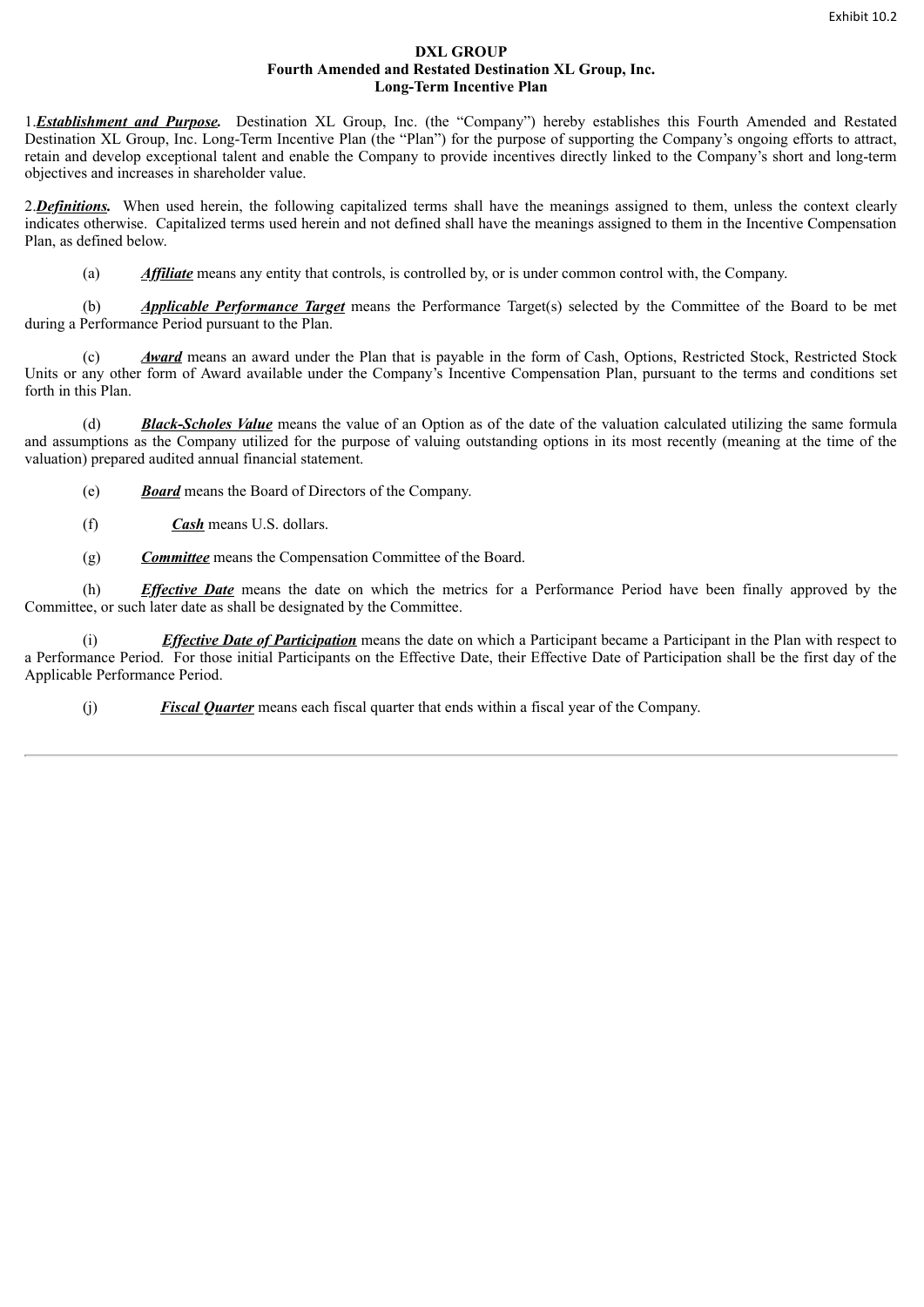Exhibit 10.2

**DXL GROUP**
**Fourth Amended and Restated Destination XL Group, Inc.**
**Long-Term Incentive Plan**

1.***Establishment and Purpose.*** Destination XL Group, Inc. (the "Company") hereby establishes this Fourth Amended and Restated Destination XL Group, Inc. Long-Term Incentive Plan (the "Plan") for the purpose of supporting the Company's ongoing efforts to attract, retain and develop exceptional talent and enable the Company to provide incentives directly linked to the Company's short and long-term objectives and increases in shareholder value.

2.***Definitions.*** When used herein, the following capitalized terms shall have the meanings assigned to them, unless the context clearly indicates otherwise. Capitalized terms used herein and not defined shall have the meanings assigned to them in the Incentive Compensation Plan, as defined below.

(a) ***Affiliate*** means any entity that controls, is controlled by, or is under common control with, the Company.

(b) ***Applicable Performance Target*** means the Performance Target(s) selected by the Committee of the Board to be met during a Performance Period pursuant to the Plan.

(c) ***Award*** means an award under the Plan that is payable in the form of Cash, Options, Restricted Stock, Restricted Stock Units or any other form of Award available under the Company's Incentive Compensation Plan, pursuant to the terms and conditions set forth in this Plan.

(d) ***Black-Scholes Value*** means the value of an Option as of the date of the valuation calculated utilizing the same formula and assumptions as the Company utilized for the purpose of valuing outstanding options in its most recently (meaning at the time of the valuation) prepared audited annual financial statement.

(e) ***Board*** means the Board of Directors of the Company.

(f) ***Cash*** means U.S. dollars.

(g) ***Committee*** means the Compensation Committee of the Board.

(h) ***Effective Date*** means the date on which the metrics for a Performance Period have been finally approved by the Committee, or such later date as shall be designated by the Committee.

(i) ***Effective Date of Participation*** means the date on which a Participant became a Participant in the Plan with respect to a Performance Period. For those initial Participants on the Effective Date, their Effective Date of Participation shall be the first day of the Applicable Performance Period.

(j) ***Fiscal Quarter*** means each fiscal quarter that ends within a fiscal year of the Company.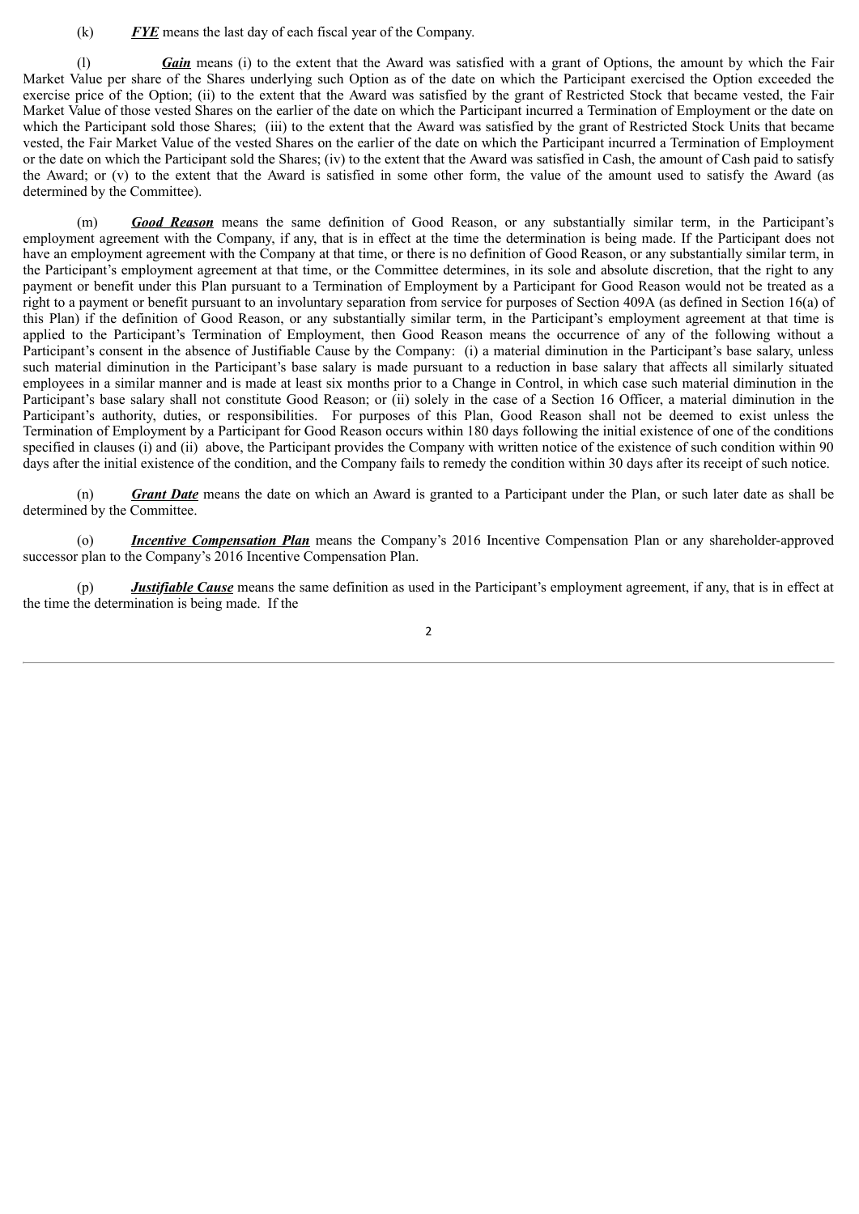(k) ***FYE*** means the last day of each fiscal year of the Company.

(l) ***Gain*** means (i) to the extent that the Award was satisfied with a grant of Options, the amount by which the Fair Market Value per share of the Shares underlying such Option as of the date on which the Participant exercised the Option exceeded the exercise price of the Option; (ii) to the extent that the Award was satisfied by the grant of Restricted Stock that became vested, the Fair Market Value of those vested Shares on the earlier of the date on which the Participant incurred a Termination of Employment or the date on which the Participant sold those Shares; (iii) to the extent that the Award was satisfied by the grant of Restricted Stock Units that became vested, the Fair Market Value of the vested Shares on the earlier of the date on which the Participant incurred a Termination of Employment or the date on which the Participant sold the Shares; (iv) to the extent that the Award was satisfied in Cash, the amount of Cash paid to satisfy the Award; or (v) to the extent that the Award is satisfied in some other form, the value of the amount used to satisfy the Award (as determined by the Committee).

(m) ***Good Reason*** means the same definition of Good Reason, or any substantially similar term, in the Participant's employment agreement with the Company, if any, that is in effect at the time the determination is being made. If the Participant does not have an employment agreement with the Company at that time, or there is no definition of Good Reason, or any substantially similar term, in the Participant's employment agreement at that time, or the Committee determines, in its sole and absolute discretion, that the right to any payment or benefit under this Plan pursuant to a Termination of Employment by a Participant for Good Reason would not be treated as a right to a payment or benefit pursuant to an involuntary separation from service for purposes of Section 409A (as defined in Section 16(a) of this Plan) if the definition of Good Reason, or any substantially similar term, in the Participant's employment agreement at that time is applied to the Participant's Termination of Employment, then Good Reason means the occurrence of any of the following without a Participant's consent in the absence of Justifiable Cause by the Company: (i) a material diminution in the Participant's base salary, unless such material diminution in the Participant's base salary is made pursuant to a reduction in base salary that affects all similarly situated employees in a similar manner and is made at least six months prior to a Change in Control, in which case such material diminution in the Participant's base salary shall not constitute Good Reason; or (ii) solely in the case of a Section 16 Officer, a material diminution in the Participant's authority, duties, or responsibilities. For purposes of this Plan, Good Reason shall not be deemed to exist unless the Termination of Employment by a Participant for Good Reason occurs within 180 days following the initial existence of one of the conditions specified in clauses (i) and (ii) above, the Participant provides the Company with written notice of the existence of such condition within 90 days after the initial existence of the condition, and the Company fails to remedy the condition within 30 days after its receipt of such notice.

(n) ***Grant Date*** means the date on which an Award is granted to a Participant under the Plan, or such later date as shall be determined by the Committee.

(o) ***Incentive Compensation Plan*** means the Company's 2016 Incentive Compensation Plan or any shareholder-approved successor plan to the Company's 2016 Incentive Compensation Plan.

(p) ***Justifiable Cause*** means the same definition as used in the Participant's employment agreement, if any, that is in effect at the time the determination is being made. If the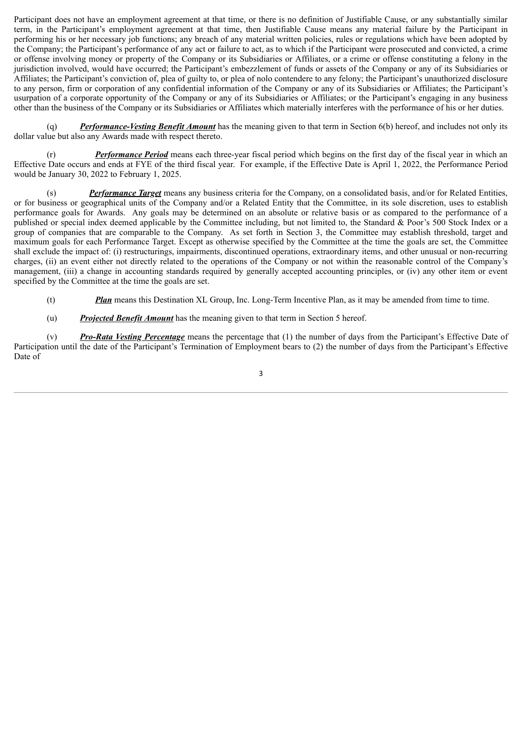Participant does not have an employment agreement at that time, or there is no definition of Justifiable Cause, or any substantially similar term, in the Participant's employment agreement at that time, then Justifiable Cause means any material failure by the Participant in performing his or her necessary job functions; any breach of any material written policies, rules or regulations which have been adopted by the Company; the Participant's performance of any act or failure to act, as to which if the Participant were prosecuted and convicted, a crime or offense involving money or property of the Company or its Subsidiaries or Affiliates, or a crime or offense constituting a felony in the jurisdiction involved, would have occurred; the Participant's embezzlement of funds or assets of the Company or any of its Subsidiaries or Affiliates; the Participant's conviction of, plea of guilty to, or plea of nolo contendere to any felony; the Participant's unauthorized disclosure to any person, firm or corporation of any confidential information of the Company or any of its Subsidiaries or Affiliates; the Participant's usurpation of a corporate opportunity of the Company or any of its Subsidiaries or Affiliates; or the Participant's engaging in any business other than the business of the Company or its Subsidiaries or Affiliates which materially interferes with the performance of his or her duties.

(q) ***Performance-Vesting Benefit Amount*** has the meaning given to that term in Section 6(b) hereof, and includes not only its dollar value but also any Awards made with respect thereto.

(r) ***Performance Period*** means each three-year fiscal period which begins on the first day of the fiscal year in which an Effective Date occurs and ends at FYE of the third fiscal year. For example, if the Effective Date is April 1, 2022, the Performance Period would be January 30, 2022 to February 1, 2025.

(s) ***Performance Target*** means any business criteria for the Company, on a consolidated basis, and/or for Related Entities, or for business or geographical units of the Company and/or a Related Entity that the Committee, in its sole discretion, uses to establish performance goals for Awards. Any goals may be determined on an absolute or relative basis or as compared to the performance of a published or special index deemed applicable by the Committee including, but not limited to, the Standard & Poor's 500 Stock Index or a group of companies that are comparable to the Company. As set forth in Section 3, the Committee may establish threshold, target and maximum goals for each Performance Target. Except as otherwise specified by the Committee at the time the goals are set, the Committee shall exclude the impact of: (i) restructurings, impairments, discontinued operations, extraordinary items, and other unusual or non-recurring charges, (ii) an event either not directly related to the operations of the Company or not within the reasonable control of the Company's management, (iii) a change in accounting standards required by generally accepted accounting principles, or (iv) any other item or event specified by the Committee at the time the goals are set.

(t) ***Plan*** means this Destination XL Group, Inc. Long-Term Incentive Plan, as it may be amended from time to time.

(u) ***Projected Benefit Amount*** has the meaning given to that term in Section 5 hereof.

(v) ***Pro-Rata Vesting Percentage*** means the percentage that (1) the number of days from the Participant's Effective Date of Participation until the date of the Participant's Termination of Employment bears to (2) the number of days from the Participant's Effective Date of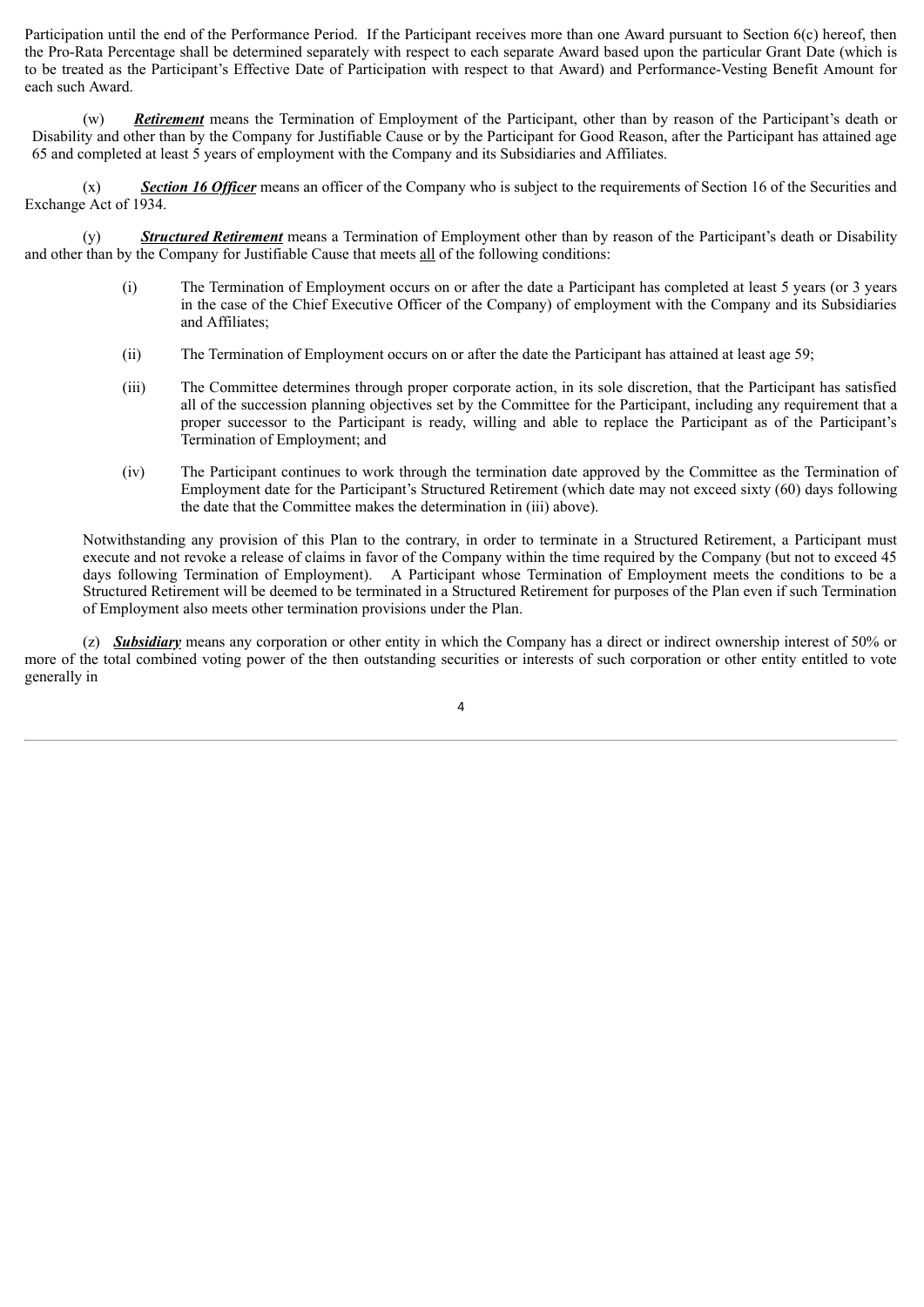Participation until the end of the Performance Period. If the Participant receives more than one Award pursuant to Section 6(c) hereof, then the Pro-Rata Percentage shall be determined separately with respect to each separate Award based upon the particular Grant Date (which is to be treated as the Participant's Effective Date of Participation with respect to that Award) and Performance-Vesting Benefit Amount for each such Award.

(w) ***Retirement*** means the Termination of Employment of the Participant, other than by reason of the Participant's death or Disability and other than by the Company for Justifiable Cause or by the Participant for Good Reason, after the Participant has attained age 65 and completed at least 5 years of employment with the Company and its Subsidiaries and Affiliates.

(x) ***Section 16 Officer*** means an officer of the Company who is subject to the requirements of Section 16 of the Securities and Exchange Act of 1934.

(y) ***Structured Retirement*** means a Termination of Employment other than by reason of the Participant's death or Disability and other than by the Company for Justifiable Cause that meets all of the following conditions:

(i) The Termination of Employment occurs on or after the date a Participant has completed at least 5 years (or 3 years in the case of the Chief Executive Officer of the Company) of employment with the Company and its Subsidiaries and Affiliates;

(ii) The Termination of Employment occurs on or after the date the Participant has attained at least age 59;

(iii) The Committee determines through proper corporate action, in its sole discretion, that the Participant has satisfied all of the succession planning objectives set by the Committee for the Participant, including any requirement that a proper successor to the Participant is ready, willing and able to replace the Participant as of the Participant's Termination of Employment; and

(iv) The Participant continues to work through the termination date approved by the Committee as the Termination of Employment date for the Participant's Structured Retirement (which date may not exceed sixty (60) days following the date that the Committee makes the determination in (iii) above).

Notwithstanding any provision of this Plan to the contrary, in order to terminate in a Structured Retirement, a Participant must execute and not revoke a release of claims in favor of the Company within the time required by the Company (but not to exceed 45 days following Termination of Employment). A Participant whose Termination of Employment meets the conditions to be a Structured Retirement will be deemed to be terminated in a Structured Retirement for purposes of the Plan even if such Termination of Employment also meets other termination provisions under the Plan.

(z) ***Subsidiary*** means any corporation or other entity in which the Company has a direct or indirect ownership interest of 50% or more of the total combined voting power of the then outstanding securities or interests of such corporation or other entity entitled to vote generally in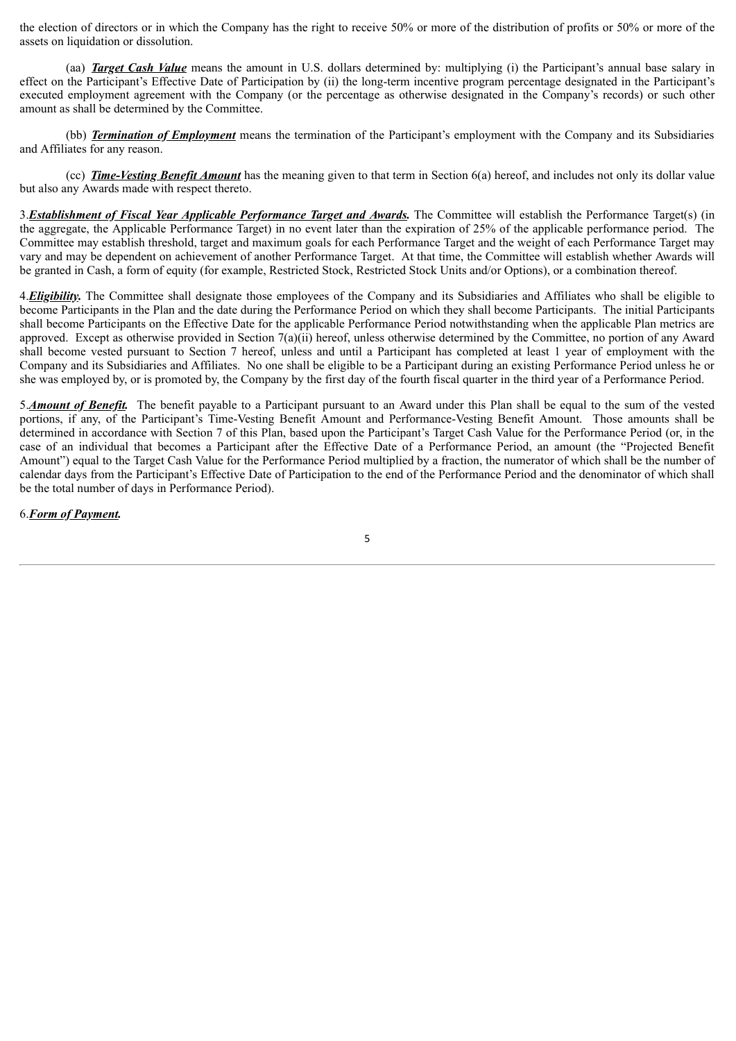the election of directors or in which the Company has the right to receive 50% or more of the distribution of profits or 50% or more of the assets on liquidation or dissolution.

(aa) ***Target Cash Value*** means the amount in U.S. dollars determined by: multiplying (i) the Participant's annual base salary in effect on the Participant's Effective Date of Participation by (ii) the long-term incentive program percentage designated in the Participant's executed employment agreement with the Company (or the percentage as otherwise designated in the Company's records) or such other amount as shall be determined by the Committee.

(bb) ***Termination of Employment*** means the termination of the Participant's employment with the Company and its Subsidiaries and Affiliates for any reason.

(cc) ***Time-Vesting Benefit Amount*** has the meaning given to that term in Section 6(a) hereof, and includes not only its dollar value but also any Awards made with respect thereto.

3.***Establishment of Fiscal Year Applicable Performance Target and Awards.*** The Committee will establish the Performance Target(s) (in the aggregate, the Applicable Performance Target) in no event later than the expiration of 25% of the applicable performance period. The Committee may establish threshold, target and maximum goals for each Performance Target and the weight of each Performance Target may vary and may be dependent on achievement of another Performance Target. At that time, the Committee will establish whether Awards will be granted in Cash, a form of equity (for example, Restricted Stock, Restricted Stock Units and/or Options), or a combination thereof.

4.***Eligibility.*** The Committee shall designate those employees of the Company and its Subsidiaries and Affiliates who shall be eligible to become Participants in the Plan and the date during the Performance Period on which they shall become Participants. The initial Participants shall become Participants on the Effective Date for the applicable Performance Period notwithstanding when the applicable Plan metrics are approved. Except as otherwise provided in Section 7(a)(ii) hereof, unless otherwise determined by the Committee, no portion of any Award shall become vested pursuant to Section 7 hereof, unless and until a Participant has completed at least 1 year of employment with the Company and its Subsidiaries and Affiliates. No one shall be eligible to be a Participant during an existing Performance Period unless he or she was employed by, or is promoted by, the Company by the first day of the fourth fiscal quarter in the third year of a Performance Period.

5.***Amount of Benefit.*** The benefit payable to a Participant pursuant to an Award under this Plan shall be equal to the sum of the vested portions, if any, of the Participant's Time-Vesting Benefit Amount and Performance-Vesting Benefit Amount. Those amounts shall be determined in accordance with Section 7 of this Plan, based upon the Participant's Target Cash Value for the Performance Period (or, in the case of an individual that becomes a Participant after the Effective Date of a Performance Period, an amount (the "Projected Benefit Amount") equal to the Target Cash Value for the Performance Period multiplied by a fraction, the numerator of which shall be the number of calendar days from the Participant's Effective Date of Participation to the end of the Performance Period and the denominator of which shall be the total number of days in Performance Period).

6.***Form of Payment.***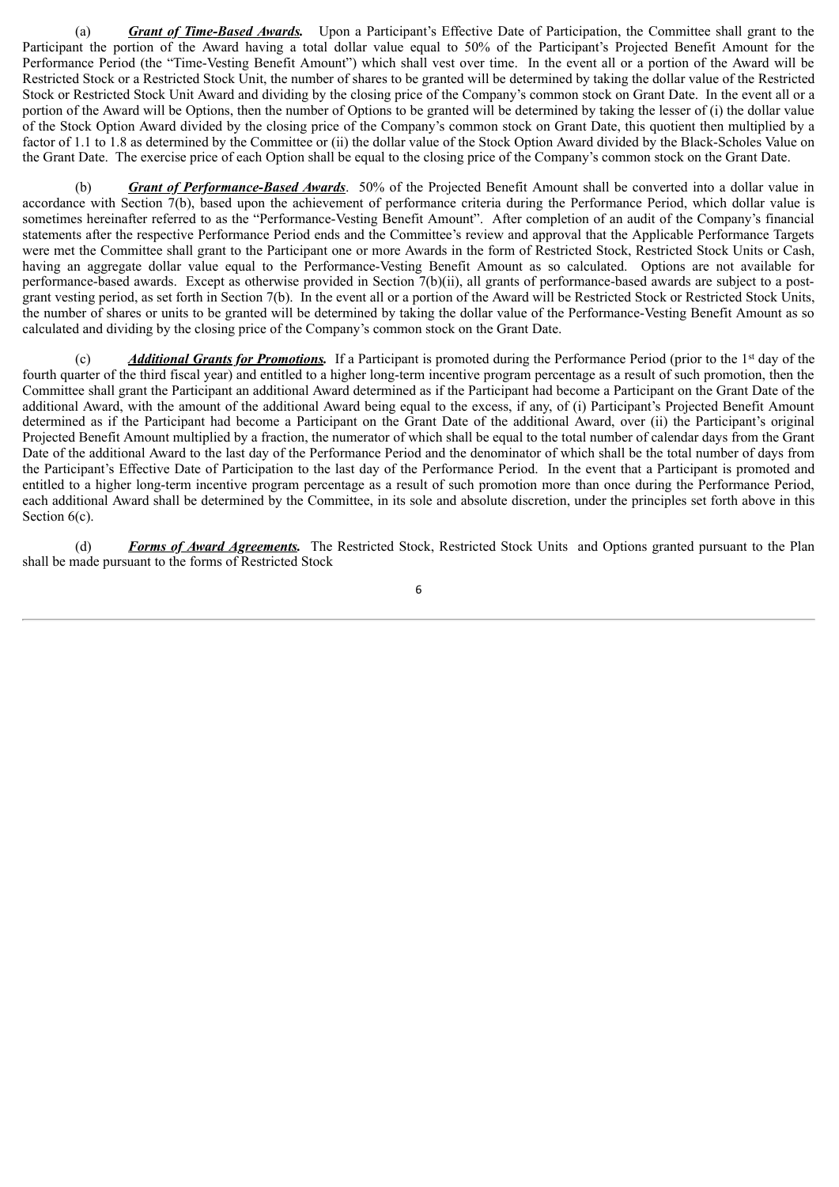(a) ***Grant of Time-Based Awards.*** Upon a Participant's Effective Date of Participation, the Committee shall grant to the Participant the portion of the Award having a total dollar value equal to 50% of the Participant's Projected Benefit Amount for the Performance Period (the "Time-Vesting Benefit Amount") which shall vest over time. In the event all or a portion of the Award will be Restricted Stock or a Restricted Stock Unit, the number of shares to be granted will be determined by taking the dollar value of the Restricted Stock or Restricted Stock Unit Award and dividing by the closing price of the Company's common stock on Grant Date. In the event all or a portion of the Award will be Options, then the number of Options to be granted will be determined by taking the lesser of (i) the dollar value of the Stock Option Award divided by the closing price of the Company's common stock on Grant Date, this quotient then multiplied by a factor of 1.1 to 1.8 as determined by the Committee or (ii) the dollar value of the Stock Option Award divided by the Black-Scholes Value on the Grant Date. The exercise price of each Option shall be equal to the closing price of the Company's common stock on the Grant Date.

(b) ***Grant of Performance-Based Awards***. 50% of the Projected Benefit Amount shall be converted into a dollar value in accordance with Section 7(b), based upon the achievement of performance criteria during the Performance Period, which dollar value is sometimes hereinafter referred to as the "Performance-Vesting Benefit Amount". After completion of an audit of the Company's financial statements after the respective Performance Period ends and the Committee's review and approval that the Applicable Performance Targets were met the Committee shall grant to the Participant one or more Awards in the form of Restricted Stock, Restricted Stock Units or Cash, having an aggregate dollar value equal to the Performance-Vesting Benefit Amount as so calculated. Options are not available for performance-based awards. Except as otherwise provided in Section 7(b)(ii), all grants of performance-based awards are subject to a post-grant vesting period, as set forth in Section 7(b). In the event all or a portion of the Award will be Restricted Stock or Restricted Stock Units, the number of shares or units to be granted will be determined by taking the dollar value of the Performance-Vesting Benefit Amount as so calculated and dividing by the closing price of the Company's common stock on the Grant Date.

(c) ***Additional Grants for Promotions.*** If a Participant is promoted during the Performance Period (prior to the 1st day of the fourth quarter of the third fiscal year) and entitled to a higher long-term incentive program percentage as a result of such promotion, then the Committee shall grant the Participant an additional Award determined as if the Participant had become a Participant on the Grant Date of the additional Award, with the amount of the additional Award being equal to the excess, if any, of (i) Participant's Projected Benefit Amount determined as if the Participant had become a Participant on the Grant Date of the additional Award, over (ii) the Participant's original Projected Benefit Amount multiplied by a fraction, the numerator of which shall be equal to the total number of calendar days from the Grant Date of the additional Award to the last day of the Performance Period and the denominator of which shall be the total number of days from the Participant's Effective Date of Participation to the last day of the Performance Period. In the event that a Participant is promoted and entitled to a higher long-term incentive program percentage as a result of such promotion more than once during the Performance Period, each additional Award shall be determined by the Committee, in its sole and absolute discretion, under the principles set forth above in this Section 6(c).

(d) ***Forms of Award Agreements.*** The Restricted Stock, Restricted Stock Units and Options granted pursuant to the Plan shall be made pursuant to the forms of Restricted Stock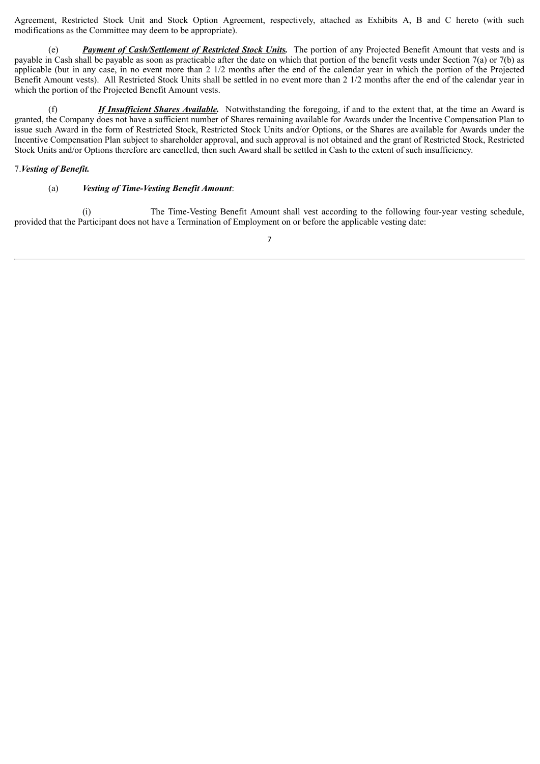Agreement, Restricted Stock Unit and Stock Option Agreement, respectively, attached as Exhibits A, B and C hereto (with such modifications as the Committee may deem to be appropriate).

(e) ***Payment of Cash/Settlement of Restricted Stock Units.*** The portion of any Projected Benefit Amount that vests and is payable in Cash shall be payable as soon as practicable after the date on which that portion of the benefit vests under Section 7(a) or 7(b) as applicable (but in any case, in no event more than 2 1/2 months after the end of the calendar year in which the portion of the Projected Benefit Amount vests). All Restricted Stock Units shall be settled in no event more than 2 1/2 months after the end of the calendar year in which the portion of the Projected Benefit Amount vests.

(f) ***If Insufficient Shares Available.*** Notwithstanding the foregoing, if and to the extent that, at the time an Award is granted, the Company does not have a sufficient number of Shares remaining available for Awards under the Incentive Compensation Plan to issue such Award in the form of Restricted Stock, Restricted Stock Units and/or Options, or the Shares are available for Awards under the Incentive Compensation Plan subject to shareholder approval, and such approval is not obtained and the grant of Restricted Stock, Restricted Stock Units and/or Options therefore are cancelled, then such Award shall be settled in Cash to the extent of such insufficiency.

7. ***Vesting of Benefit.***

(a) ***Vesting of Time-Vesting Benefit Amount***:

(i) The Time-Vesting Benefit Amount shall vest according to the following four-year vesting schedule, provided that the Participant does not have a Termination of Employment on or before the applicable vesting date: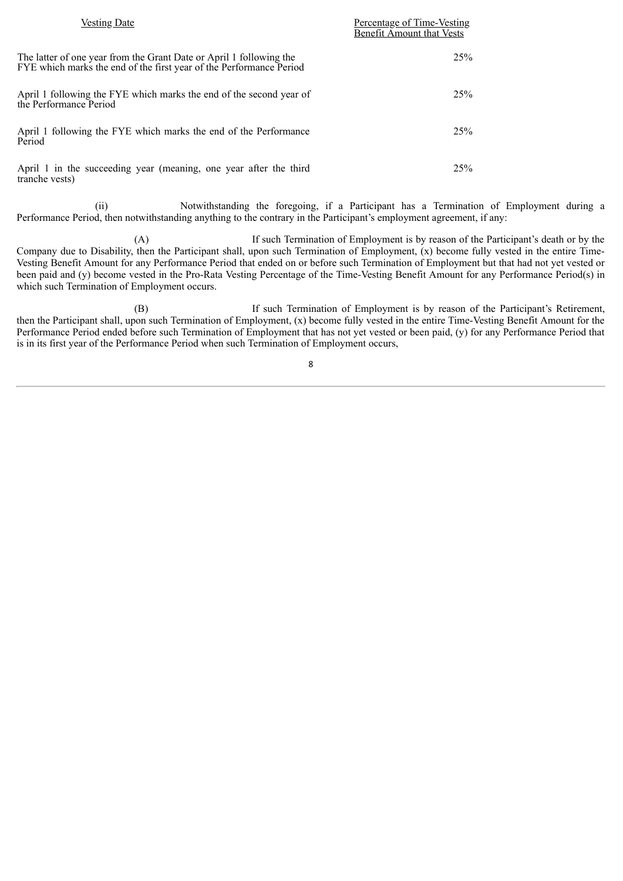| Vesting Date | Percentage of Time-Vesting Benefit Amount that Vests |
|---|---|
| The latter of one year from the Grant Date or April 1 following the FYE which marks the end of the first year of the Performance Period | 25% |
| April 1 following the FYE which marks the end of the second year of the Performance Period | 25% |
| April 1 following the FYE which marks the end of the Performance Period | 25% |
| April 1 in the succeeding year (meaning, one year after the third tranche vests) | 25% |

(ii) Notwithstanding the foregoing, if a Participant has a Termination of Employment during a Performance Period, then notwithstanding anything to the contrary in the Participant's employment agreement, if any:

(A) If such Termination of Employment is by reason of the Participant's death or by the Company due to Disability, then the Participant shall, upon such Termination of Employment, (x) become fully vested in the entire Time-Vesting Benefit Amount for any Performance Period that ended on or before such Termination of Employment but that had not yet vested or been paid and (y) become vested in the Pro-Rata Vesting Percentage of the Time-Vesting Benefit Amount for any Performance Period(s) in which such Termination of Employment occurs.

(B) If such Termination of Employment is by reason of the Participant's Retirement, then the Participant shall, upon such Termination of Employment, (x) become fully vested in the entire Time-Vesting Benefit Amount for the Performance Period ended before such Termination of Employment that has not yet vested or been paid, (y) for any Performance Period that is in its first year of the Performance Period when such Termination of Employment occurs,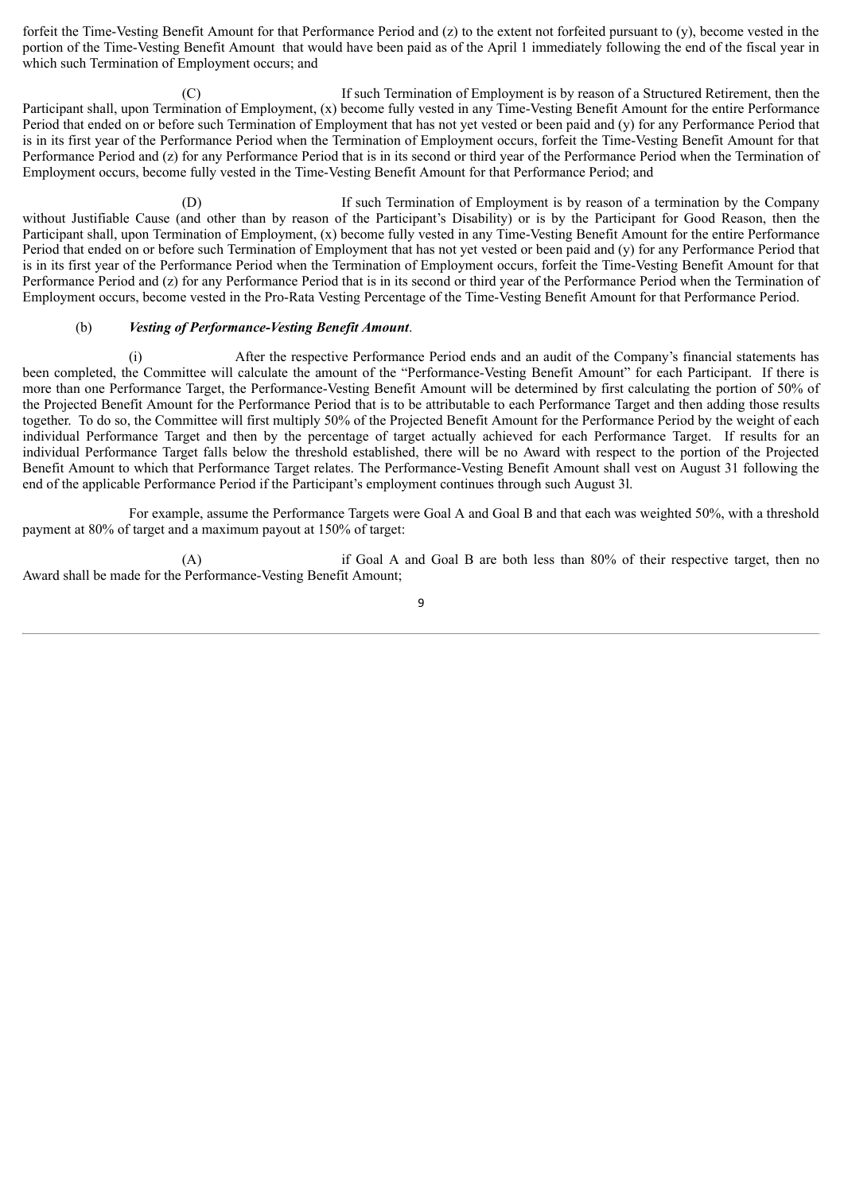forfeit the Time-Vesting Benefit Amount for that Performance Period and (z) to the extent not forfeited pursuant to (y), become vested in the portion of the Time-Vesting Benefit Amount that would have been paid as of the April 1 immediately following the end of the fiscal year in which such Termination of Employment occurs; and

(C) If such Termination of Employment is by reason of a Structured Retirement, then the Participant shall, upon Termination of Employment, (x) become fully vested in any Time-Vesting Benefit Amount for the entire Performance Period that ended on or before such Termination of Employment that has not yet vested or been paid and (y) for any Performance Period that is in its first year of the Performance Period when the Termination of Employment occurs, forfeit the Time-Vesting Benefit Amount for that Performance Period and (z) for any Performance Period that is in its second or third year of the Performance Period when the Termination of Employment occurs, become fully vested in the Time-Vesting Benefit Amount for that Performance Period; and

(D) If such Termination of Employment is by reason of a termination by the Company without Justifiable Cause (and other than by reason of the Participant's Disability) or is by the Participant for Good Reason, then the Participant shall, upon Termination of Employment, (x) become fully vested in any Time-Vesting Benefit Amount for the entire Performance Period that ended on or before such Termination of Employment that has not yet vested or been paid and (y) for any Performance Period that is in its first year of the Performance Period when the Termination of Employment occurs, forfeit the Time-Vesting Benefit Amount for that Performance Period and (z) for any Performance Period that is in its second or third year of the Performance Period when the Termination of Employment occurs, become vested in the Pro-Rata Vesting Percentage of the Time-Vesting Benefit Amount for that Performance Period.

(b) ***Vesting of Performance-Vesting Benefit Amount***.

(i) After the respective Performance Period ends and an audit of the Company's financial statements has been completed, the Committee will calculate the amount of the "Performance-Vesting Benefit Amount" for each Participant. If there is more than one Performance Target, the Performance-Vesting Benefit Amount will be determined by first calculating the portion of 50% of the Projected Benefit Amount for the Performance Period that is to be attributable to each Performance Target and then adding those results together. To do so, the Committee will first multiply 50% of the Projected Benefit Amount for the Performance Period by the weight of each individual Performance Target and then by the percentage of target actually achieved for each Performance Target. If results for an individual Performance Target falls below the threshold established, there will be no Award with respect to the portion of the Projected Benefit Amount to which that Performance Target relates. The Performance-Vesting Benefit Amount shall vest on August 31 following the end of the applicable Performance Period if the Participant's employment continues through such August 3l.

For example, assume the Performance Targets were Goal A and Goal B and that each was weighted 50%, with a threshold payment at 80% of target and a maximum payout at 150% of target:

(A) if Goal A and Goal B are both less than 80% of their respective target, then no Award shall be made for the Performance-Vesting Benefit Amount;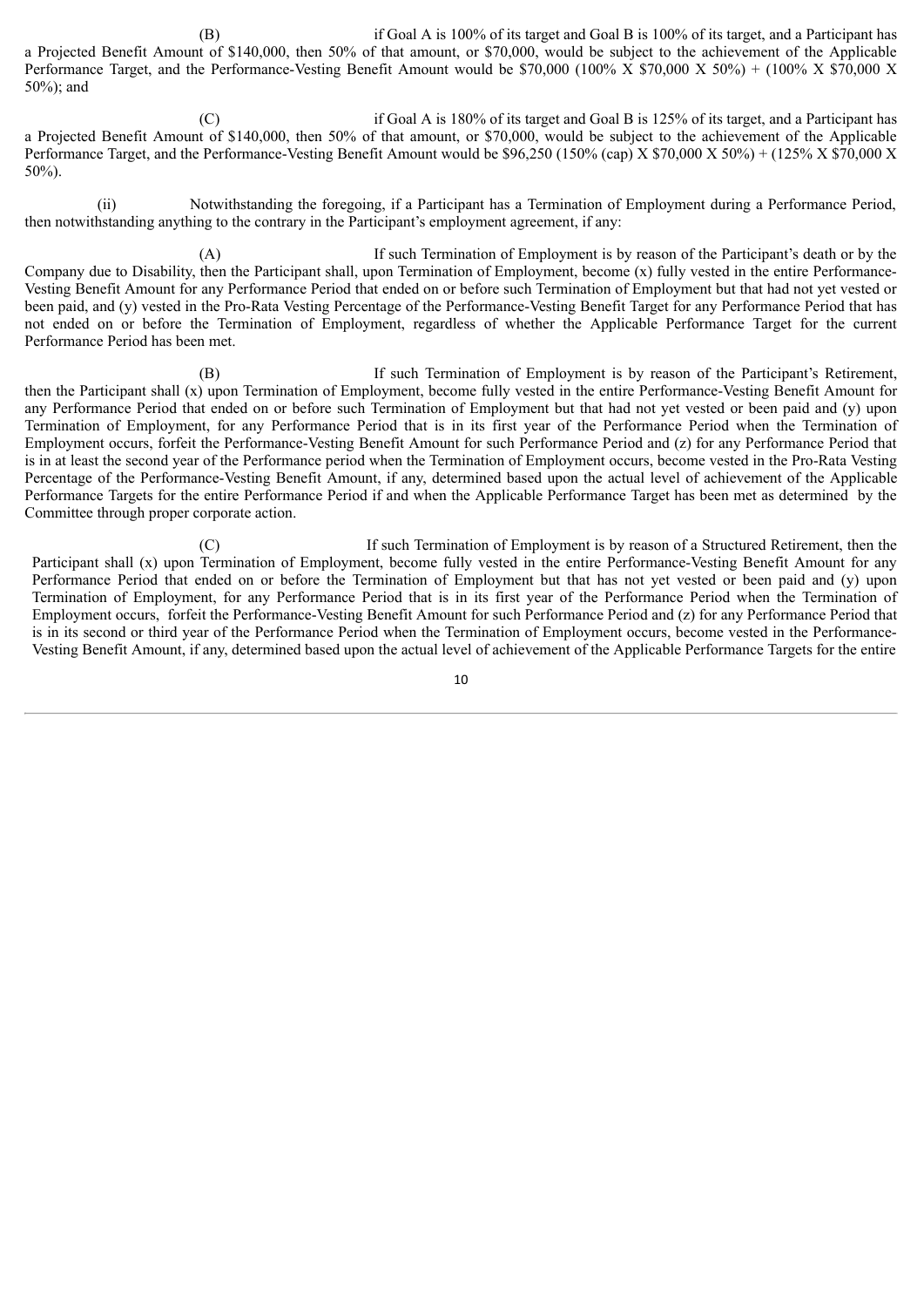(B) if Goal A is 100% of its target and Goal B is 100% of its target, and a Participant has a Projected Benefit Amount of \$140,000, then 50% of that amount, or \$70,000, would be subject to the achievement of the Applicable Performance Target, and the Performance-Vesting Benefit Amount would be \$70,000 (100% X \$70,000 X 50%) + (100% X \$70,000 X 50%); and

(C) if Goal A is 180% of its target and Goal B is 125% of its target, and a Participant has a Projected Benefit Amount of \$140,000, then 50% of that amount, or \$70,000, would be subject to the achievement of the Applicable Performance Target, and the Performance-Vesting Benefit Amount would be \$96,250 (150% (cap) X \$70,000 X 50%) + (125% X \$70,000 X 50%).

(ii) Notwithstanding the foregoing, if a Participant has a Termination of Employment during a Performance Period, then notwithstanding anything to the contrary in the Participant's employment agreement, if any:

(A) If such Termination of Employment is by reason of the Participant's death or by the Company due to Disability, then the Participant shall, upon Termination of Employment, become (x) fully vested in the entire Performance-Vesting Benefit Amount for any Performance Period that ended on or before such Termination of Employment but that had not yet vested or been paid, and (y) vested in the Pro-Rata Vesting Percentage of the Performance-Vesting Benefit Target for any Performance Period that has not ended on or before the Termination of Employment, regardless of whether the Applicable Performance Target for the current Performance Period has been met.

(B) If such Termination of Employment is by reason of the Participant's Retirement, then the Participant shall (x) upon Termination of Employment, become fully vested in the entire Performance-Vesting Benefit Amount for any Performance Period that ended on or before such Termination of Employment but that had not yet vested or been paid and (y) upon Termination of Employment, for any Performance Period that is in its first year of the Performance Period when the Termination of Employment occurs, forfeit the Performance-Vesting Benefit Amount for such Performance Period and (z) for any Performance Period that is in at least the second year of the Performance period when the Termination of Employment occurs, become vested in the Pro-Rata Vesting Percentage of the Performance-Vesting Benefit Amount, if any, determined based upon the actual level of achievement of the Applicable Performance Targets for the entire Performance Period if and when the Applicable Performance Target has been met as determined by the Committee through proper corporate action.

(C) If such Termination of Employment is by reason of a Structured Retirement, then the Participant shall (x) upon Termination of Employment, become fully vested in the entire Performance-Vesting Benefit Amount for any Performance Period that ended on or before the Termination of Employment but that has not yet vested or been paid and (y) upon Termination of Employment, for any Performance Period that is in its first year of the Performance Period when the Termination of Employment occurs, forfeit the Performance-Vesting Benefit Amount for such Performance Period and (z) for any Performance Period that is in its second or third year of the Performance Period when the Termination of Employment occurs, become vested in the Performance-Vesting Benefit Amount, if any, determined based upon the actual level of achievement of the Applicable Performance Targets for the entire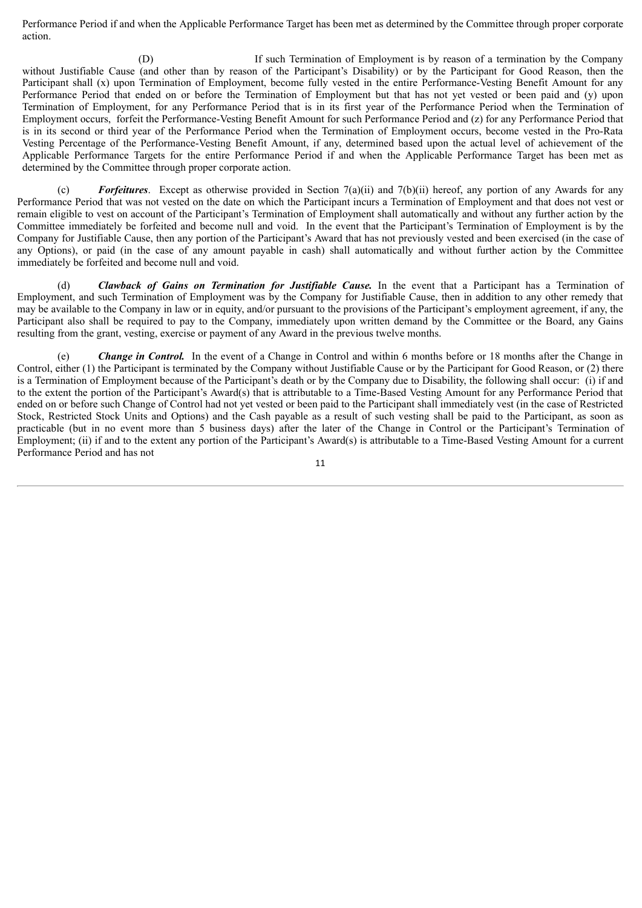Performance Period if and when the Applicable Performance Target has been met as determined by the Committee through proper corporate action.

(D) If such Termination of Employment is by reason of a termination by the Company without Justifiable Cause (and other than by reason of the Participant's Disability) or by the Participant for Good Reason, then the Participant shall (x) upon Termination of Employment, become fully vested in the entire Performance-Vesting Benefit Amount for any Performance Period that ended on or before the Termination of Employment but that has not yet vested or been paid and (y) upon Termination of Employment, for any Performance Period that is in its first year of the Performance Period when the Termination of Employment occurs, forfeit the Performance-Vesting Benefit Amount for such Performance Period and (z) for any Performance Period that is in its second or third year of the Performance Period when the Termination of Employment occurs, become vested in the Pro-Rata Vesting Percentage of the Performance-Vesting Benefit Amount, if any, determined based upon the actual level of achievement of the Applicable Performance Targets for the entire Performance Period if and when the Applicable Performance Target has been met as determined by the Committee through proper corporate action.

(c) ***Forfeitures***. Except as otherwise provided in Section 7(a)(ii) and 7(b)(ii) hereof, any portion of any Awards for any Performance Period that was not vested on the date on which the Participant incurs a Termination of Employment and that does not vest or remain eligible to vest on account of the Participant's Termination of Employment shall automatically and without any further action by the Committee immediately be forfeited and become null and void. In the event that the Participant's Termination of Employment is by the Company for Justifiable Cause, then any portion of the Participant's Award that has not previously vested and been exercised (in the case of any Options), or paid (in the case of any amount payable in cash) shall automatically and without further action by the Committee immediately be forfeited and become null and void.

(d) ***Clawback of Gains on Termination for Justifiable Cause.*** In the event that a Participant has a Termination of Employment, and such Termination of Employment was by the Company for Justifiable Cause, then in addition to any other remedy that may be available to the Company in law or in equity, and/or pursuant to the provisions of the Participant's employment agreement, if any, the Participant also shall be required to pay to the Company, immediately upon written demand by the Committee or the Board, any Gains resulting from the grant, vesting, exercise or payment of any Award in the previous twelve months.

(e) ***Change in Control.*** In the event of a Change in Control and within 6 months before or 18 months after the Change in Control, either (1) the Participant is terminated by the Company without Justifiable Cause or by the Participant for Good Reason, or (2) there is a Termination of Employment because of the Participant's death or by the Company due to Disability, the following shall occur: (i) if and to the extent the portion of the Participant's Award(s) that is attributable to a Time-Based Vesting Amount for any Performance Period that ended on or before such Change of Control had not yet vested or been paid to the Participant shall immediately vest (in the case of Restricted Stock, Restricted Stock Units and Options) and the Cash payable as a result of such vesting shall be paid to the Participant, as soon as practicable (but in no event more than 5 business days) after the later of the Change in Control or the Participant's Termination of Employment; (ii) if and to the extent any portion of the Participant's Award(s) is attributable to a Time-Based Vesting Amount for a current Performance Period and has not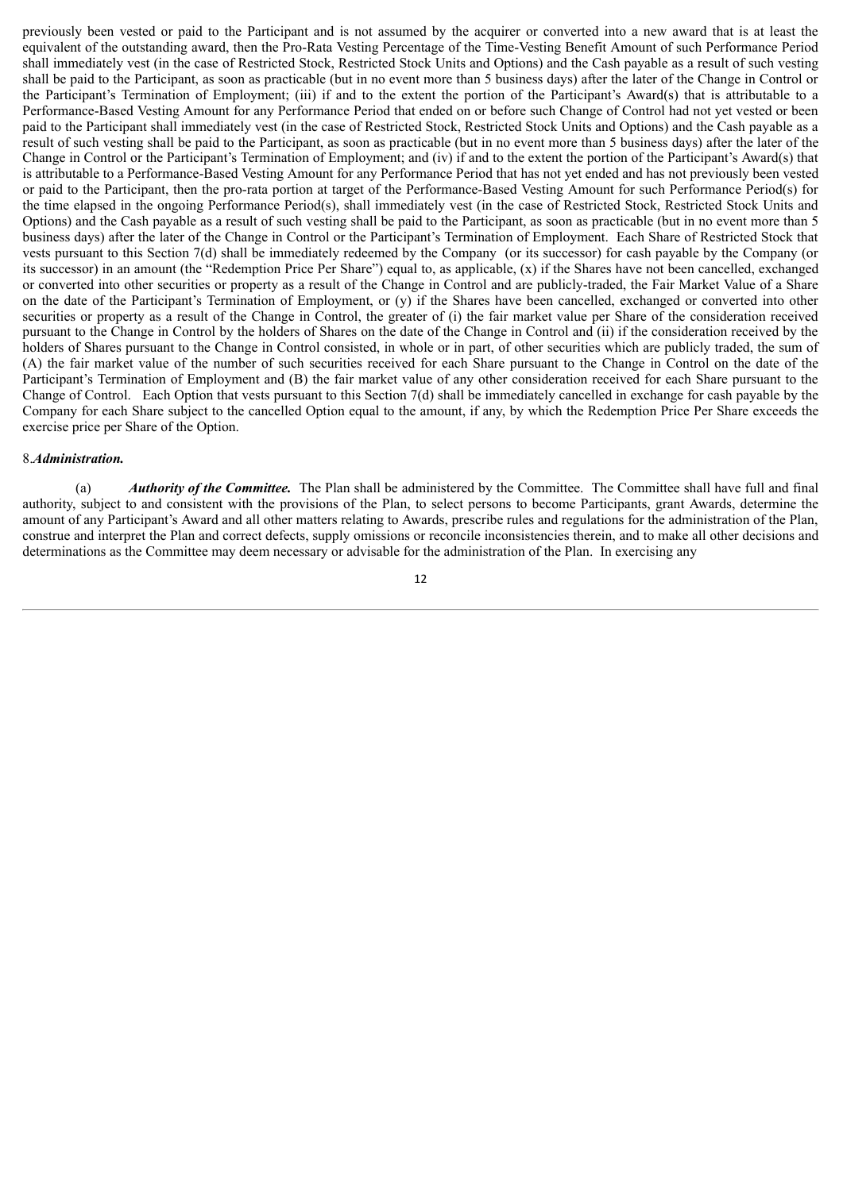previously been vested or paid to the Participant and is not assumed by the acquirer or converted into a new award that is at least the equivalent of the outstanding award, then the Pro-Rata Vesting Percentage of the Time-Vesting Benefit Amount of such Performance Period shall immediately vest (in the case of Restricted Stock, Restricted Stock Units and Options) and the Cash payable as a result of such vesting shall be paid to the Participant, as soon as practicable (but in no event more than 5 business days) after the later of the Change in Control or the Participant's Termination of Employment; (iii) if and to the extent the portion of the Participant's Award(s) that is attributable to a Performance-Based Vesting Amount for any Performance Period that ended on or before such Change of Control had not yet vested or been paid to the Participant shall immediately vest (in the case of Restricted Stock, Restricted Stock Units and Options) and the Cash payable as a result of such vesting shall be paid to the Participant, as soon as practicable (but in no event more than 5 business days) after the later of the Change in Control or the Participant's Termination of Employment; and (iv) if and to the extent the portion of the Participant's Award(s) that is attributable to a Performance-Based Vesting Amount for any Performance Period that has not yet ended and has not previously been vested or paid to the Participant, then the pro-rata portion at target of the Performance-Based Vesting Amount for such Performance Period(s) for the time elapsed in the ongoing Performance Period(s), shall immediately vest (in the case of Restricted Stock, Restricted Stock Units and Options) and the Cash payable as a result of such vesting shall be paid to the Participant, as soon as practicable (but in no event more than 5 business days) after the later of the Change in Control or the Participant's Termination of Employment. Each Share of Restricted Stock that vests pursuant to this Section 7(d) shall be immediately redeemed by the Company (or its successor) for cash payable by the Company (or its successor) in an amount (the "Redemption Price Per Share") equal to, as applicable, (x) if the Shares have not been cancelled, exchanged or converted into other securities or property as a result of the Change in Control and are publicly-traded, the Fair Market Value of a Share on the date of the Participant's Termination of Employment, or (y) if the Shares have been cancelled, exchanged or converted into other securities or property as a result of the Change in Control, the greater of (i) the fair market value per Share of the consideration received pursuant to the Change in Control by the holders of Shares on the date of the Change in Control and (ii) if the consideration received by the holders of Shares pursuant to the Change in Control consisted, in whole or in part, of other securities which are publicly traded, the sum of (A) the fair market value of the number of such securities received for each Share pursuant to the Change in Control on the date of the Participant's Termination of Employment and (B) the fair market value of any other consideration received for each Share pursuant to the Change of Control. Each Option that vests pursuant to this Section 7(d) shall be immediately cancelled in exchange for cash payable by the Company for each Share subject to the cancelled Option equal to the amount, if any, by which the Redemption Price Per Share exceeds the exercise price per Share of the Option.

8. ***Administration.***

(a) ***Authority of the Committee.*** The Plan shall be administered by the Committee. The Committee shall have full and final authority, subject to and consistent with the provisions of the Plan, to select persons to become Participants, grant Awards, determine the amount of any Participant's Award and all other matters relating to Awards, prescribe rules and regulations for the administration of the Plan, construe and interpret the Plan and correct defects, supply omissions or reconcile inconsistencies therein, and to make all other decisions and determinations as the Committee may deem necessary or advisable for the administration of the Plan. In exercising any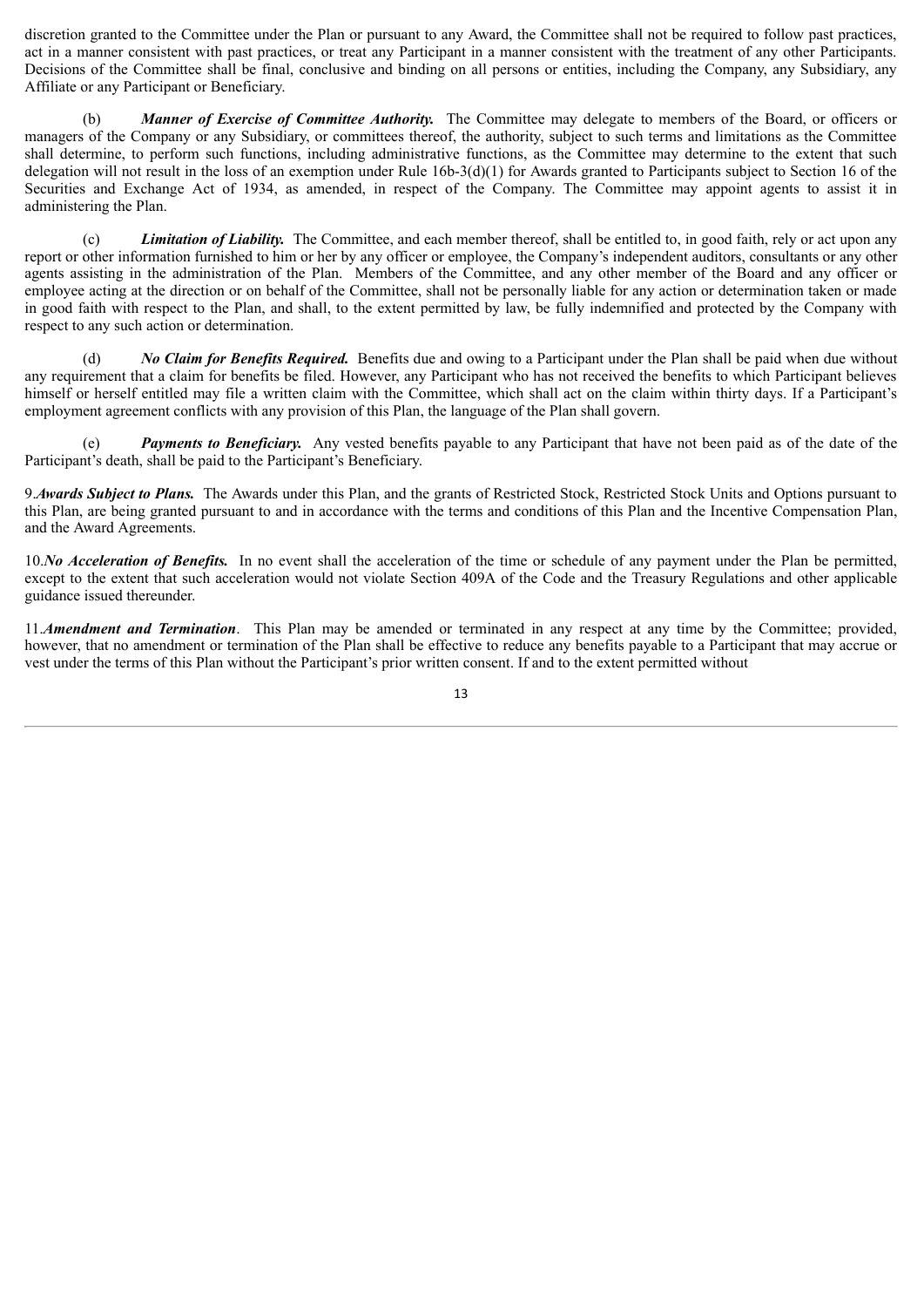discretion granted to the Committee under the Plan or pursuant to any Award, the Committee shall not be required to follow past practices, act in a manner consistent with past practices, or treat any Participant in a manner consistent with the treatment of any other Participants. Decisions of the Committee shall be final, conclusive and binding on all persons or entities, including the Company, any Subsidiary, any Affiliate or any Participant or Beneficiary.

(b) ***Manner of Exercise of Committee Authority.*** The Committee may delegate to members of the Board, or officers or managers of the Company or any Subsidiary, or committees thereof, the authority, subject to such terms and limitations as the Committee shall determine, to perform such functions, including administrative functions, as the Committee may determine to the extent that such delegation will not result in the loss of an exemption under Rule 16b-3(d)(1) for Awards granted to Participants subject to Section 16 of the Securities and Exchange Act of 1934, as amended, in respect of the Company. The Committee may appoint agents to assist it in administering the Plan.

(c) ***Limitation of Liability.*** The Committee, and each member thereof, shall be entitled to, in good faith, rely or act upon any report or other information furnished to him or her by any officer or employee, the Company's independent auditors, consultants or any other agents assisting in the administration of the Plan. Members of the Committee, and any other member of the Board and any officer or employee acting at the direction or on behalf of the Committee, shall not be personally liable for any action or determination taken or made in good faith with respect to the Plan, and shall, to the extent permitted by law, be fully indemnified and protected by the Company with respect to any such action or determination.

(d) ***No Claim for Benefits Required.*** Benefits due and owing to a Participant under the Plan shall be paid when due without any requirement that a claim for benefits be filed. However, any Participant who has not received the benefits to which Participant believes himself or herself entitled may file a written claim with the Committee, which shall act on the claim within thirty days. If a Participant's employment agreement conflicts with any provision of this Plan, the language of the Plan shall govern.

(e) ***Payments to Beneficiary.*** Any vested benefits payable to any Participant that have not been paid as of the date of the Participant's death, shall be paid to the Participant's Beneficiary.

9.***Awards Subject to Plans.*** The Awards under this Plan, and the grants of Restricted Stock, Restricted Stock Units and Options pursuant to this Plan, are being granted pursuant to and in accordance with the terms and conditions of this Plan and the Incentive Compensation Plan, and the Award Agreements.

10.***No Acceleration of Benefits.*** In no event shall the acceleration of the time or schedule of any payment under the Plan be permitted, except to the extent that such acceleration would not violate Section 409A of the Code and the Treasury Regulations and other applicable guidance issued thereunder.

11.***Amendment and Termination***. This Plan may be amended or terminated in any respect at any time by the Committee; provided, however, that no amendment or termination of the Plan shall be effective to reduce any benefits payable to a Participant that may accrue or vest under the terms of this Plan without the Participant's prior written consent. If and to the extent permitted without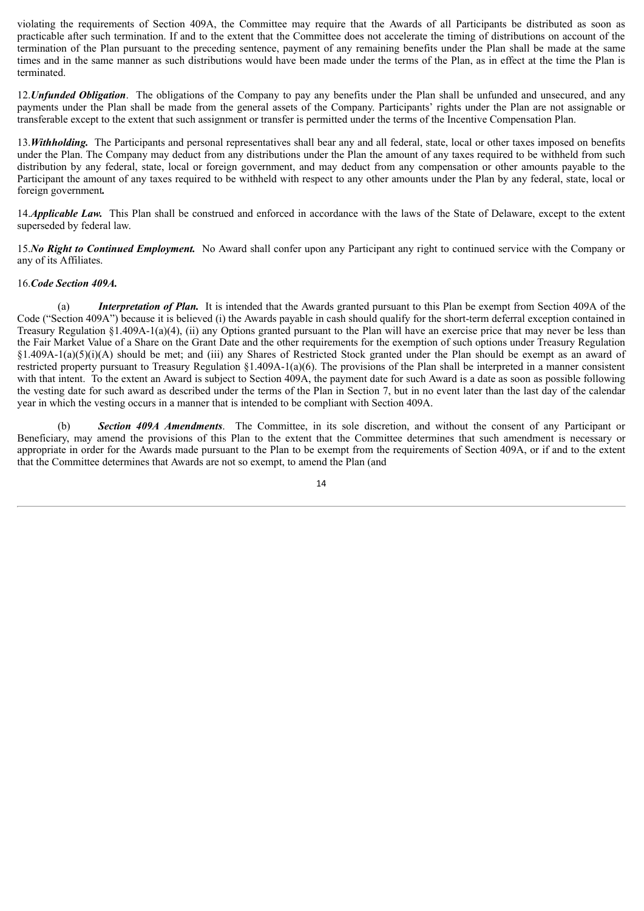violating the requirements of Section 409A, the Committee may require that the Awards of all Participants be distributed as soon as practicable after such termination. If and to the extent that the Committee does not accelerate the timing of distributions on account of the termination of the Plan pursuant to the preceding sentence, payment of any remaining benefits under the Plan shall be made at the same times and in the same manner as such distributions would have been made under the terms of the Plan, as in effect at the time the Plan is terminated.

12.***Unfunded Obligation***. The obligations of the Company to pay any benefits under the Plan shall be unfunded and unsecured, and any payments under the Plan shall be made from the general assets of the Company. Participants' rights under the Plan are not assignable or transferable except to the extent that such assignment or transfer is permitted under the terms of the Incentive Compensation Plan.

13.***Withholding.*** The Participants and personal representatives shall bear any and all federal, state, local or other taxes imposed on benefits under the Plan. The Company may deduct from any distributions under the Plan the amount of any taxes required to be withheld from such distribution by any federal, state, local or foreign government, and may deduct from any compensation or other amounts payable to the Participant the amount of any taxes required to be withheld with respect to any other amounts under the Plan by any federal, state, local or foreign government**.**

14.***Applicable Law.*** This Plan shall be construed and enforced in accordance with the laws of the State of Delaware, except to the extent superseded by federal law.

15.***No Right to Continued Employment.*** No Award shall confer upon any Participant any right to continued service with the Company or any of its Affiliates.

16.***Code Section 409A.***

(a) ***Interpretation of Plan.*** It is intended that the Awards granted pursuant to this Plan be exempt from Section 409A of the Code ("Section 409A") because it is believed (i) the Awards payable in cash should qualify for the short-term deferral exception contained in Treasury Regulation §1.409A-1(a)(4), (ii) any Options granted pursuant to the Plan will have an exercise price that may never be less than the Fair Market Value of a Share on the Grant Date and the other requirements for the exemption of such options under Treasury Regulation §1.409A-1(a)(5)(i)(A) should be met; and (iii) any Shares of Restricted Stock granted under the Plan should be exempt as an award of restricted property pursuant to Treasury Regulation §1.409A-1(a)(6). The provisions of the Plan shall be interpreted in a manner consistent with that intent. To the extent an Award is subject to Section 409A, the payment date for such Award is a date as soon as possible following the vesting date for such award as described under the terms of the Plan in Section 7, but in no event later than the last day of the calendar year in which the vesting occurs in a manner that is intended to be compliant with Section 409A.

(b) ***Section 409A Amendments***. The Committee, in its sole discretion, and without the consent of any Participant or Beneficiary, may amend the provisions of this Plan to the extent that the Committee determines that such amendment is necessary or appropriate in order for the Awards made pursuant to the Plan to be exempt from the requirements of Section 409A, or if and to the extent that the Committee determines that Awards are not so exempt, to amend the Plan (and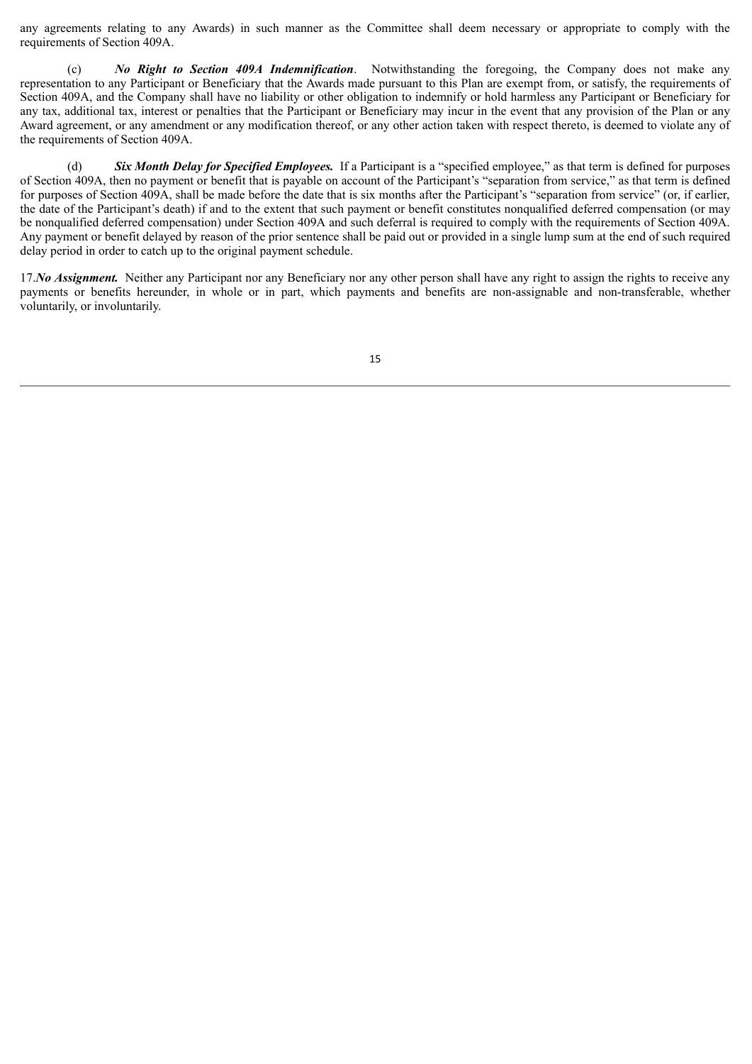any agreements relating to any Awards) in such manner as the Committee shall deem necessary or appropriate to comply with the requirements of Section 409A.

(c) ***No Right to Section 409A Indemnification***. Notwithstanding the foregoing, the Company does not make any representation to any Participant or Beneficiary that the Awards made pursuant to this Plan are exempt from, or satisfy, the requirements of Section 409A, and the Company shall have no liability or other obligation to indemnify or hold harmless any Participant or Beneficiary for any tax, additional tax, interest or penalties that the Participant or Beneficiary may incur in the event that any provision of the Plan or any Award agreement, or any amendment or any modification thereof, or any other action taken with respect thereto, is deemed to violate any of the requirements of Section 409A.

(d) ***Six Month Delay for Specified Employees.*** If a Participant is a "specified employee," as that term is defined for purposes of Section 409A, then no payment or benefit that is payable on account of the Participant's "separation from service," as that term is defined for purposes of Section 409A, shall be made before the date that is six months after the Participant's "separation from service" (or, if earlier, the date of the Participant's death) if and to the extent that such payment or benefit constitutes nonqualified deferred compensation (or may be nonqualified deferred compensation) under Section 409A and such deferral is required to comply with the requirements of Section 409A. Any payment or benefit delayed by reason of the prior sentence shall be paid out or provided in a single lump sum at the end of such required delay period in order to catch up to the original payment schedule.

17.***No Assignment.*** Neither any Participant nor any Beneficiary nor any other person shall have any right to assign the rights to receive any payments or benefits hereunder, in whole or in part, which payments and benefits are non-assignable and non-transferable, whether voluntarily, or involuntarily.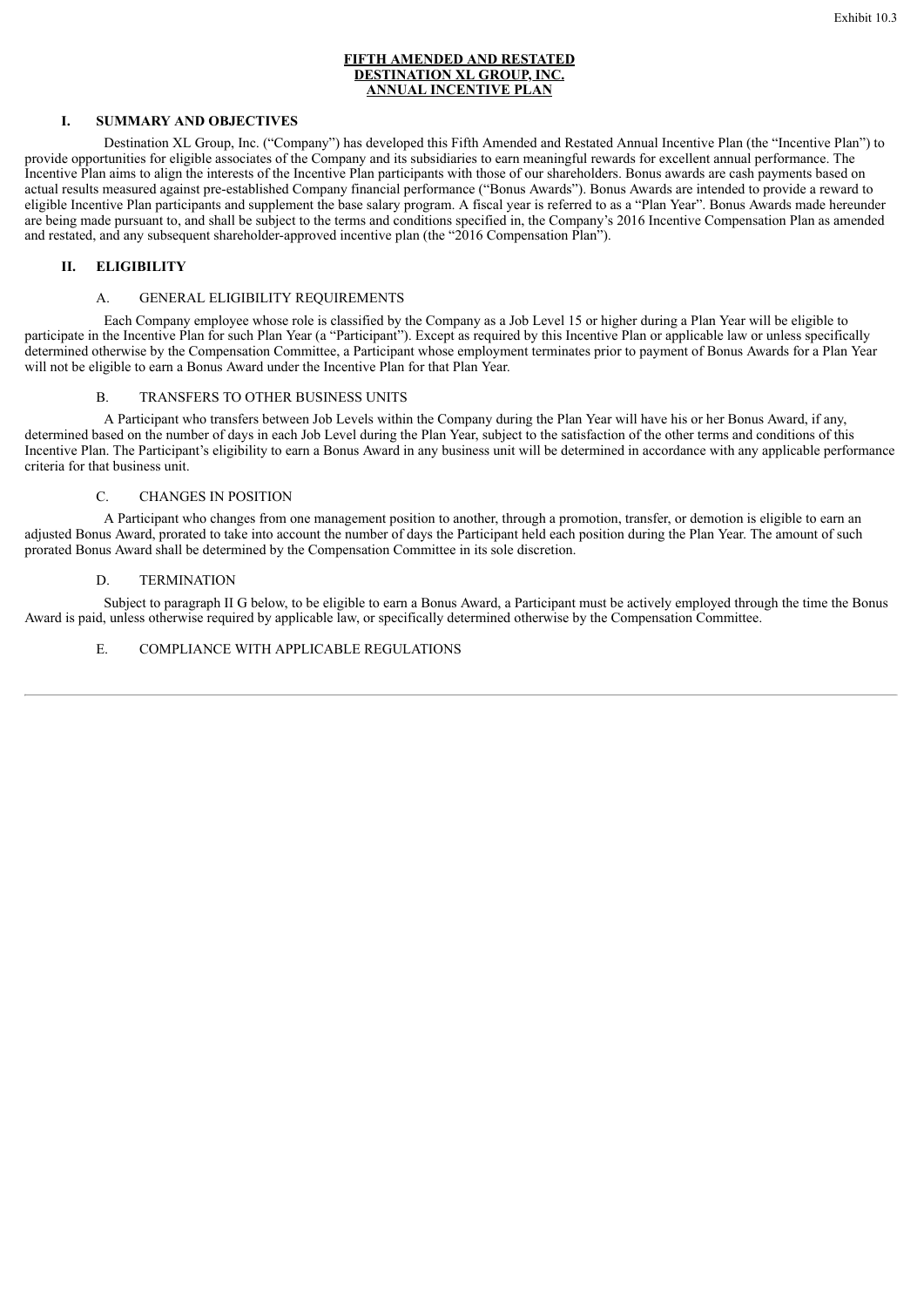Exhibit 10.3

# FIFTH AMENDED AND RESTATED DESTINATION XL GROUP, INC. ANNUAL INCENTIVE PLAN

## I. SUMMARY AND OBJECTIVES

Destination XL Group, Inc. ("Company") has developed this Fifth Amended and Restated Annual Incentive Plan (the "Incentive Plan") to provide opportunities for eligible associates of the Company and its subsidiaries to earn meaningful rewards for excellent annual performance. The Incentive Plan aims to align the interests of the Incentive Plan participants with those of our shareholders. Bonus awards are cash payments based on actual results measured against pre-established Company financial performance ("Bonus Awards"). Bonus Awards are intended to provide a reward to eligible Incentive Plan participants and supplement the base salary program. A fiscal year is referred to as a "Plan Year". Bonus Awards made hereunder are being made pursuant to, and shall be subject to the terms and conditions specified in, the Company's 2016 Incentive Compensation Plan as amended and restated, and any subsequent shareholder-approved incentive plan (the "2016 Compensation Plan").

## II. ELIGIBILITY

### A. GENERAL ELIGIBILITY REQUIREMENTS

Each Company employee whose role is classified by the Company as a Job Level 15 or higher during a Plan Year will be eligible to participate in the Incentive Plan for such Plan Year (a "Participant"). Except as required by this Incentive Plan or applicable law or unless specifically determined otherwise by the Compensation Committee, a Participant whose employment terminates prior to payment of Bonus Awards for a Plan Year will not be eligible to earn a Bonus Award under the Incentive Plan for that Plan Year.

### B. TRANSFERS TO OTHER BUSINESS UNITS

A Participant who transfers between Job Levels within the Company during the Plan Year will have his or her Bonus Award, if any, determined based on the number of days in each Job Level during the Plan Year, subject to the satisfaction of the other terms and conditions of this Incentive Plan. The Participant's eligibility to earn a Bonus Award in any business unit will be determined in accordance with any applicable performance criteria for that business unit.

### C. CHANGES IN POSITION

A Participant who changes from one management position to another, through a promotion, transfer, or demotion is eligible to earn an adjusted Bonus Award, prorated to take into account the number of days the Participant held each position during the Plan Year. The amount of such prorated Bonus Award shall be determined by the Compensation Committee in its sole discretion.

### D. TERMINATION

Subject to paragraph II G below, to be eligible to earn a Bonus Award, a Participant must be actively employed through the time the Bonus Award is paid, unless otherwise required by applicable law, or specifically determined otherwise by the Compensation Committee.

### E. COMPLIANCE WITH APPLICABLE REGULATIONS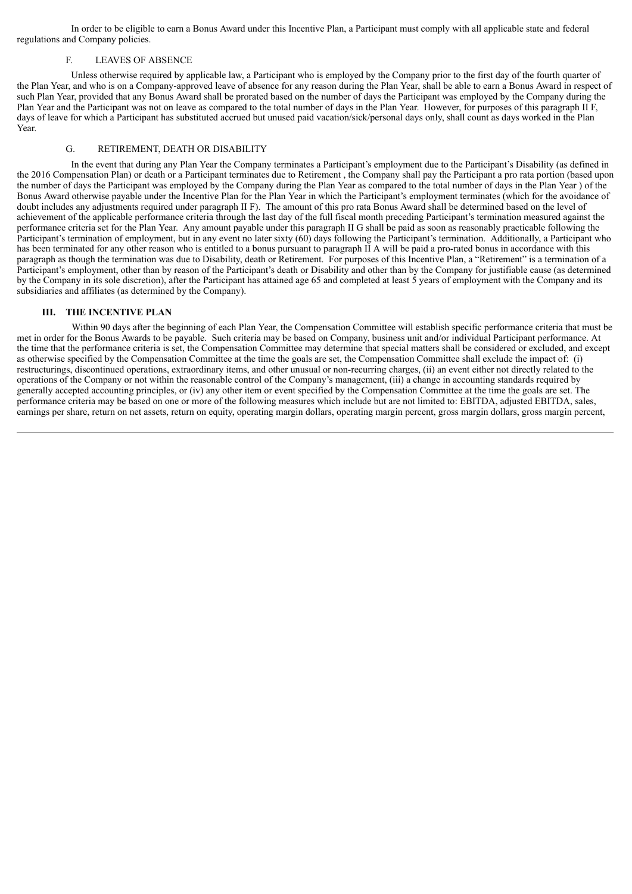In order to be eligible to earn a Bonus Award under this Incentive Plan, a Participant must comply with all applicable state and federal regulations and Company policies.

F. LEAVES OF ABSENCE

Unless otherwise required by applicable law, a Participant who is employed by the Company prior to the first day of the fourth quarter of the Plan Year, and who is on a Company-approved leave of absence for any reason during the Plan Year, shall be able to earn a Bonus Award in respect of such Plan Year, provided that any Bonus Award shall be prorated based on the number of days the Participant was employed by the Company during the Plan Year and the Participant was not on leave as compared to the total number of days in the Plan Year. However, for purposes of this paragraph II F, days of leave for which a Participant has substituted accrued but unused paid vacation/sick/personal days only, shall count as days worked in the Plan Year.

G. RETIREMENT, DEATH OR DISABILITY

In the event that during any Plan Year the Company terminates a Participant's employment due to the Participant's Disability (as defined in the 2016 Compensation Plan) or death or a Participant terminates due to Retirement , the Company shall pay the Participant a pro rata portion (based upon the number of days the Participant was employed by the Company during the Plan Year as compared to the total number of days in the Plan Year ) of the Bonus Award otherwise payable under the Incentive Plan for the Plan Year in which the Participant's employment terminates (which for the avoidance of doubt includes any adjustments required under paragraph II F). The amount of this pro rata Bonus Award shall be determined based on the level of achievement of the applicable performance criteria through the last day of the full fiscal month preceding Participant's termination measured against the performance criteria set for the Plan Year. Any amount payable under this paragraph II G shall be paid as soon as reasonably practicable following the Participant's termination of employment, but in any event no later sixty (60) days following the Participant's termination. Additionally, a Participant who has been terminated for any other reason who is entitled to a bonus pursuant to paragraph II A will be paid a pro-rated bonus in accordance with this paragraph as though the termination was due to Disability, death or Retirement. For purposes of this Incentive Plan, a "Retirement" is a termination of a Participant's employment, other than by reason of the Participant's death or Disability and other than by the Company for justifiable cause (as determined by the Company in its sole discretion), after the Participant has attained age 65 and completed at least 5 years of employment with the Company and its subsidiaries and affiliates (as determined by the Company).

## III. THE INCENTIVE PLAN

Within 90 days after the beginning of each Plan Year, the Compensation Committee will establish specific performance criteria that must be met in order for the Bonus Awards to be payable. Such criteria may be based on Company, business unit and/or individual Participant performance. At the time that the performance criteria is set, the Compensation Committee may determine that special matters shall be considered or excluded, and except as otherwise specified by the Compensation Committee at the time the goals are set, the Compensation Committee shall exclude the impact of: (i) restructurings, discontinued operations, extraordinary items, and other unusual or non-recurring charges, (ii) an event either not directly related to the operations of the Company or not within the reasonable control of the Company's management, (iii) a change in accounting standards required by generally accepted accounting principles, or (iv) any other item or event specified by the Compensation Committee at the time the goals are set. The performance criteria may be based on one or more of the following measures which include but are not limited to: EBITDA, adjusted EBITDA, sales, earnings per share, return on net assets, return on equity, operating margin dollars, operating margin percent, gross margin dollars, gross margin percent,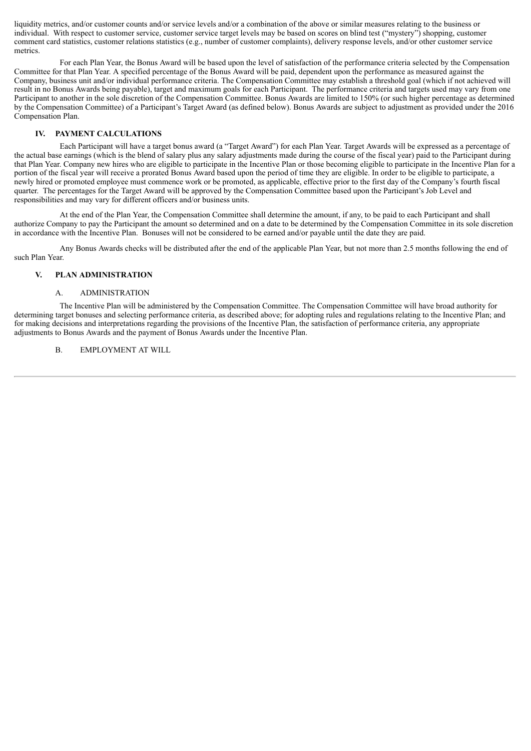liquidity metrics, and/or customer counts and/or service levels and/or a combination of the above or similar measures relating to the business or individual. With respect to customer service, customer service target levels may be based on scores on blind test ("mystery") shopping, customer comment card statistics, customer relations statistics (e.g., number of customer complaints), delivery response levels, and/or other customer service metrics.

For each Plan Year, the Bonus Award will be based upon the level of satisfaction of the performance criteria selected by the Compensation Committee for that Plan Year. A specified percentage of the Bonus Award will be paid, dependent upon the performance as measured against the Company, business unit and/or individual performance criteria. The Compensation Committee may establish a threshold goal (which if not achieved will result in no Bonus Awards being payable), target and maximum goals for each Participant. The performance criteria and targets used may vary from one Participant to another in the sole discretion of the Compensation Committee. Bonus Awards are limited to 150% (or such higher percentage as determined by the Compensation Committee) of a Participant's Target Award (as defined below). Bonus Awards are subject to adjustment as provided under the 2016 Compensation Plan.

## IV. PAYMENT CALCULATIONS

Each Participant will have a target bonus award (a "Target Award") for each Plan Year. Target Awards will be expressed as a percentage of the actual base earnings (which is the blend of salary plus any salary adjustments made during the course of the fiscal year) paid to the Participant during that Plan Year. Company new hires who are eligible to participate in the Incentive Plan or those becoming eligible to participate in the Incentive Plan for a portion of the fiscal year will receive a prorated Bonus Award based upon the period of time they are eligible. In order to be eligible to participate, a newly hired or promoted employee must commence work or be promoted, as applicable, effective prior to the first day of the Company's fourth fiscal quarter. The percentages for the Target Award will be approved by the Compensation Committee based upon the Participant's Job Level and responsibilities and may vary for different officers and/or business units.

At the end of the Plan Year, the Compensation Committee shall determine the amount, if any, to be paid to each Participant and shall authorize Company to pay the Participant the amount so determined and on a date to be determined by the Compensation Committee in its sole discretion in accordance with the Incentive Plan. Bonuses will not be considered to be earned and/or payable until the date they are paid.

Any Bonus Awards checks will be distributed after the end of the applicable Plan Year, but not more than 2.5 months following the end of such Plan Year.

## V. PLAN ADMINISTRATION

### A. ADMINISTRATION

The Incentive Plan will be administered by the Compensation Committee. The Compensation Committee will have broad authority for determining target bonuses and selecting performance criteria, as described above; for adopting rules and regulations relating to the Incentive Plan; and for making decisions and interpretations regarding the provisions of the Incentive Plan, the satisfaction of performance criteria, any appropriate adjustments to Bonus Awards and the payment of Bonus Awards under the Incentive Plan.

### B. EMPLOYMENT AT WILL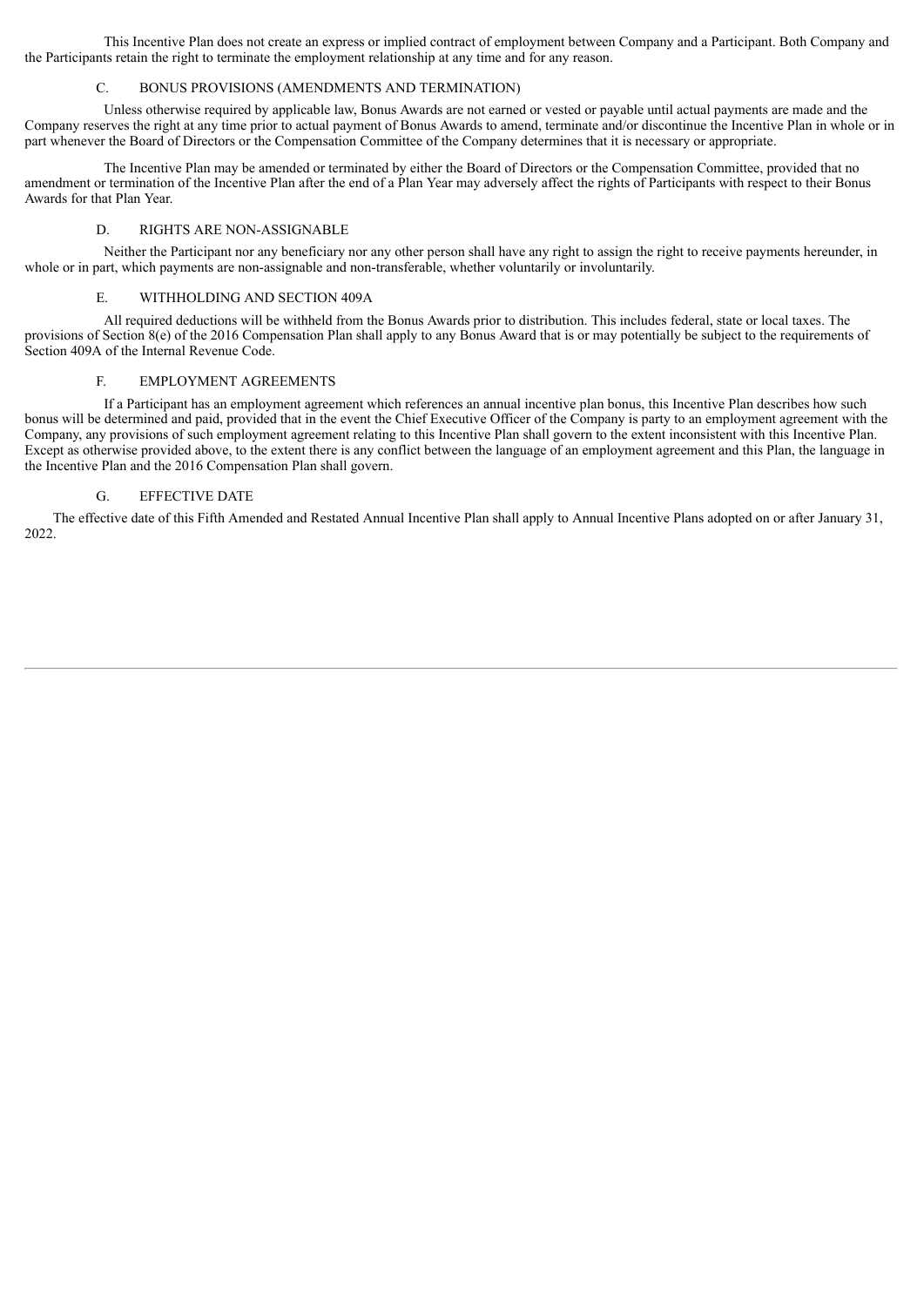This Incentive Plan does not create an express or implied contract of employment between Company and a Participant. Both Company and the Participants retain the right to terminate the employment relationship at any time and for any reason.

### C. BONUS PROVISIONS (AMENDMENTS AND TERMINATION)

Unless otherwise required by applicable law, Bonus Awards are not earned or vested or payable until actual payments are made and the Company reserves the right at any time prior to actual payment of Bonus Awards to amend, terminate and/or discontinue the Incentive Plan in whole or in part whenever the Board of Directors or the Compensation Committee of the Company determines that it is necessary or appropriate.

The Incentive Plan may be amended or terminated by either the Board of Directors or the Compensation Committee, provided that no amendment or termination of the Incentive Plan after the end of a Plan Year may adversely affect the rights of Participants with respect to their Bonus Awards for that Plan Year.

### D. RIGHTS ARE NON-ASSIGNABLE

Neither the Participant nor any beneficiary nor any other person shall have any right to assign the right to receive payments hereunder, in whole or in part, which payments are non-assignable and non-transferable, whether voluntarily or involuntarily.

### E. WITHHOLDING AND SECTION 409A

All required deductions will be withheld from the Bonus Awards prior to distribution. This includes federal, state or local taxes. The provisions of Section 8(e) of the 2016 Compensation Plan shall apply to any Bonus Award that is or may potentially be subject to the requirements of Section 409A of the Internal Revenue Code.

### F. EMPLOYMENT AGREEMENTS

If a Participant has an employment agreement which references an annual incentive plan bonus, this Incentive Plan describes how such bonus will be determined and paid, provided that in the event the Chief Executive Officer of the Company is party to an employment agreement with the Company, any provisions of such employment agreement relating to this Incentive Plan shall govern to the extent inconsistent with this Incentive Plan. Except as otherwise provided above, to the extent there is any conflict between the language of an employment agreement and this Plan, the language in the Incentive Plan and the 2016 Compensation Plan shall govern.

### G. EFFECTIVE DATE

The effective date of this Fifth Amended and Restated Annual Incentive Plan shall apply to Annual Incentive Plans adopted on or after January 31, 2022.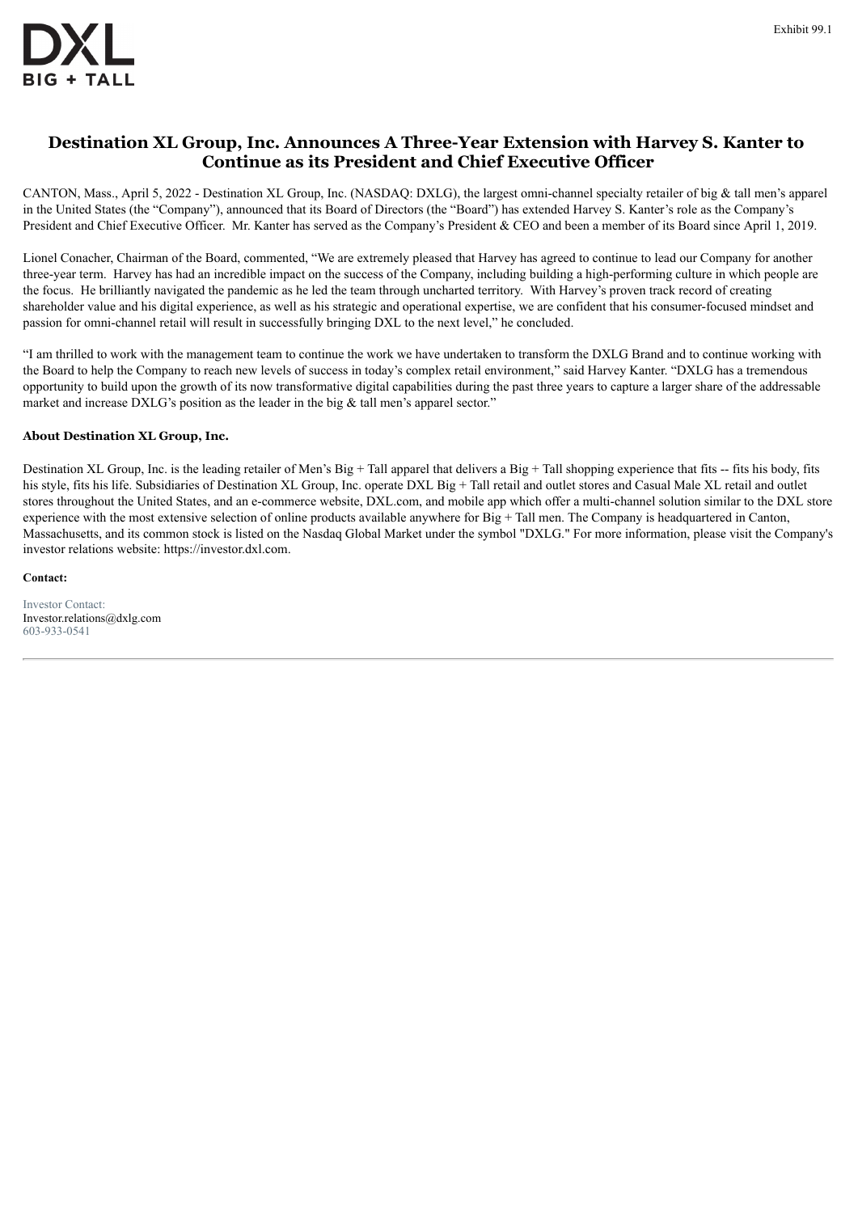DXL
BIG + TALL

Exhibit 99.1

# Destination XL Group, Inc. Announces A Three-Year Extension with Harvey S. Kanter to Continue as its President and Chief Executive Officer

CANTON, Mass., April 5, 2022 - Destination XL Group, Inc. (NASDAQ: DXLG), the largest omni-channel specialty retailer of big & tall men's apparel in the United States (the "Company"), announced that its Board of Directors (the "Board") has extended Harvey S. Kanter's role as the Company's President and Chief Executive Officer. Mr. Kanter has served as the Company's President & CEO and been a member of its Board since April 1, 2019.

Lionel Conacher, Chairman of the Board, commented, "We are extremely pleased that Harvey has agreed to continue to lead our Company for another three-year term. Harvey has had an incredible impact on the success of the Company, including building a high-performing culture in which people are the focus. He brilliantly navigated the pandemic as he led the team through uncharted territory. With Harvey's proven track record of creating shareholder value and his digital experience, as well as his strategic and operational expertise, we are confident that his consumer-focused mindset and passion for omni-channel retail will result in successfully bringing DXL to the next level," he concluded.

"I am thrilled to work with the management team to continue the work we have undertaken to transform the DXLG Brand and to continue working with the Board to help the Company to reach new levels of success in today's complex retail environment," said Harvey Kanter. "DXLG has a tremendous opportunity to build upon the growth of its now transformative digital capabilities during the past three years to capture a larger share of the addressable market and increase DXLG's position as the leader in the big & tall men's apparel sector."

### About Destination XL Group, Inc.

Destination XL Group, Inc. is the leading retailer of Men's Big + Tall apparel that delivers a Big + Tall shopping experience that fits -- fits his body, fits his style, fits his life. Subsidiaries of Destination XL Group, Inc. operate DXL Big + Tall retail and outlet stores and Casual Male XL retail and outlet stores throughout the United States, and an e-commerce website, DXL.com, and mobile app which offer a multi-channel solution similar to the DXL store experience with the most extensive selection of online products available anywhere for Big + Tall men. The Company is headquartered in Canton, Massachusetts, and its common stock is listed on the Nasdaq Global Market under the symbol "DXLG." For more information, please visit the Company's investor relations website: https://investor.dxl.com.

**Contact:**

Investor Contact:
Investor.relations@dxlg.com
603-933-0541